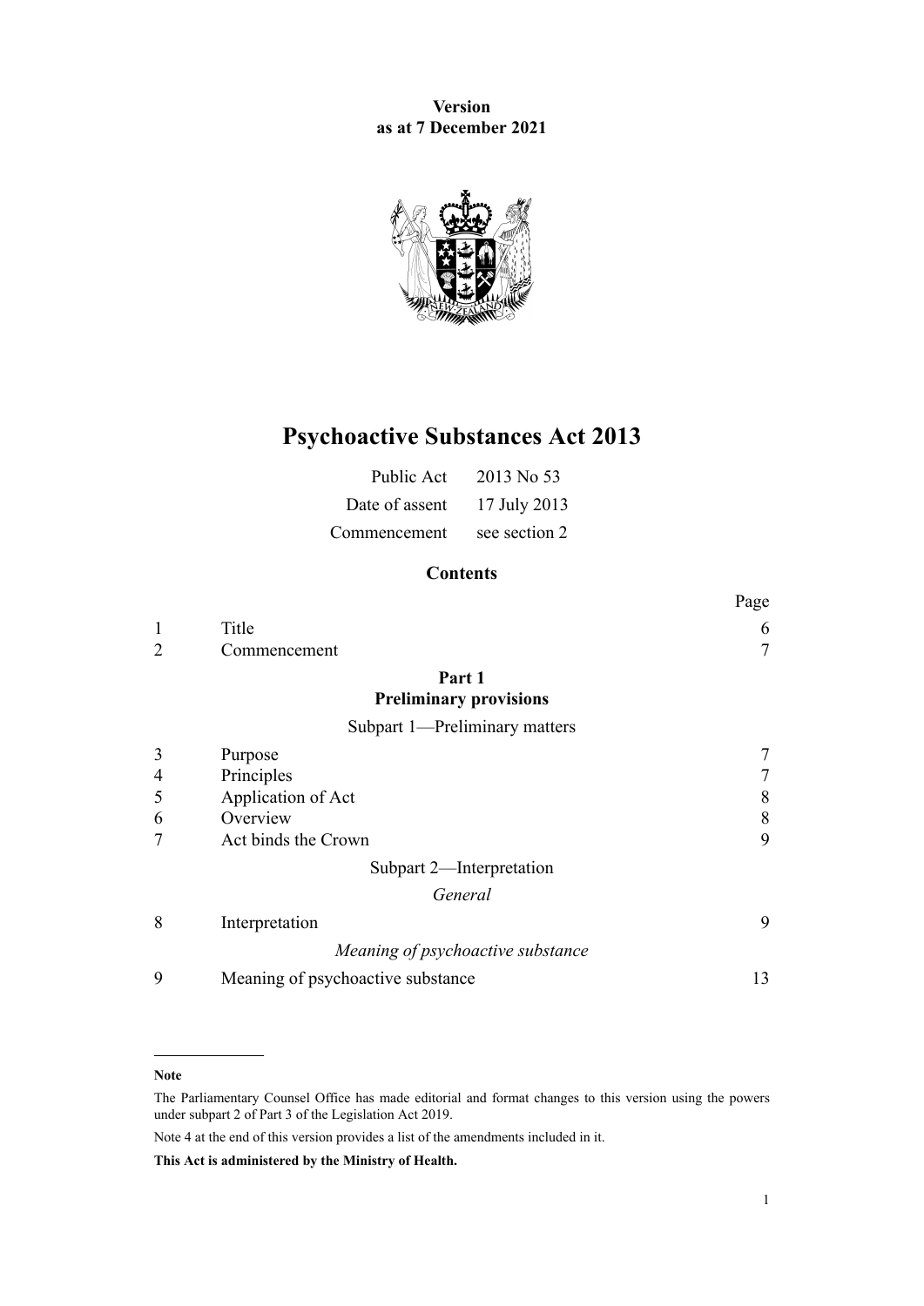**Version as at 7 December 2021**

# Psychoactive Substances Act 2013

| | |
|---|---|
| Public Act | 2013 No 53 |
| Date of assent | 17 July 2013 |
| Commencement | see section 2 |

## Contents

| | | Page |
|---|---|---|
| 1 | Title | 6 |
| 2 | Commencement | 7 |
| | **Part 1** **Preliminary provisions** | |
| | Subpart 1—Preliminary matters | |
| 3 | Purpose | 7 |
| 4 | Principles | 7 |
| 5 | Application of Act | 8 |
| 6 | Overview | 8 |
| 7 | Act binds the Crown | 9 |
| | Subpart 2—Interpretation | |
| | *General* | |
| 8 | Interpretation | 9 |
| | *Meaning of psychoactive substance* | |
| 9 | Meaning of psychoactive substance | 13 |

**Note**

The Parliamentary Counsel Office has made editorial and format changes to this version using the powers under subpart 2 of Part 3 of the Legislation Act 2019.

Note 4 at the end of this version provides a list of the amendments included in it.

**This Act is administered by the Ministry of Health.**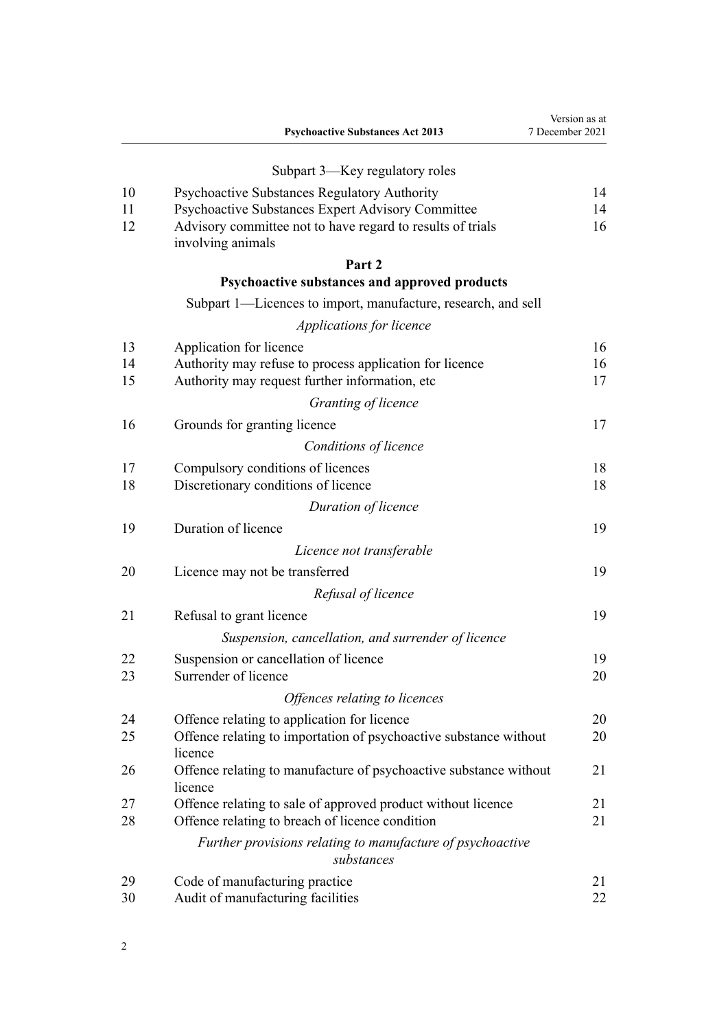Subpart 3—Key regulatory roles

| | | |
|---|---|---|
| 10 | Psychoactive Substances Regulatory Authority | 14 |
| 11 | Psychoactive Substances Expert Advisory Committee | 14 |
| 12 | Advisory committee not to have regard to results of trials involving animals | 16 |

**Part 2**
**Psychoactive substances and approved products**

Subpart 1—Licences to import, manufacture, research, and sell

*Applications for licence*

| | | |
|---|---|---|
| 13 | Application for licence | 16 |
| 14 | Authority may refuse to process application for licence | 16 |
| 15 | Authority may request further information, etc | 17 |

*Granting of licence*

| | | |
|---|---|---|
| 16 | Grounds for granting licence | 17 |

*Conditions of licence*

| | | |
|---|---|---|
| 17 | Compulsory conditions of licences | 18 |
| 18 | Discretionary conditions of licence | 18 |

*Duration of licence*

| | | |
|---|---|---|
| 19 | Duration of licence | 19 |

*Licence not transferable*

| | | |
|---|---|---|
| 20 | Licence may not be transferred | 19 |

*Refusal of licence*

| | | |
|---|---|---|
| 21 | Refusal to grant licence | 19 |

*Suspension, cancellation, and surrender of licence*

| | | |
|---|---|---|
| 22 | Suspension or cancellation of licence | 19 |
| 23 | Surrender of licence | 20 |

*Offences relating to licences*

| | | |
|---|---|---|
| 24 | Offence relating to application for licence | 20 |
| 25 | Offence relating to importation of psychoactive substance without licence | 20 |
| 26 | Offence relating to manufacture of psychoactive substance without licence | 21 |
| 27 | Offence relating to sale of approved product without licence | 21 |
| 28 | Offence relating to breach of licence condition | 21 |

*Further provisions relating to manufacture of psychoactive substances*

| | | |
|---|---|---|
| 29 | Code of manufacturing practice | 21 |
| 30 | Audit of manufacturing facilities | 22 |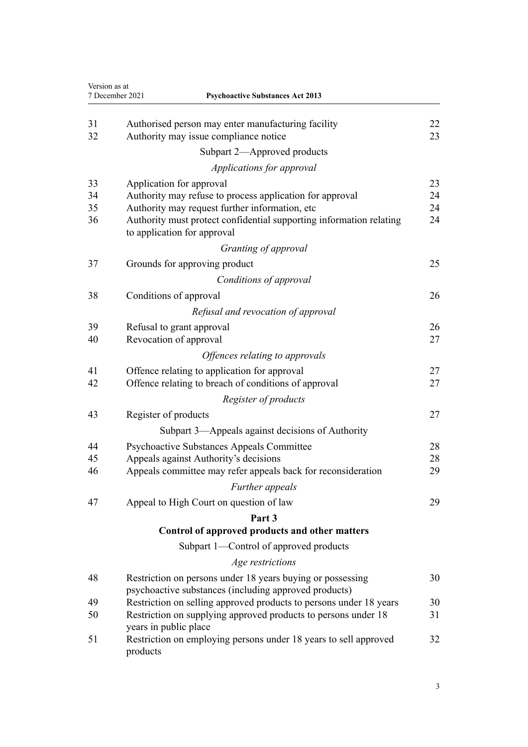| | | |
|---|---|---|
| 31 | Authorised person may enter manufacturing facility | 22 |
| 32 | Authority may issue compliance notice | 23 |
| | Subpart 2—Approved products | |
| | *Applications for approval* | |
| 33 | Application for approval | 23 |
| 34 | Authority may refuse to process application for approval | 24 |
| 35 | Authority may request further information, etc | 24 |
| 36 | Authority must protect confidential supporting information relating to application for approval | 24 |
| | *Granting of approval* | |
| 37 | Grounds for approving product | 25 |
| | *Conditions of approval* | |
| 38 | Conditions of approval | 26 |
| | *Refusal and revocation of approval* | |
| 39 | Refusal to grant approval | 26 |
| 40 | Revocation of approval | 27 |
| | *Offences relating to approvals* | |
| 41 | Offence relating to application for approval | 27 |
| 42 | Offence relating to breach of conditions of approval | 27 |
| | *Register of products* | |
| 43 | Register of products | 27 |
| | Subpart 3—Appeals against decisions of Authority | |
| 44 | Psychoactive Substances Appeals Committee | 28 |
| 45 | Appeals against Authority's decisions | 28 |
| 46 | Appeals committee may refer appeals back for reconsideration | 29 |
| | *Further appeals* | |
| 47 | Appeal to High Court on question of law | 29 |
| | **Part 3** | |
| | **Control of approved products and other matters** | |
| | Subpart 1—Control of approved products | |
| | *Age restrictions* | |
| 48 | Restriction on persons under 18 years buying or possessing psychoactive substances (including approved products) | 30 |
| 49 | Restriction on selling approved products to persons under 18 years | 30 |
| 50 | Restriction on supplying approved products to persons under 18 years in public place | 31 |
| 51 | Restriction on employing persons under 18 years to sell approved products | 32 |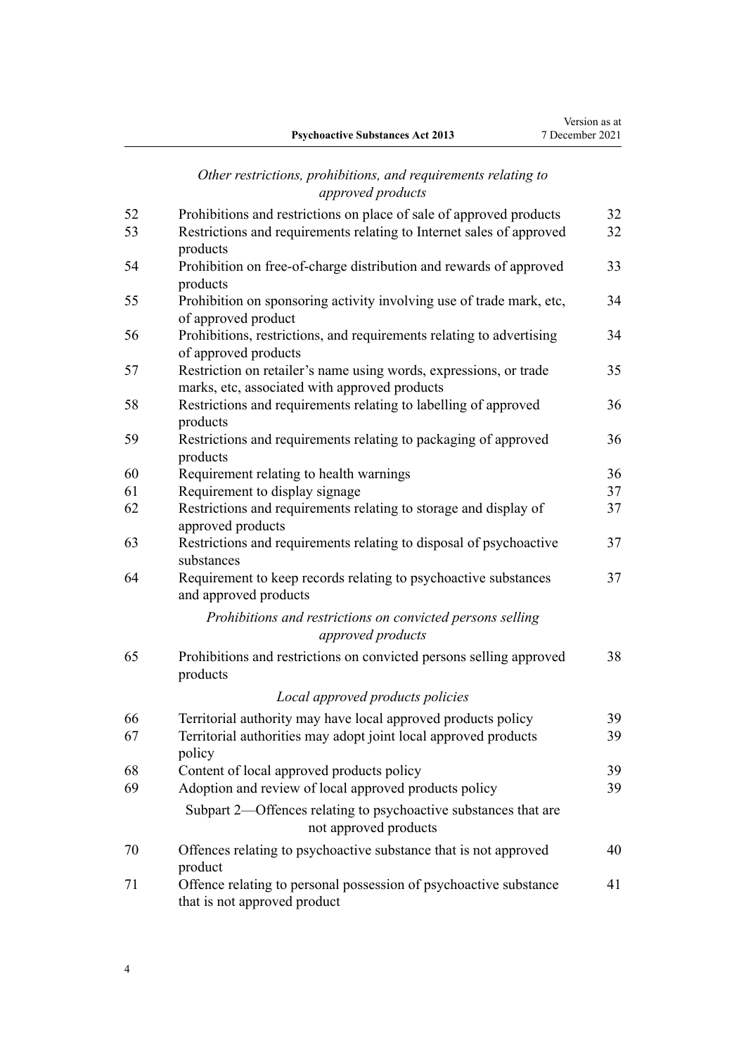*Other restrictions, prohibitions, and requirements relating to approved products*

| | | |
|---|---|---|
| 52 | Prohibitions and restrictions on place of sale of approved products | 32 |
| 53 | Restrictions and requirements relating to Internet sales of approved products | 32 |
| 54 | Prohibition on free-of-charge distribution and rewards of approved products | 33 |
| 55 | Prohibition on sponsoring activity involving use of trade mark, etc, of approved product | 34 |
| 56 | Prohibitions, restrictions, and requirements relating to advertising of approved products | 34 |
| 57 | Restriction on retailer's name using words, expressions, or trade marks, etc, associated with approved products | 35 |
| 58 | Restrictions and requirements relating to labelling of approved products | 36 |
| 59 | Restrictions and requirements relating to packaging of approved products | 36 |
| 60 | Requirement relating to health warnings | 36 |
| 61 | Requirement to display signage | 37 |
| 62 | Restrictions and requirements relating to storage and display of approved products | 37 |
| 63 | Restrictions and requirements relating to disposal of psychoactive substances | 37 |
| 64 | Requirement to keep records relating to psychoactive substances and approved products | 37 |

*Prohibitions and restrictions on convicted persons selling approved products*

| | | |
|---|---|---|
| 65 | Prohibitions and restrictions on convicted persons selling approved products | 38 |

*Local approved products policies*

| | | |
|---|---|---|
| 66 | Territorial authority may have local approved products policy | 39 |
| 67 | Territorial authorities may adopt joint local approved products policy | 39 |
| 68 | Content of local approved products policy | 39 |
| 69 | Adoption and review of local approved products policy | 39 |

Subpart 2—Offences relating to psychoactive substances that are not approved products

| | | |
|---|---|---|
| 70 | Offences relating to psychoactive substance that is not approved product | 40 |
| 71 | Offence relating to personal possession of psychoactive substance that is not approved product | 41 |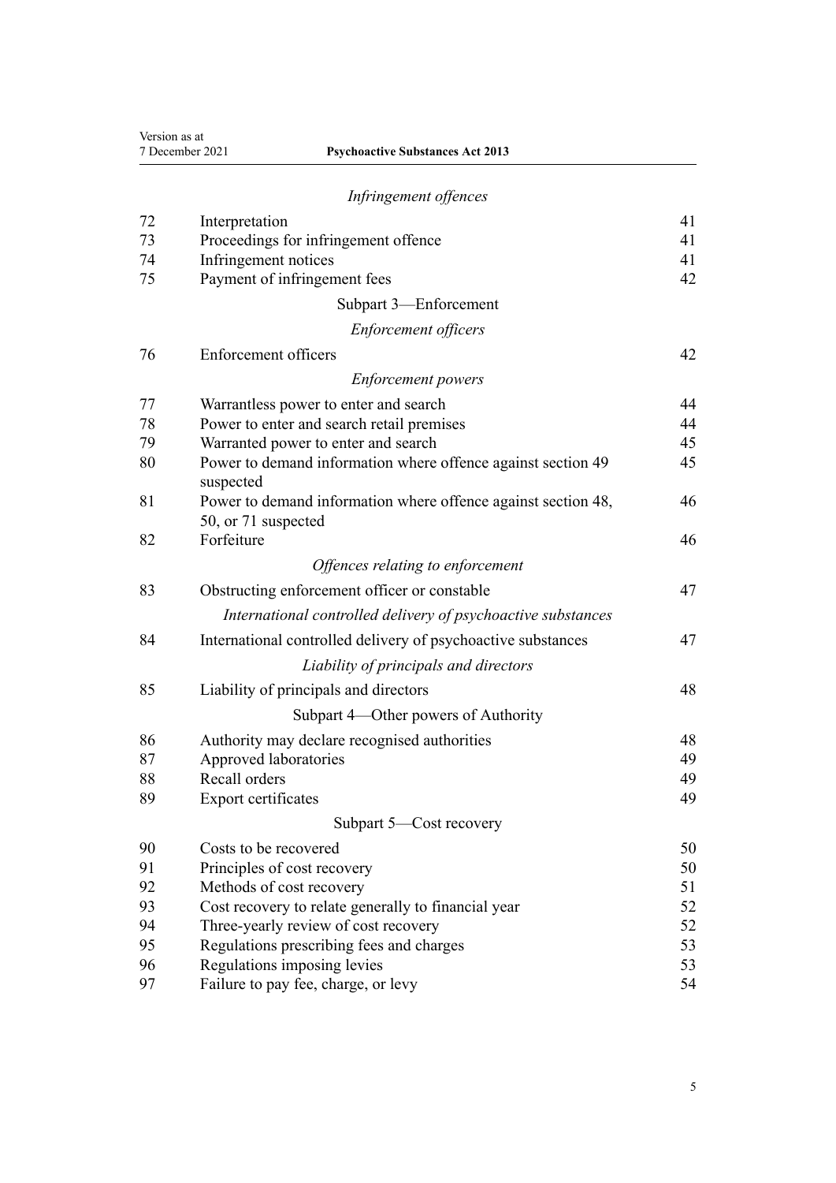*Infringement offences*

| | | |
|---|---|---|
| 72 | Interpretation | 41 |
| 73 | Proceedings for infringement offence | 41 |
| 74 | Infringement notices | 41 |
| 75 | Payment of infringement fees | 42 |

Subpart 3—Enforcement

*Enforcement officers*

| | | |
|---|---|---|
| 76 | Enforcement officers | 42 |

*Enforcement powers*

| | | |
|---|---|---|
| 77 | Warrantless power to enter and search | 44 |
| 78 | Power to enter and search retail premises | 44 |
| 79 | Warranted power to enter and search | 45 |
| 80 | Power to demand information where offence against section 49 suspected | 45 |
| 81 | Power to demand information where offence against section 48, 50, or 71 suspected | 46 |
| 82 | Forfeiture | 46 |

*Offences relating to enforcement*

| | | |
|---|---|---|
| 83 | Obstructing enforcement officer or constable | 47 |

*International controlled delivery of psychoactive substances*

| | | |
|---|---|---|
| 84 | International controlled delivery of psychoactive substances | 47 |

*Liability of principals and directors*

| | | |
|---|---|---|
| 85 | Liability of principals and directors | 48 |

Subpart 4—Other powers of Authority

| | | |
|---|---|---|
| 86 | Authority may declare recognised authorities | 48 |
| 87 | Approved laboratories | 49 |
| 88 | Recall orders | 49 |
| 89 | Export certificates | 49 |

Subpart 5—Cost recovery

| | | |
|---|---|---|
| 90 | Costs to be recovered | 50 |
| 91 | Principles of cost recovery | 50 |
| 92 | Methods of cost recovery | 51 |
| 93 | Cost recovery to relate generally to financial year | 52 |
| 94 | Three-yearly review of cost recovery | 52 |
| 95 | Regulations prescribing fees and charges | 53 |
| 96 | Regulations imposing levies | 53 |
| 97 | Failure to pay fee, charge, or levy | 54 |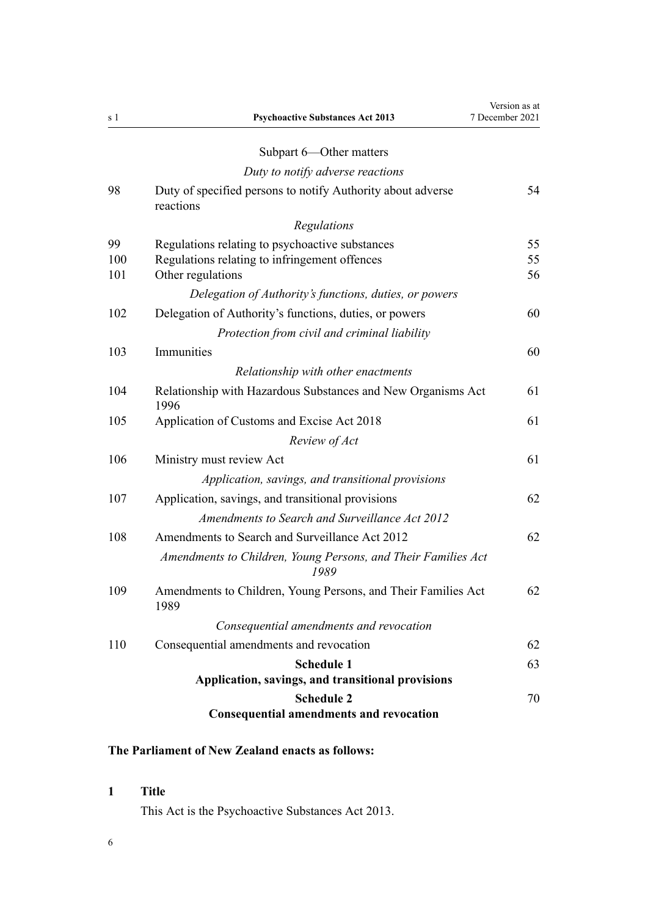Subpart 6—Other matters

*Duty to notify adverse reactions*

| | | |
|---|---|---|
| 98 | Duty of specified persons to notify Authority about adverse reactions | 54 |
| | *Regulations* | |
| 99 | Regulations relating to psychoactive substances | 55 |
| 100 | Regulations relating to infringement offences | 55 |
| 101 | Other regulations | 56 |
| | *Delegation of Authority's functions, duties, or powers* | |
| 102 | Delegation of Authority's functions, duties, or powers | 60 |
| | *Protection from civil and criminal liability* | |
| 103 | Immunities | 60 |
| | *Relationship with other enactments* | |
| 104 | Relationship with Hazardous Substances and New Organisms Act 1996 | 61 |
| 105 | Application of Customs and Excise Act 2018 | 61 |
| | *Review of Act* | |
| 106 | Ministry must review Act | 61 |
| | *Application, savings, and transitional provisions* | |
| 107 | Application, savings, and transitional provisions | 62 |
| | *Amendments to Search and Surveillance Act 2012* | |
| 108 | Amendments to Search and Surveillance Act 2012 | 62 |
| | *Amendments to Children, Young Persons, and Their Families Act 1989* | |
| 109 | Amendments to Children, Young Persons, and Their Families Act 1989 | 62 |
| | *Consequential amendments and revocation* | |
| 110 | Consequential amendments and revocation | 62 |
| | **Schedule 1**<br>**Application, savings, and transitional provisions** | 63 |
| | **Schedule 2**<br>**Consequential amendments and revocation** | 70 |

**The Parliament of New Zealand enacts as follows:**

**1 Title**

This Act is the Psychoactive Substances Act 2013.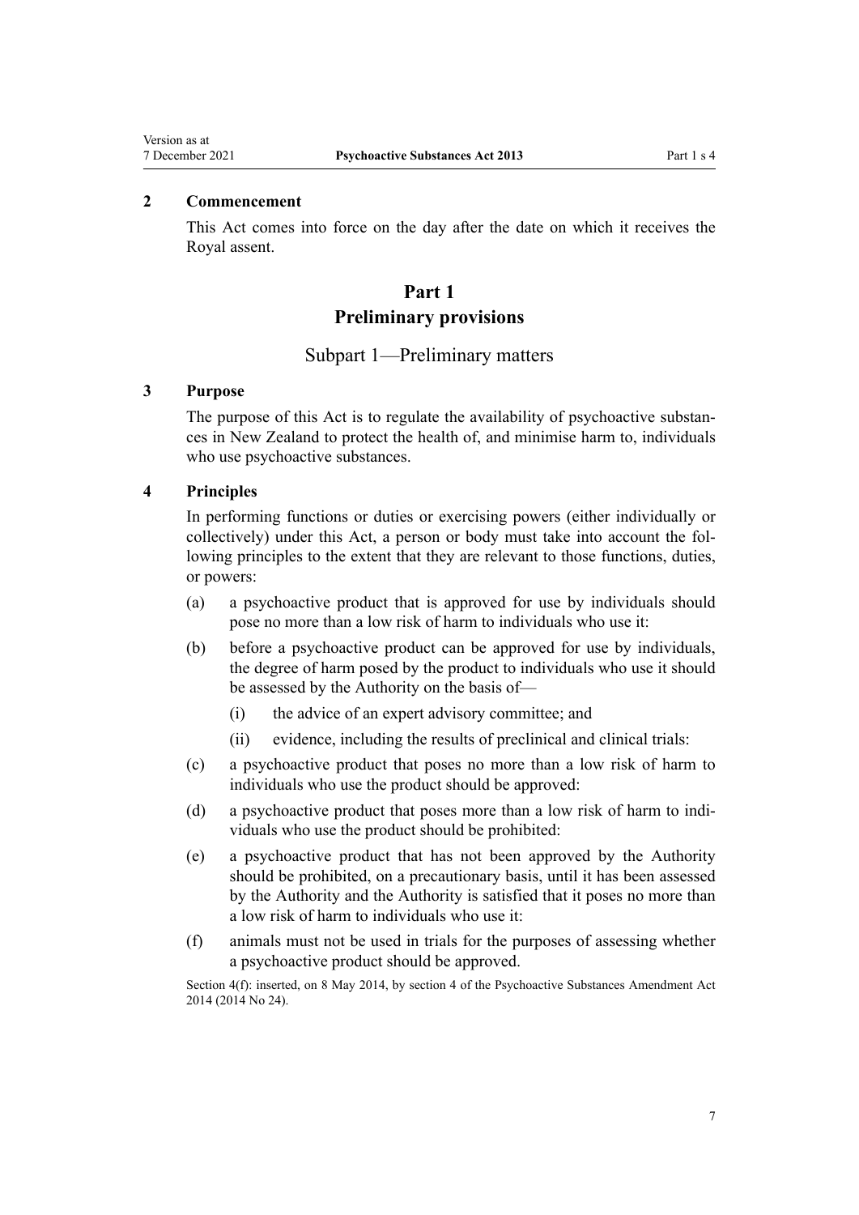**2 Commencement**

This Act comes into force on the day after the date on which it receives the Royal assent.

# Part 1
# Preliminary provisions

## Subpart 1—Preliminary matters

**3 Purpose**

The purpose of this Act is to regulate the availability of psychoactive substances in New Zealand to protect the health of, and minimise harm to, individuals who use psychoactive substances.

**4 Principles**

In performing functions or duties or exercising powers (either individually or collectively) under this Act, a person or body must take into account the following principles to the extent that they are relevant to those functions, duties, or powers:

(a) a psychoactive product that is approved for use by individuals should pose no more than a low risk of harm to individuals who use it:

(b) before a psychoactive product can be approved for use by individuals, the degree of harm posed by the product to individuals who use it should be assessed by the Authority on the basis of—

(i) the advice of an expert advisory committee; and

(ii) evidence, including the results of preclinical and clinical trials:

(c) a psychoactive product that poses no more than a low risk of harm to individuals who use the product should be approved:

(d) a psychoactive product that poses more than a low risk of harm to individuals who use the product should be prohibited:

(e) a psychoactive product that has not been approved by the Authority should be prohibited, on a precautionary basis, until it has been assessed by the Authority and the Authority is satisfied that it poses no more than a low risk of harm to individuals who use it:

(f) animals must not be used in trials for the purposes of assessing whether a psychoactive product should be approved.

Section 4(f): inserted, on 8 May 2014, by section 4 of the Psychoactive Substances Amendment Act 2014 (2014 No 24).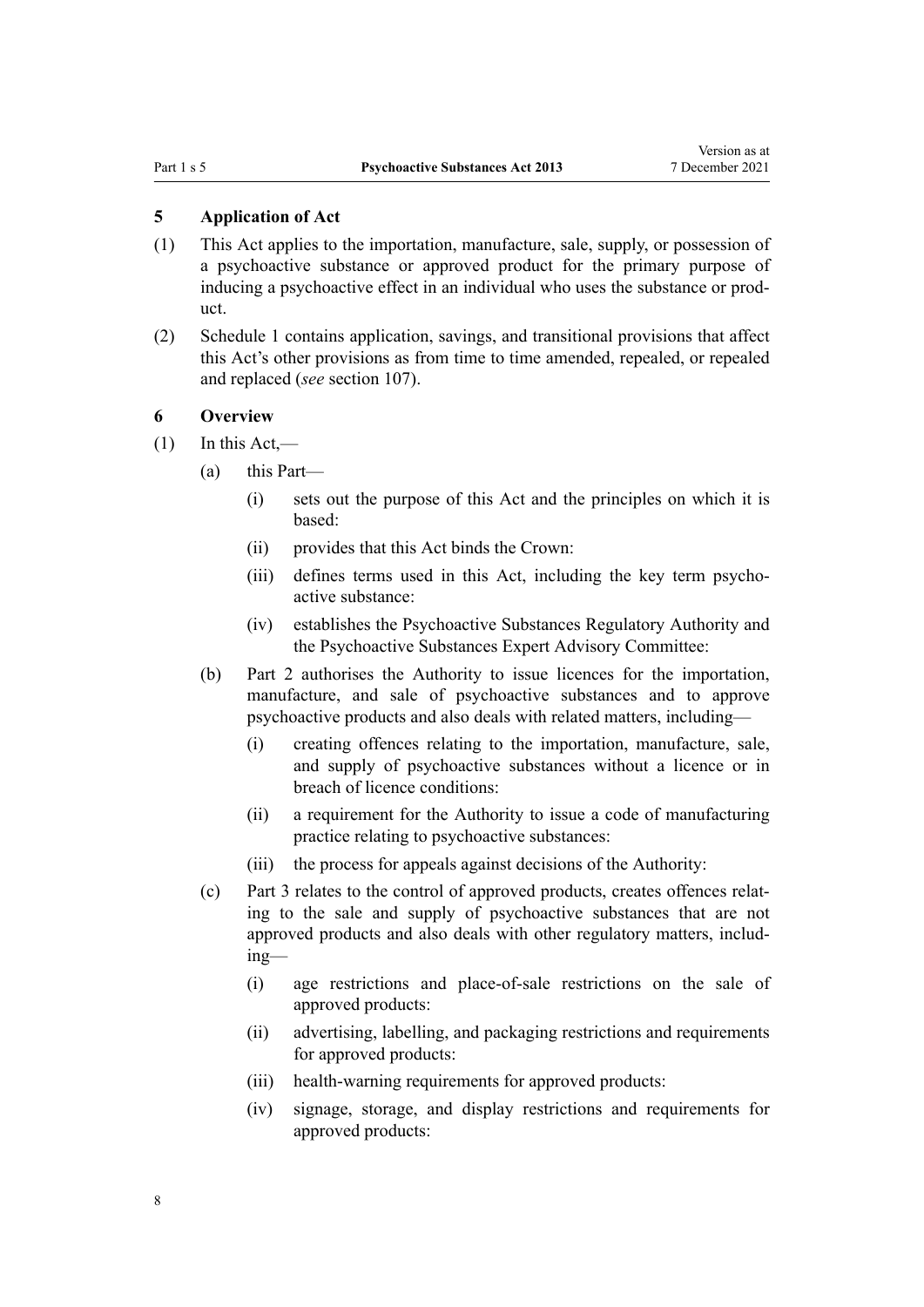### 5 Application of Act

(1) This Act applies to the importation, manufacture, sale, supply, or possession of a psychoactive substance or approved product for the primary purpose of inducing a psychoactive effect in an individual who uses the substance or product.

(2) Schedule 1 contains application, savings, and transitional provisions that affect this Act's other provisions as from time to time amended, repealed, or repealed and replaced (*see* section 107).

### 6 Overview

(1) In this Act,—

- (a) this Part—
  - (i) sets out the purpose of this Act and the principles on which it is based:
  - (ii) provides that this Act binds the Crown:
  - (iii) defines terms used in this Act, including the key term psychoactive substance:
  - (iv) establishes the Psychoactive Substances Regulatory Authority and the Psychoactive Substances Expert Advisory Committee:
- (b) Part 2 authorises the Authority to issue licences for the importation, manufacture, and sale of psychoactive substances and to approve psychoactive products and also deals with related matters, including—
  - (i) creating offences relating to the importation, manufacture, sale, and supply of psychoactive substances without a licence or in breach of licence conditions:
  - (ii) a requirement for the Authority to issue a code of manufacturing practice relating to psychoactive substances:
  - (iii) the process for appeals against decisions of the Authority:
- (c) Part 3 relates to the control of approved products, creates offences relating to the sale and supply of psychoactive substances that are not approved products and also deals with other regulatory matters, including—
  - (i) age restrictions and place-of-sale restrictions on the sale of approved products:
  - (ii) advertising, labelling, and packaging restrictions and requirements for approved products:
  - (iii) health-warning requirements for approved products:
  - (iv) signage, storage, and display restrictions and requirements for approved products: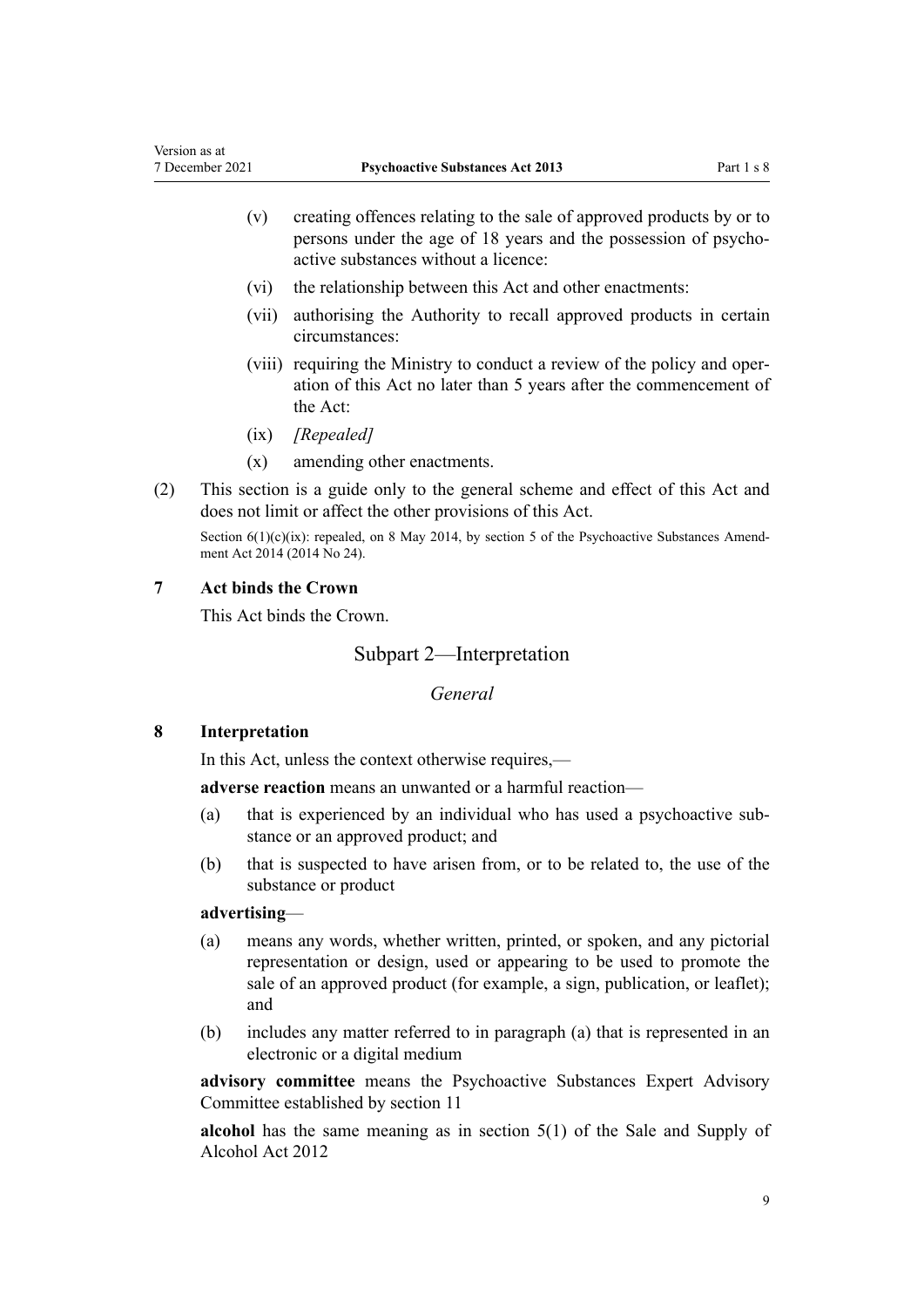(v) creating offences relating to the sale of approved products by or to persons under the age of 18 years and the possession of psychoactive substances without a licence:

(vi) the relationship between this Act and other enactments:

(vii) authorising the Authority to recall approved products in certain circumstances:

(viii) requiring the Ministry to conduct a review of the policy and operation of this Act no later than 5 years after the commencement of the Act:

(ix) *[Repealed]*

(x) amending other enactments.

(2) This section is a guide only to the general scheme and effect of this Act and does not limit or affect the other provisions of this Act.

Section 6(1)(c)(ix): repealed, on 8 May 2014, by section 5 of the Psychoactive Substances Amendment Act 2014 (2014 No 24).

### 7 Act binds the Crown

This Act binds the Crown.

## Subpart 2—Interpretation

### *General*

### 8 Interpretation

In this Act, unless the context otherwise requires,—

**adverse reaction** means an unwanted or a harmful reaction—

(a) that is experienced by an individual who has used a psychoactive substance or an approved product; and

(b) that is suspected to have arisen from, or to be related to, the use of the substance or product

**advertising**—

(a) means any words, whether written, printed, or spoken, and any pictorial representation or design, used or appearing to be used to promote the sale of an approved product (for example, a sign, publication, or leaflet); and

(b) includes any matter referred to in paragraph (a) that is represented in an electronic or a digital medium

**advisory committee** means the Psychoactive Substances Expert Advisory Committee established by section 11

**alcohol** has the same meaning as in section 5(1) of the Sale and Supply of Alcohol Act 2012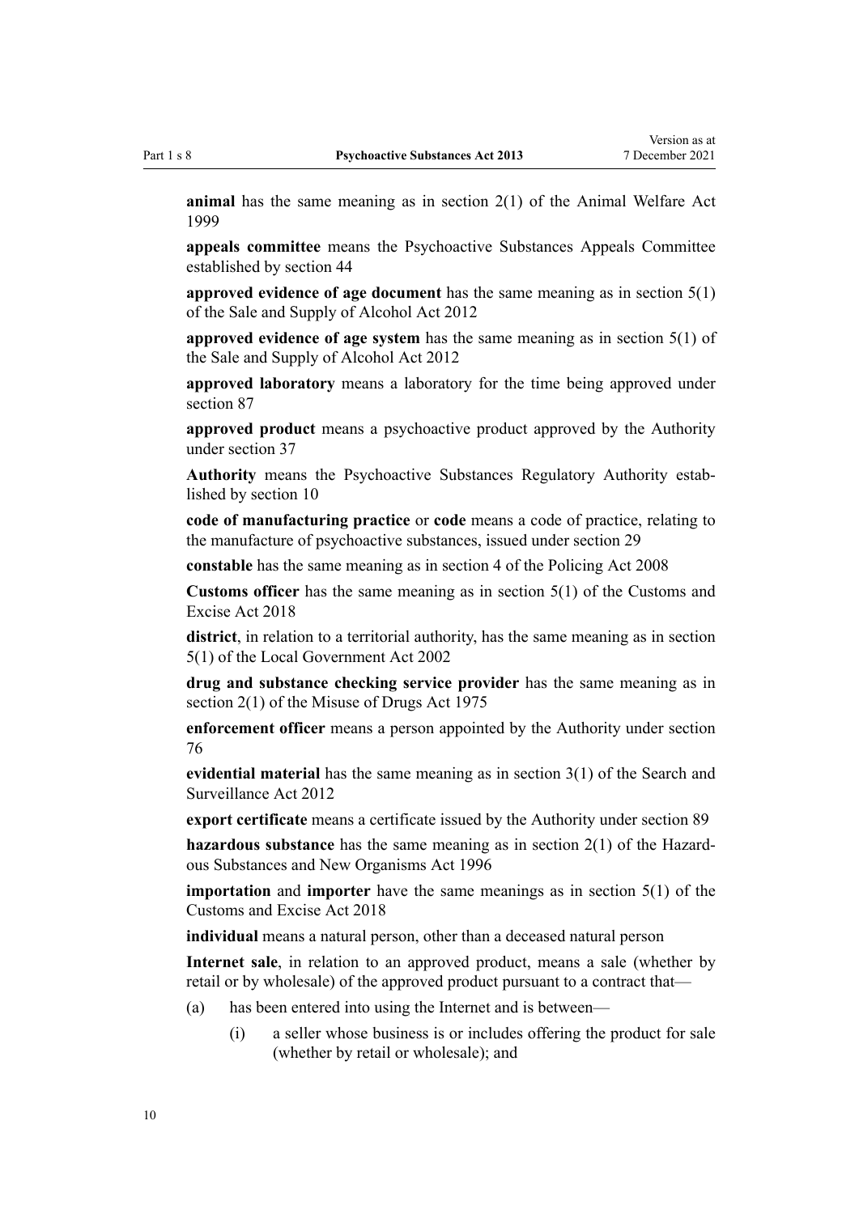**animal** has the same meaning as in section 2(1) of the Animal Welfare Act 1999

**appeals committee** means the Psychoactive Substances Appeals Committee established by section 44

**approved evidence of age document** has the same meaning as in section 5(1) of the Sale and Supply of Alcohol Act 2012

**approved evidence of age system** has the same meaning as in section 5(1) of the Sale and Supply of Alcohol Act 2012

**approved laboratory** means a laboratory for the time being approved under section 87

**approved product** means a psychoactive product approved by the Authority under section 37

**Authority** means the Psychoactive Substances Regulatory Authority established by section 10

**code of manufacturing practice** or **code** means a code of practice, relating to the manufacture of psychoactive substances, issued under section 29

**constable** has the same meaning as in section 4 of the Policing Act 2008

**Customs officer** has the same meaning as in section 5(1) of the Customs and Excise Act 2018

**district**, in relation to a territorial authority, has the same meaning as in section 5(1) of the Local Government Act 2002

**drug and substance checking service provider** has the same meaning as in section 2(1) of the Misuse of Drugs Act 1975

**enforcement officer** means a person appointed by the Authority under section 76

**evidential material** has the same meaning as in section 3(1) of the Search and Surveillance Act 2012

**export certificate** means a certificate issued by the Authority under section 89

**hazardous substance** has the same meaning as in section 2(1) of the Hazardous Substances and New Organisms Act 1996

**importation** and **importer** have the same meanings as in section 5(1) of the Customs and Excise Act 2018

**individual** means a natural person, other than a deceased natural person

**Internet sale**, in relation to an approved product, means a sale (whether by retail or by wholesale) of the approved product pursuant to a contract that—

(a) has been entered into using the Internet and is between—

  (i) a seller whose business is or includes offering the product for sale (whether by retail or wholesale); and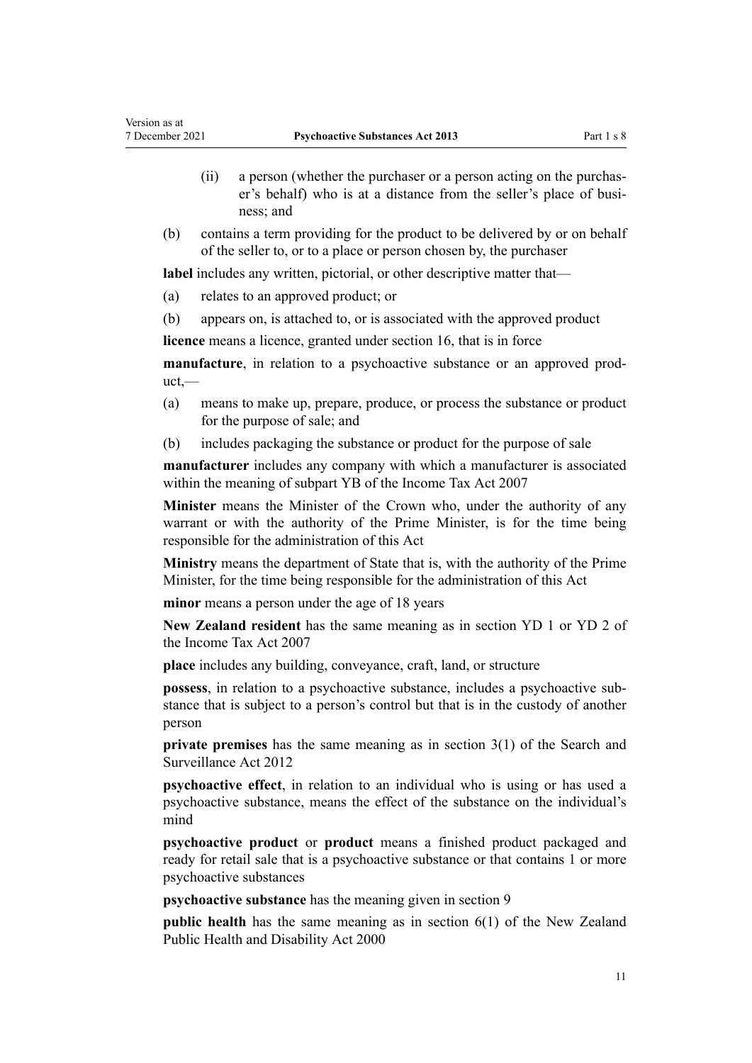(ii) a person (whether the purchaser or a person acting on the purchaser's behalf) who is at a distance from the seller's place of business; and

(b) contains a term providing for the product to be delivered by or on behalf of the seller to, or to a place or person chosen by, the purchaser

**label** includes any written, pictorial, or other descriptive matter that—

(a) relates to an approved product; or

(b) appears on, is attached to, or is associated with the approved product

**licence** means a licence, granted under section 16, that is in force

**manufacture**, in relation to a psychoactive substance or an approved product,—

(a) means to make up, prepare, produce, or process the substance or product for the purpose of sale; and

(b) includes packaging the substance or product for the purpose of sale

**manufacturer** includes any company with which a manufacturer is associated within the meaning of subpart YB of the Income Tax Act 2007

**Minister** means the Minister of the Crown who, under the authority of any warrant or with the authority of the Prime Minister, is for the time being responsible for the administration of this Act

**Ministry** means the department of State that is, with the authority of the Prime Minister, for the time being responsible for the administration of this Act

**minor** means a person under the age of 18 years

**New Zealand resident** has the same meaning as in section YD 1 or YD 2 of the Income Tax Act 2007

**place** includes any building, conveyance, craft, land, or structure

**possess**, in relation to a psychoactive substance, includes a psychoactive substance that is subject to a person's control but that is in the custody of another person

**private premises** has the same meaning as in section 3(1) of the Search and Surveillance Act 2012

**psychoactive effect**, in relation to an individual who is using or has used a psychoactive substance, means the effect of the substance on the individual's mind

**psychoactive product** or **product** means a finished product packaged and ready for retail sale that is a psychoactive substance or that contains 1 or more psychoactive substances

**psychoactive substance** has the meaning given in section 9

**public health** has the same meaning as in section 6(1) of the New Zealand Public Health and Disability Act 2000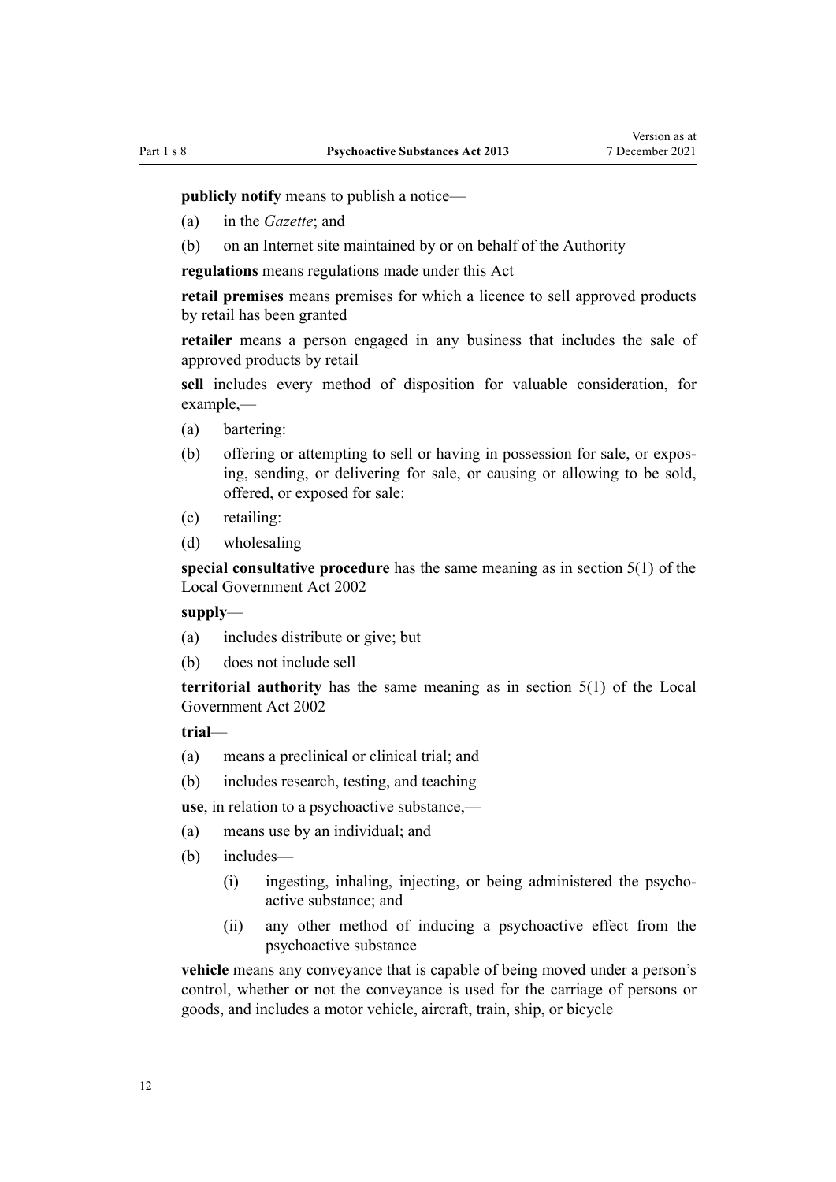**publicly notify** means to publish a notice—

(a) in the *Gazette*; and

(b) on an Internet site maintained by or on behalf of the Authority

**regulations** means regulations made under this Act

**retail premises** means premises for which a licence to sell approved products by retail has been granted

**retailer** means a person engaged in any business that includes the sale of approved products by retail

**sell** includes every method of disposition for valuable consideration, for example,—

(a) bartering:

(b) offering or attempting to sell or having in possession for sale, or exposing, sending, or delivering for sale, or causing or allowing to be sold, offered, or exposed for sale:

(c) retailing:

(d) wholesaling

**special consultative procedure** has the same meaning as in section 5(1) of the Local Government Act 2002

**supply**—

(a) includes distribute or give; but

(b) does not include sell

**territorial authority** has the same meaning as in section 5(1) of the Local Government Act 2002

**trial**—

(a) means a preclinical or clinical trial; and

(b) includes research, testing, and teaching

**use**, in relation to a psychoactive substance,—

(a) means use by an individual; and

(b) includes—

   (i) ingesting, inhaling, injecting, or being administered the psychoactive substance; and

   (ii) any other method of inducing a psychoactive effect from the psychoactive substance

**vehicle** means any conveyance that is capable of being moved under a person's control, whether or not the conveyance is used for the carriage of persons or goods, and includes a motor vehicle, aircraft, train, ship, or bicycle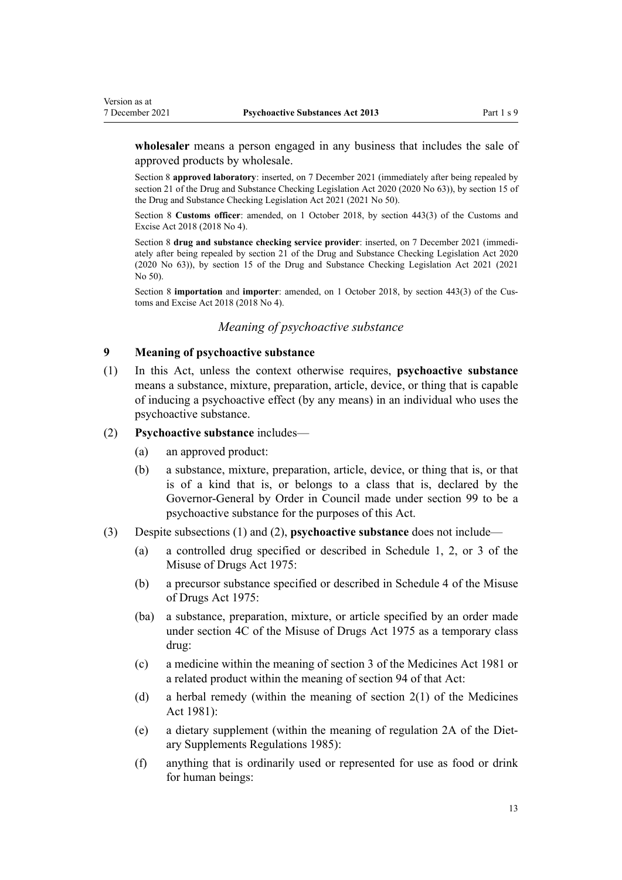**wholesaler** means a person engaged in any business that includes the sale of approved products by wholesale.

Section 8 **approved laboratory**: inserted, on 7 December 2021 (immediately after being repealed by section 21 of the Drug and Substance Checking Legislation Act 2020 (2020 No 63)), by section 15 of the Drug and Substance Checking Legislation Act 2021 (2021 No 50).

Section 8 **Customs officer**: amended, on 1 October 2018, by section 443(3) of the Customs and Excise Act 2018 (2018 No 4).

Section 8 **drug and substance checking service provider**: inserted, on 7 December 2021 (immediately after being repealed by section 21 of the Drug and Substance Checking Legislation Act 2020 (2020 No 63)), by section 15 of the Drug and Substance Checking Legislation Act 2021 (2021 No 50).

Section 8 **importation** and **importer**: amended, on 1 October 2018, by section 443(3) of the Customs and Excise Act 2018 (2018 No 4).

*Meaning of psychoactive substance*

### 9 Meaning of psychoactive substance

(1) In this Act, unless the context otherwise requires, **psychoactive substance** means a substance, mixture, preparation, article, device, or thing that is capable of inducing a psychoactive effect (by any means) in an individual who uses the psychoactive substance.

(2) **Psychoactive substance** includes—

- (a) an approved product:
- (b) a substance, mixture, preparation, article, device, or thing that is, or that is of a kind that is, or belongs to a class that is, declared by the Governor-General by Order in Council made under section 99 to be a psychoactive substance for the purposes of this Act.

(3) Despite subsections (1) and (2), **psychoactive substance** does not include—

- (a) a controlled drug specified or described in Schedule 1, 2, or 3 of the Misuse of Drugs Act 1975:
- (b) a precursor substance specified or described in Schedule 4 of the Misuse of Drugs Act 1975:
- (ba) a substance, preparation, mixture, or article specified by an order made under section 4C of the Misuse of Drugs Act 1975 as a temporary class drug:
- (c) a medicine within the meaning of section 3 of the Medicines Act 1981 or a related product within the meaning of section 94 of that Act:
- (d) a herbal remedy (within the meaning of section 2(1) of the Medicines Act 1981):
- (e) a dietary supplement (within the meaning of regulation 2A of the Dietary Supplements Regulations 1985):
- (f) anything that is ordinarily used or represented for use as food or drink for human beings: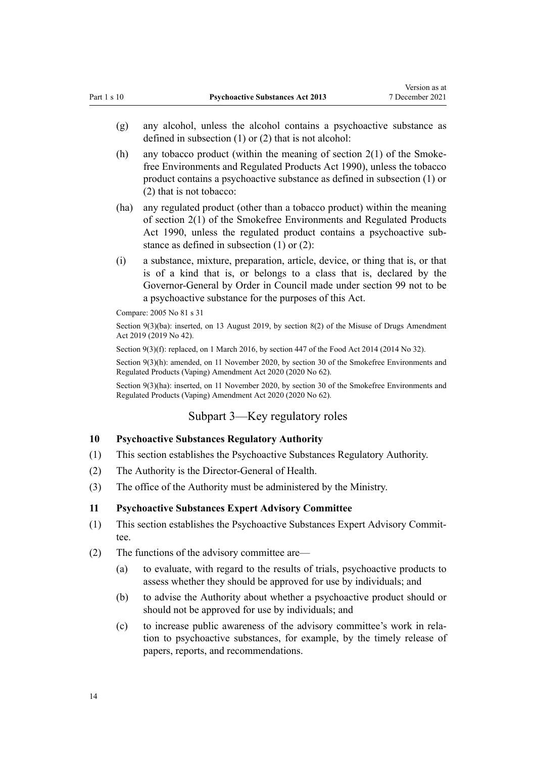(g) any alcohol, unless the alcohol contains a psychoactive substance as defined in subsection (1) or (2) that is not alcohol:

(h) any tobacco product (within the meaning of section 2(1) of the Smokefree Environments and Regulated Products Act 1990), unless the tobacco product contains a psychoactive substance as defined in subsection (1) or (2) that is not tobacco:

(ha) any regulated product (other than a tobacco product) within the meaning of section 2(1) of the Smokefree Environments and Regulated Products Act 1990, unless the regulated product contains a psychoactive substance as defined in subsection (1) or (2):

(i) a substance, mixture, preparation, article, device, or thing that is, or that is of a kind that is, or belongs to a class that is, declared by the Governor-General by Order in Council made under section 99 not to be a psychoactive substance for the purposes of this Act.

Compare: 2005 No 81 s 31

Section 9(3)(ba): inserted, on 13 August 2019, by section 8(2) of the Misuse of Drugs Amendment Act 2019 (2019 No 42).

Section 9(3)(f): replaced, on 1 March 2016, by section 447 of the Food Act 2014 (2014 No 32).

Section 9(3)(h): amended, on 11 November 2020, by section 30 of the Smokefree Environments and Regulated Products (Vaping) Amendment Act 2020 (2020 No 62).

Section 9(3)(ha): inserted, on 11 November 2020, by section 30 of the Smokefree Environments and Regulated Products (Vaping) Amendment Act 2020 (2020 No 62).

## Subpart 3—Key regulatory roles

### 10 Psychoactive Substances Regulatory Authority

(1) This section establishes the Psychoactive Substances Regulatory Authority.

(2) The Authority is the Director-General of Health.

(3) The office of the Authority must be administered by the Ministry.

### 11 Psychoactive Substances Expert Advisory Committee

(1) This section establishes the Psychoactive Substances Expert Advisory Committee.

(2) The functions of the advisory committee are—

(a) to evaluate, with regard to the results of trials, psychoactive products to assess whether they should be approved for use by individuals; and

(b) to advise the Authority about whether a psychoactive product should or should not be approved for use by individuals; and

(c) to increase public awareness of the advisory committee's work in relation to psychoactive substances, for example, by the timely release of papers, reports, and recommendations.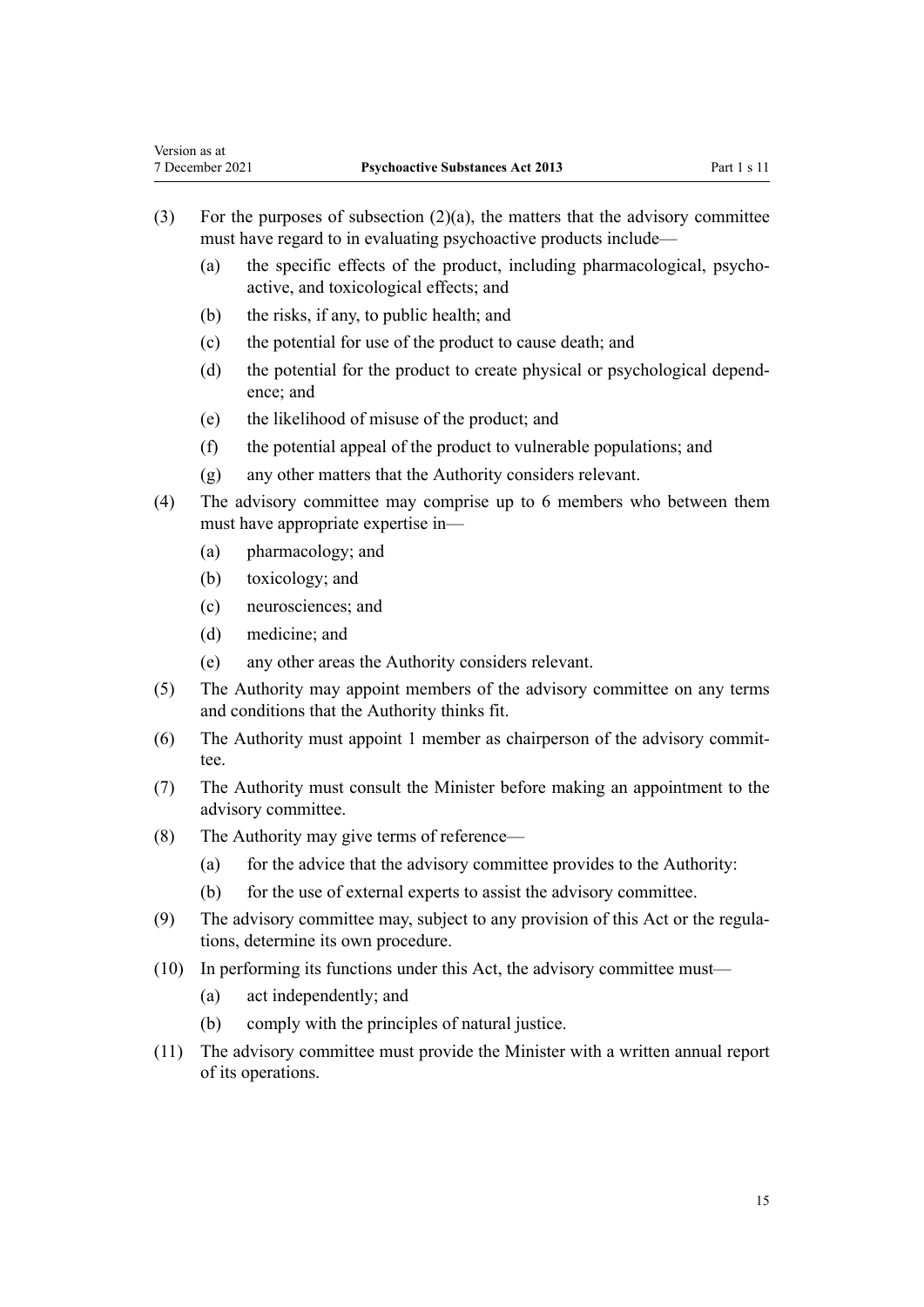(3) For the purposes of subsection (2)(a), the matters that the advisory committee must have regard to in evaluating psychoactive products include—

  (a) the specific effects of the product, including pharmacological, psychoactive, and toxicological effects; and

  (b) the risks, if any, to public health; and

  (c) the potential for use of the product to cause death; and

  (d) the potential for the product to create physical or psychological dependence; and

  (e) the likelihood of misuse of the product; and

  (f) the potential appeal of the product to vulnerable populations; and

  (g) any other matters that the Authority considers relevant.

(4) The advisory committee may comprise up to 6 members who between them must have appropriate expertise in—

  (a) pharmacology; and

  (b) toxicology; and

  (c) neurosciences; and

  (d) medicine; and

  (e) any other areas the Authority considers relevant.

(5) The Authority may appoint members of the advisory committee on any terms and conditions that the Authority thinks fit.

(6) The Authority must appoint 1 member as chairperson of the advisory committee.

(7) The Authority must consult the Minister before making an appointment to the advisory committee.

(8) The Authority may give terms of reference—

  (a) for the advice that the advisory committee provides to the Authority:

  (b) for the use of external experts to assist the advisory committee.

(9) The advisory committee may, subject to any provision of this Act or the regulations, determine its own procedure.

(10) In performing its functions under this Act, the advisory committee must—

  (a) act independently; and

  (b) comply with the principles of natural justice.

(11) The advisory committee must provide the Minister with a written annual report of its operations.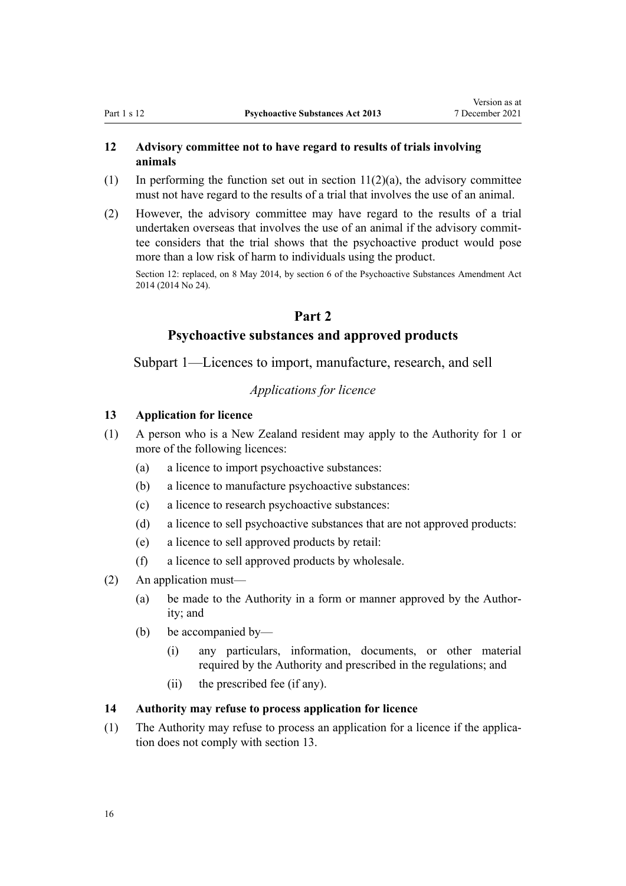### 12 Advisory committee not to have regard to results of trials involving animals

(1) In performing the function set out in section 11(2)(a), the advisory committee must not have regard to the results of a trial that involves the use of an animal.

(2) However, the advisory committee may have regard to the results of a trial undertaken overseas that involves the use of an animal if the advisory committee considers that the trial shows that the psychoactive product would pose more than a low risk of harm to individuals using the product.

Section 12: replaced, on 8 May 2014, by section 6 of the Psychoactive Substances Amendment Act 2014 (2014 No 24).

# Part 2
# Psychoactive substances and approved products

## Subpart 1—Licences to import, manufacture, research, and sell

*Applications for licence*

### 13 Application for licence

(1) A person who is a New Zealand resident may apply to the Authority for 1 or more of the following licences:

- (a) a licence to import psychoactive substances:
- (b) a licence to manufacture psychoactive substances:
- (c) a licence to research psychoactive substances:
- (d) a licence to sell psychoactive substances that are not approved products:
- (e) a licence to sell approved products by retail:
- (f) a licence to sell approved products by wholesale.

(2) An application must—

- (a) be made to the Authority in a form or manner approved by the Authority; and
- (b) be accompanied by—
  - (i) any particulars, information, documents, or other material required by the Authority and prescribed in the regulations; and
  - (ii) the prescribed fee (if any).

### 14 Authority may refuse to process application for licence

(1) The Authority may refuse to process an application for a licence if the application does not comply with section 13.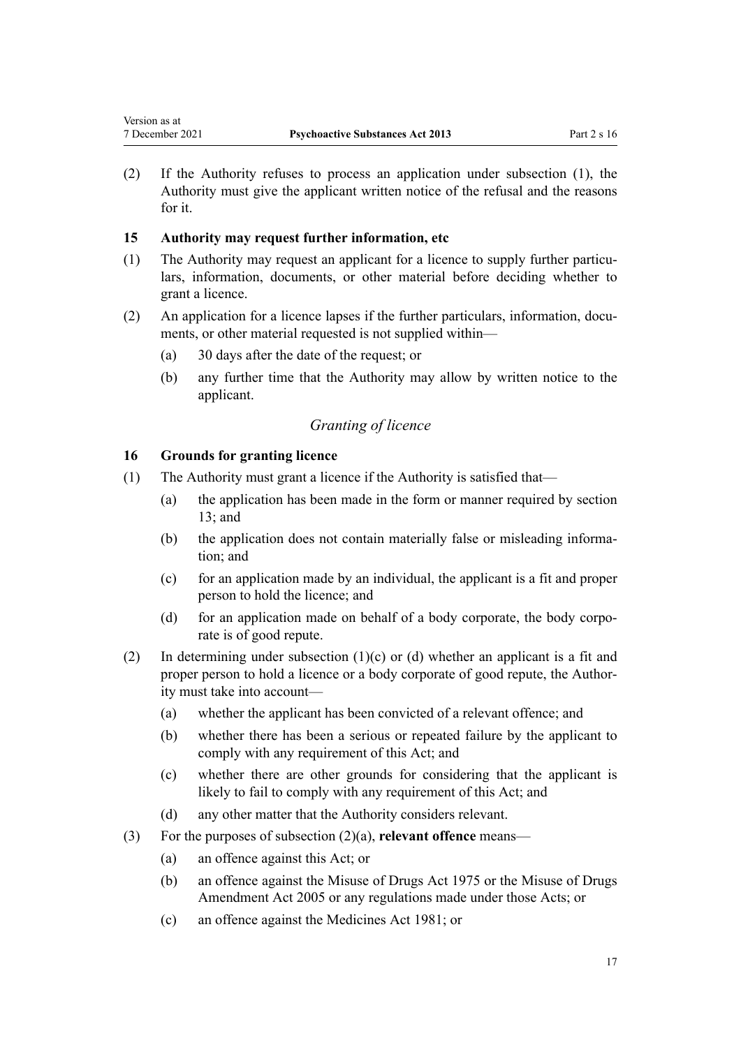(2) If the Authority refuses to process an application under subsection (1), the Authority must give the applicant written notice of the refusal and the reasons for it.

### 15 Authority may request further information, etc

(1) The Authority may request an applicant for a licence to supply further particulars, information, documents, or other material before deciding whether to grant a licence.

(2) An application for a licence lapses if the further particulars, information, documents, or other material requested is not supplied within—

- (a) 30 days after the date of the request; or
- (b) any further time that the Authority may allow by written notice to the applicant.

## *Granting of licence*

### 16 Grounds for granting licence

(1) The Authority must grant a licence if the Authority is satisfied that—

- (a) the application has been made in the form or manner required by section 13; and
- (b) the application does not contain materially false or misleading information; and
- (c) for an application made by an individual, the applicant is a fit and proper person to hold the licence; and
- (d) for an application made on behalf of a body corporate, the body corporate is of good repute.

(2) In determining under subsection (1)(c) or (d) whether an applicant is a fit and proper person to hold a licence or a body corporate of good repute, the Authority must take into account—

- (a) whether the applicant has been convicted of a relevant offence; and
- (b) whether there has been a serious or repeated failure by the applicant to comply with any requirement of this Act; and
- (c) whether there are other grounds for considering that the applicant is likely to fail to comply with any requirement of this Act; and
- (d) any other matter that the Authority considers relevant.

(3) For the purposes of subsection (2)(a), **relevant offence** means—

- (a) an offence against this Act; or
- (b) an offence against the Misuse of Drugs Act 1975 or the Misuse of Drugs Amendment Act 2005 or any regulations made under those Acts; or
- (c) an offence against the Medicines Act 1981; or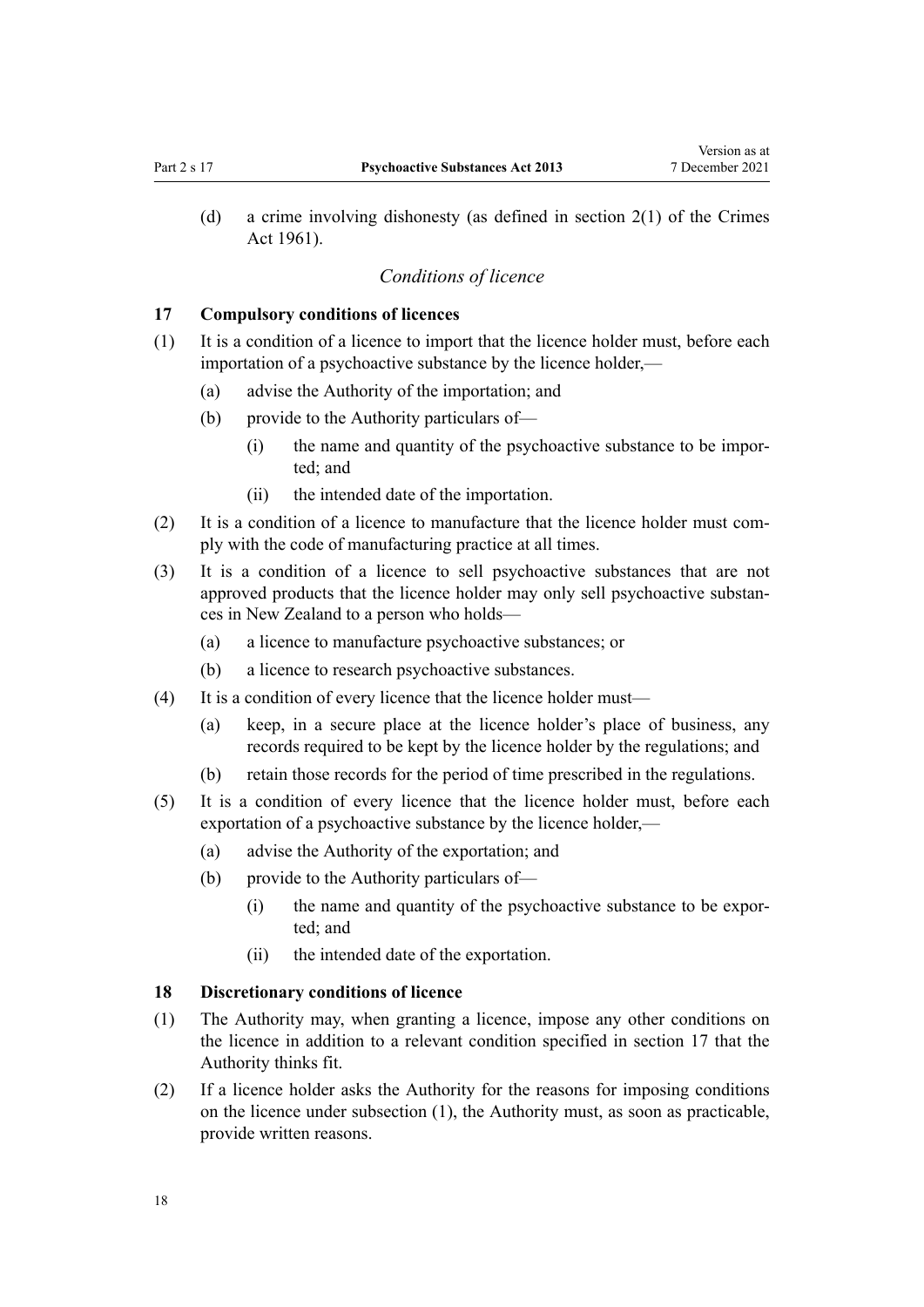(d) a crime involving dishonesty (as defined in section 2(1) of the Crimes Act 1961).

*Conditions of licence*

### 17 Compulsory conditions of licences

(1) It is a condition of a licence to import that the licence holder must, before each importation of a psychoactive substance by the licence holder,—

(a) advise the Authority of the importation; and

(b) provide to the Authority particulars of—

(i) the name and quantity of the psychoactive substance to be imported; and

(ii) the intended date of the importation.

(2) It is a condition of a licence to manufacture that the licence holder must comply with the code of manufacturing practice at all times.

(3) It is a condition of a licence to sell psychoactive substances that are not approved products that the licence holder may only sell psychoactive substances in New Zealand to a person who holds—

(a) a licence to manufacture psychoactive substances; or

(b) a licence to research psychoactive substances.

(4) It is a condition of every licence that the licence holder must—

(a) keep, in a secure place at the licence holder's place of business, any records required to be kept by the licence holder by the regulations; and

(b) retain those records for the period of time prescribed in the regulations.

(5) It is a condition of every licence that the licence holder must, before each exportation of a psychoactive substance by the licence holder,—

(a) advise the Authority of the exportation; and

(b) provide to the Authority particulars of—

(i) the name and quantity of the psychoactive substance to be exported; and

(ii) the intended date of the exportation.

### 18 Discretionary conditions of licence

(1) The Authority may, when granting a licence, impose any other conditions on the licence in addition to a relevant condition specified in section 17 that the Authority thinks fit.

(2) If a licence holder asks the Authority for the reasons for imposing conditions on the licence under subsection (1), the Authority must, as soon as practicable, provide written reasons.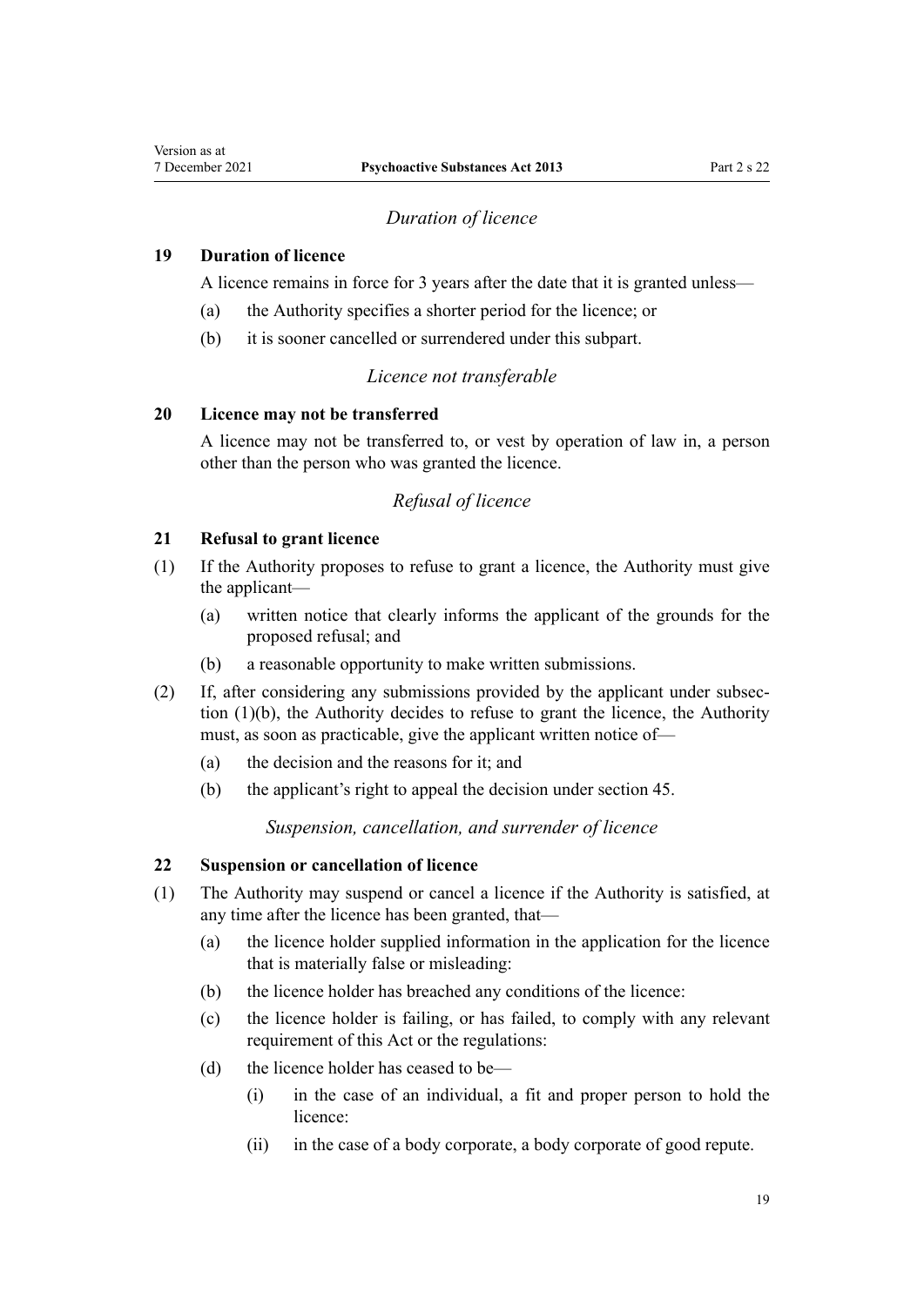*Duration of licence*

### 19 Duration of licence

A licence remains in force for 3 years after the date that it is granted unless—

(a) the Authority specifies a shorter period for the licence; or

(b) it is sooner cancelled or surrendered under this subpart.

*Licence not transferable*

### 20 Licence may not be transferred

A licence may not be transferred to, or vest by operation of law in, a person other than the person who was granted the licence.

*Refusal of licence*

### 21 Refusal to grant licence

(1) If the Authority proposes to refuse to grant a licence, the Authority must give the applicant—

(a) written notice that clearly informs the applicant of the grounds for the proposed refusal; and

(b) a reasonable opportunity to make written submissions.

(2) If, after considering any submissions provided by the applicant under subsection (1)(b), the Authority decides to refuse to grant the licence, the Authority must, as soon as practicable, give the applicant written notice of—

(a) the decision and the reasons for it; and

(b) the applicant's right to appeal the decision under section 45.

*Suspension, cancellation, and surrender of licence*

### 22 Suspension or cancellation of licence

(1) The Authority may suspend or cancel a licence if the Authority is satisfied, at any time after the licence has been granted, that—

(a) the licence holder supplied information in the application for the licence that is materially false or misleading:

(b) the licence holder has breached any conditions of the licence:

(c) the licence holder is failing, or has failed, to comply with any relevant requirement of this Act or the regulations:

(d) the licence holder has ceased to be—

(i) in the case of an individual, a fit and proper person to hold the licence:

(ii) in the case of a body corporate, a body corporate of good repute.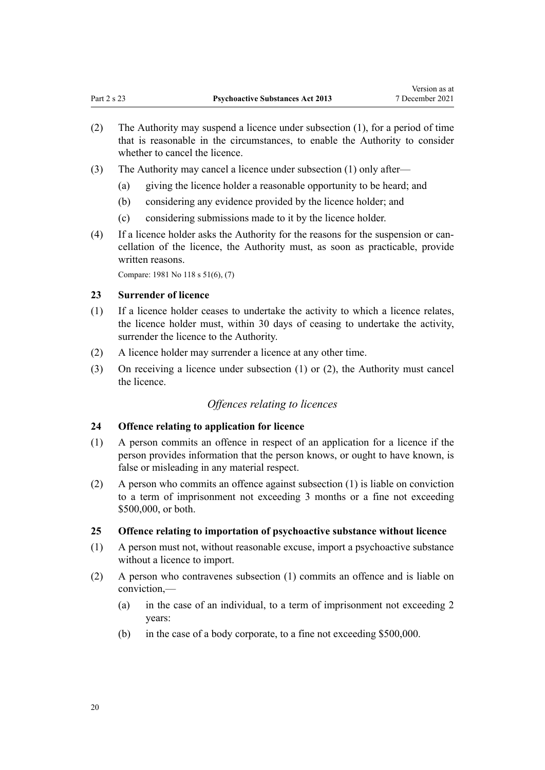(2) The Authority may suspend a licence under subsection (1), for a period of time that is reasonable in the circumstances, to enable the Authority to consider whether to cancel the licence.

(3) The Authority may cancel a licence under subsection (1) only after—

  (a) giving the licence holder a reasonable opportunity to be heard; and

  (b) considering any evidence provided by the licence holder; and

  (c) considering submissions made to it by the licence holder.

(4) If a licence holder asks the Authority for the reasons for the suspension or cancellation of the licence, the Authority must, as soon as practicable, provide written reasons.

Compare: 1981 No 118 s 51(6), (7)

### 23 Surrender of licence

(1) If a licence holder ceases to undertake the activity to which a licence relates, the licence holder must, within 30 days of ceasing to undertake the activity, surrender the licence to the Authority.

(2) A licence holder may surrender a licence at any other time.

(3) On receiving a licence under subsection (1) or (2), the Authority must cancel the licence.

*Offences relating to licences*

### 24 Offence relating to application for licence

(1) A person commits an offence in respect of an application for a licence if the person provides information that the person knows, or ought to have known, is false or misleading in any material respect.

(2) A person who commits an offence against subsection (1) is liable on conviction to a term of imprisonment not exceeding 3 months or a fine not exceeding $500,000, or both.

### 25 Offence relating to importation of psychoactive substance without licence

(1) A person must not, without reasonable excuse, import a psychoactive substance without a licence to import.

(2) A person who contravenes subsection (1) commits an offence and is liable on conviction,—

  (a) in the case of an individual, to a term of imprisonment not exceeding 2 years:

  (b) in the case of a body corporate, to a fine not exceeding $500,000.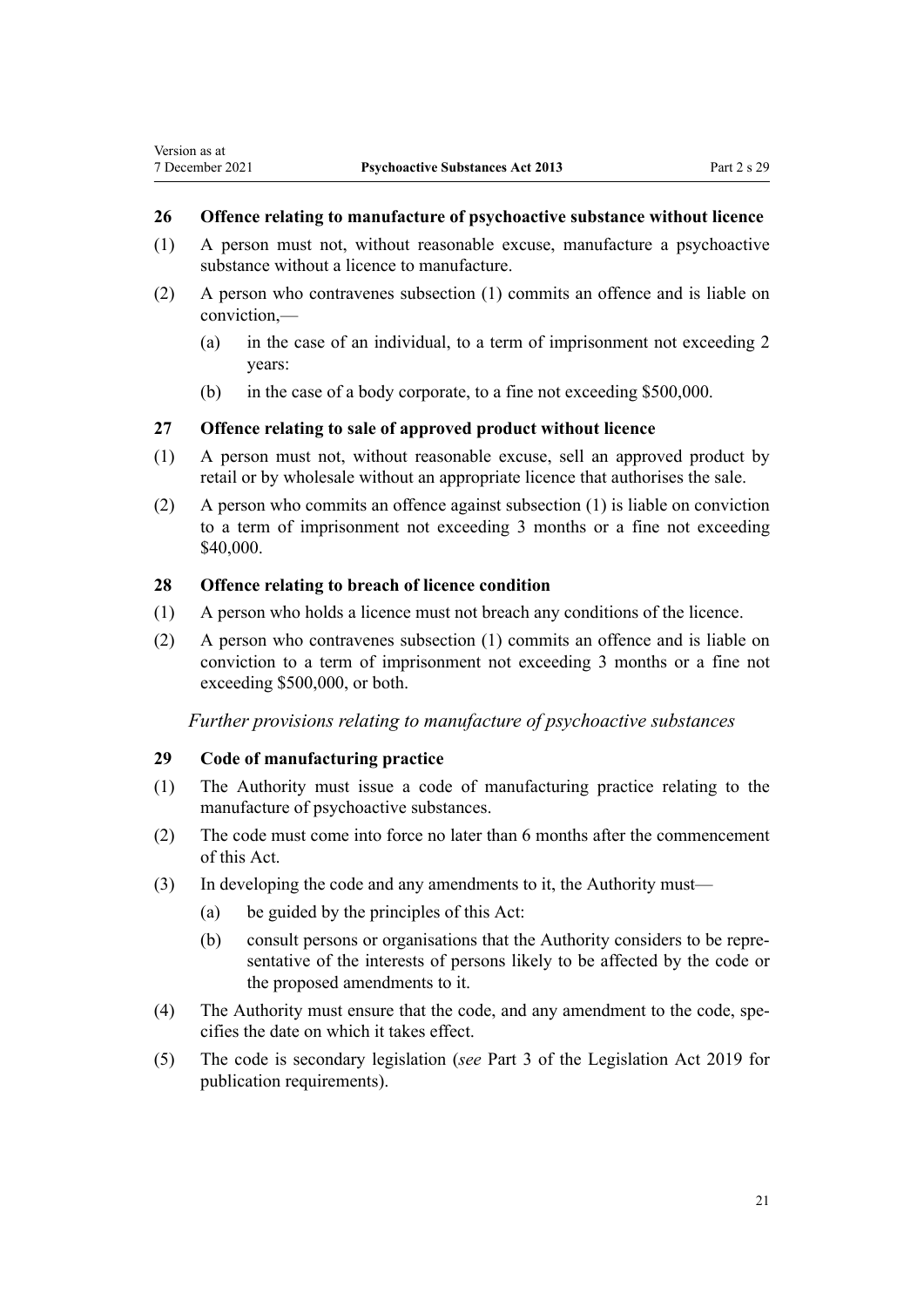### 26 Offence relating to manufacture of psychoactive substance without licence

(1) A person must not, without reasonable excuse, manufacture a psychoactive substance without a licence to manufacture.

(2) A person who contravenes subsection (1) commits an offence and is liable on conviction,—

(a) in the case of an individual, to a term of imprisonment not exceeding 2 years:

(b) in the case of a body corporate, to a fine not exceeding $500,000.

### 27 Offence relating to sale of approved product without licence

(1) A person must not, without reasonable excuse, sell an approved product by retail or by wholesale without an appropriate licence that authorises the sale.

(2) A person who commits an offence against subsection (1) is liable on conviction to a term of imprisonment not exceeding 3 months or a fine not exceeding $40,000.

### 28 Offence relating to breach of licence condition

(1) A person who holds a licence must not breach any conditions of the licence.

(2) A person who contravenes subsection (1) commits an offence and is liable on conviction to a term of imprisonment not exceeding 3 months or a fine not exceeding $500,000, or both.

*Further provisions relating to manufacture of psychoactive substances*

### 29 Code of manufacturing practice

(1) The Authority must issue a code of manufacturing practice relating to the manufacture of psychoactive substances.

(2) The code must come into force no later than 6 months after the commencement of this Act.

(3) In developing the code and any amendments to it, the Authority must—

(a) be guided by the principles of this Act:

(b) consult persons or organisations that the Authority considers to be representative of the interests of persons likely to be affected by the code or the proposed amendments to it.

(4) The Authority must ensure that the code, and any amendment to the code, specifies the date on which it takes effect.

(5) The code is secondary legislation (*see* Part 3 of the Legislation Act 2019 for publication requirements).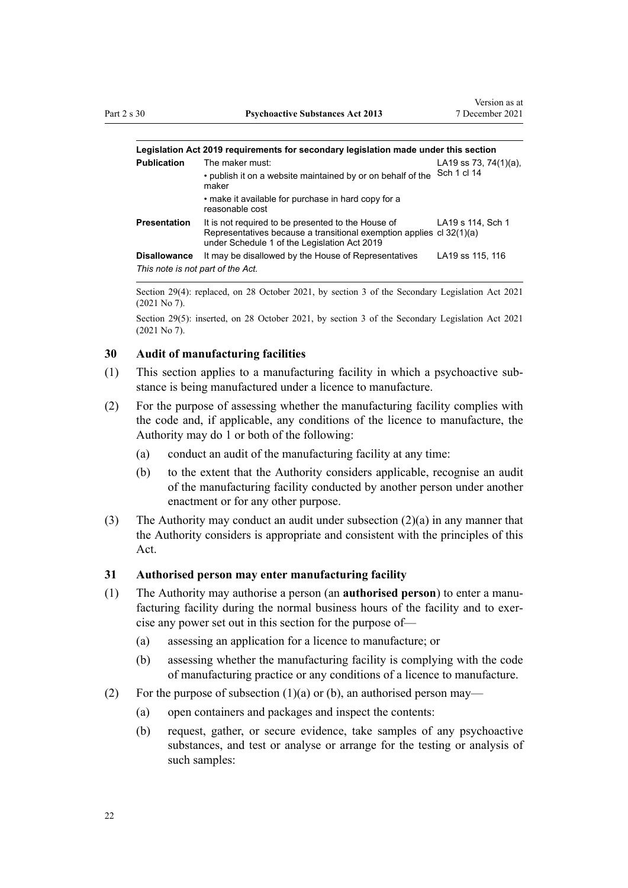| Legislation Act 2019 requirements for secondary legislation made under this section | | |
|---|---|---|
| **Publication** | The maker must: • publish it on a website maintained by or on behalf of the maker • make it available for purchase in hard copy for a reasonable cost | LA19 ss 73, 74(1)(a), Sch 1 cl 14 |
| **Presentation** | It is not required to be presented to the House of Representatives because a transitional exemption applies under Schedule 1 of the Legislation Act 2019 | LA19 s 114, Sch 1 cl 32(1)(a) |
| **Disallowance** | It may be disallowed by the House of Representatives | LA19 ss 115, 116 |

*This note is not part of the Act.*

Section 29(4): replaced, on 28 October 2021, by section 3 of the Secondary Legislation Act 2021 (2021 No 7).

Section 29(5): inserted, on 28 October 2021, by section 3 of the Secondary Legislation Act 2021 (2021 No 7).

### 30 Audit of manufacturing facilities

(1) This section applies to a manufacturing facility in which a psychoactive substance is being manufactured under a licence to manufacture.

(2) For the purpose of assessing whether the manufacturing facility complies with the code and, if applicable, any conditions of the licence to manufacture, the Authority may do 1 or both of the following:

- (a) conduct an audit of the manufacturing facility at any time:
- (b) to the extent that the Authority considers applicable, recognise an audit of the manufacturing facility conducted by another person under another enactment or for any other purpose.

(3) The Authority may conduct an audit under subsection (2)(a) in any manner that the Authority considers is appropriate and consistent with the principles of this Act.

### 31 Authorised person may enter manufacturing facility

(1) The Authority may authorise a person (an **authorised person**) to enter a manufacturing facility during the normal business hours of the facility and to exercise any power set out in this section for the purpose of—

- (a) assessing an application for a licence to manufacture; or
- (b) assessing whether the manufacturing facility is complying with the code of manufacturing practice or any conditions of a licence to manufacture.

(2) For the purpose of subsection (1)(a) or (b), an authorised person may—

- (a) open containers and packages and inspect the contents:
- (b) request, gather, or secure evidence, take samples of any psychoactive substances, and test or analyse or arrange for the testing or analysis of such samples: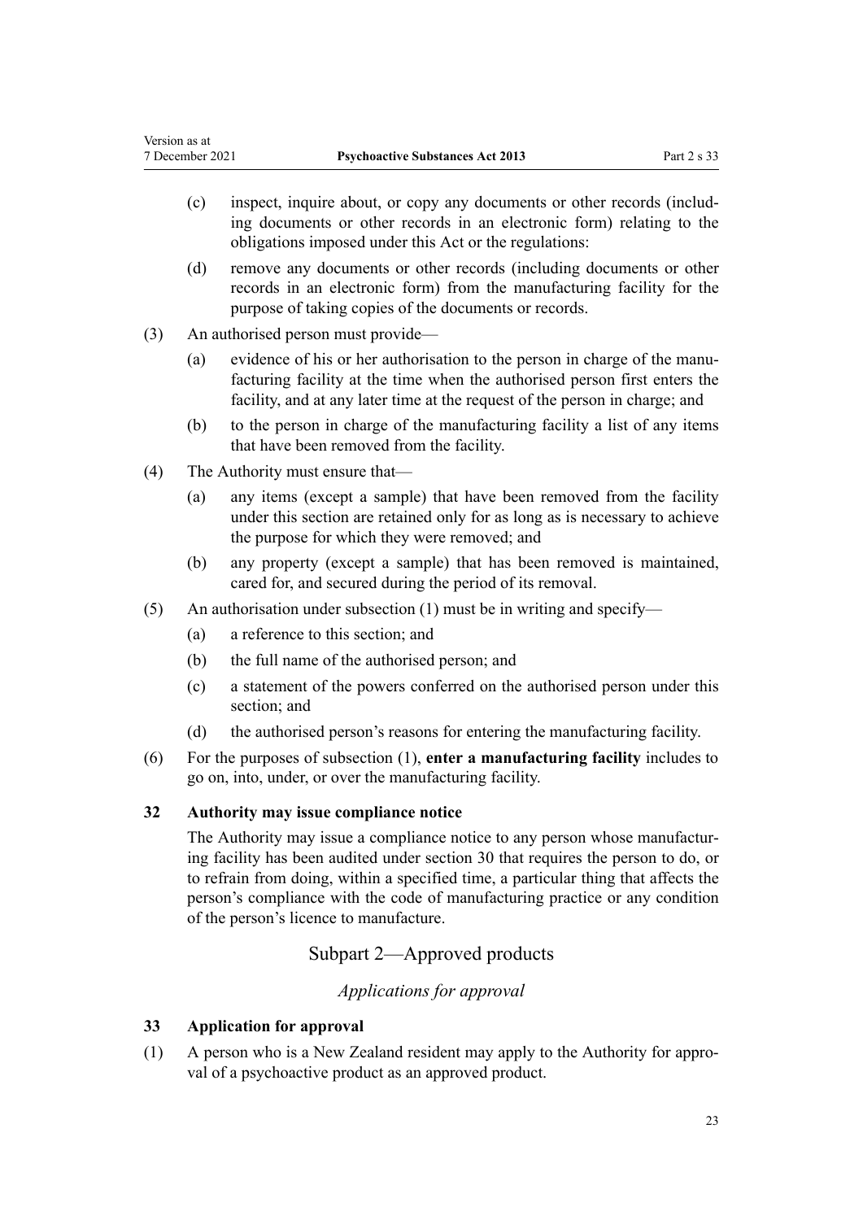(c) inspect, inquire about, or copy any documents or other records (including documents or other records in an electronic form) relating to the obligations imposed under this Act or the regulations:

(d) remove any documents or other records (including documents or other records in an electronic form) from the manufacturing facility for the purpose of taking copies of the documents or records.

(3) An authorised person must provide—

(a) evidence of his or her authorisation to the person in charge of the manufacturing facility at the time when the authorised person first enters the facility, and at any later time at the request of the person in charge; and

(b) to the person in charge of the manufacturing facility a list of any items that have been removed from the facility.

(4) The Authority must ensure that—

(a) any items (except a sample) that have been removed from the facility under this section are retained only for as long as is necessary to achieve the purpose for which they were removed; and

(b) any property (except a sample) that has been removed is maintained, cared for, and secured during the period of its removal.

(5) An authorisation under subsection (1) must be in writing and specify—

(a) a reference to this section; and

(b) the full name of the authorised person; and

(c) a statement of the powers conferred on the authorised person under this section; and

(d) the authorised person's reasons for entering the manufacturing facility.

(6) For the purposes of subsection (1), **enter a manufacturing facility** includes to go on, into, under, or over the manufacturing facility.

### 32 Authority may issue compliance notice

The Authority may issue a compliance notice to any person whose manufacturing facility has been audited under section 30 that requires the person to do, or to refrain from doing, within a specified time, a particular thing that affects the person's compliance with the code of manufacturing practice or any condition of the person's licence to manufacture.

## Subpart 2—Approved products

*Applications for approval*

### 33 Application for approval

(1) A person who is a New Zealand resident may apply to the Authority for approval of a psychoactive product as an approved product.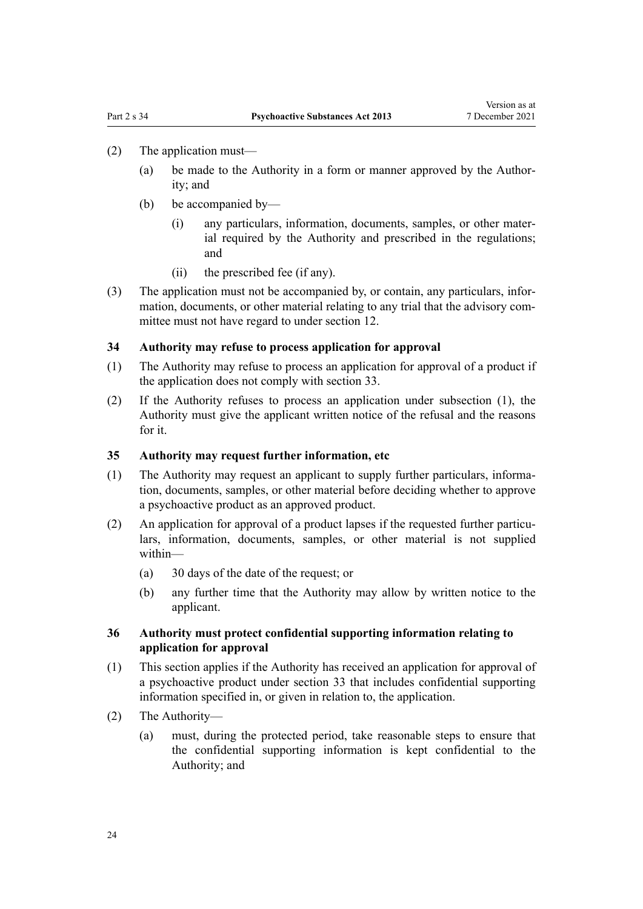(2) The application must—

(a) be made to the Authority in a form or manner approved by the Authority; and

(b) be accompanied by—

(i) any particulars, information, documents, samples, or other material required by the Authority and prescribed in the regulations; and

(ii) the prescribed fee (if any).

(3) The application must not be accompanied by, or contain, any particulars, information, documents, or other material relating to any trial that the advisory committee must not have regard to under section 12.

### 34 Authority may refuse to process application for approval

(1) The Authority may refuse to process an application for approval of a product if the application does not comply with section 33.

(2) If the Authority refuses to process an application under subsection (1), the Authority must give the applicant written notice of the refusal and the reasons for it.

### 35 Authority may request further information, etc

(1) The Authority may request an applicant to supply further particulars, information, documents, samples, or other material before deciding whether to approve a psychoactive product as an approved product.

(2) An application for approval of a product lapses if the requested further particulars, information, documents, samples, or other material is not supplied within—

(a) 30 days of the date of the request; or

(b) any further time that the Authority may allow by written notice to the applicant.

### 36 Authority must protect confidential supporting information relating to application for approval

(1) This section applies if the Authority has received an application for approval of a psychoactive product under section 33 that includes confidential supporting information specified in, or given in relation to, the application.

(2) The Authority—

(a) must, during the protected period, take reasonable steps to ensure that the confidential supporting information is kept confidential to the Authority; and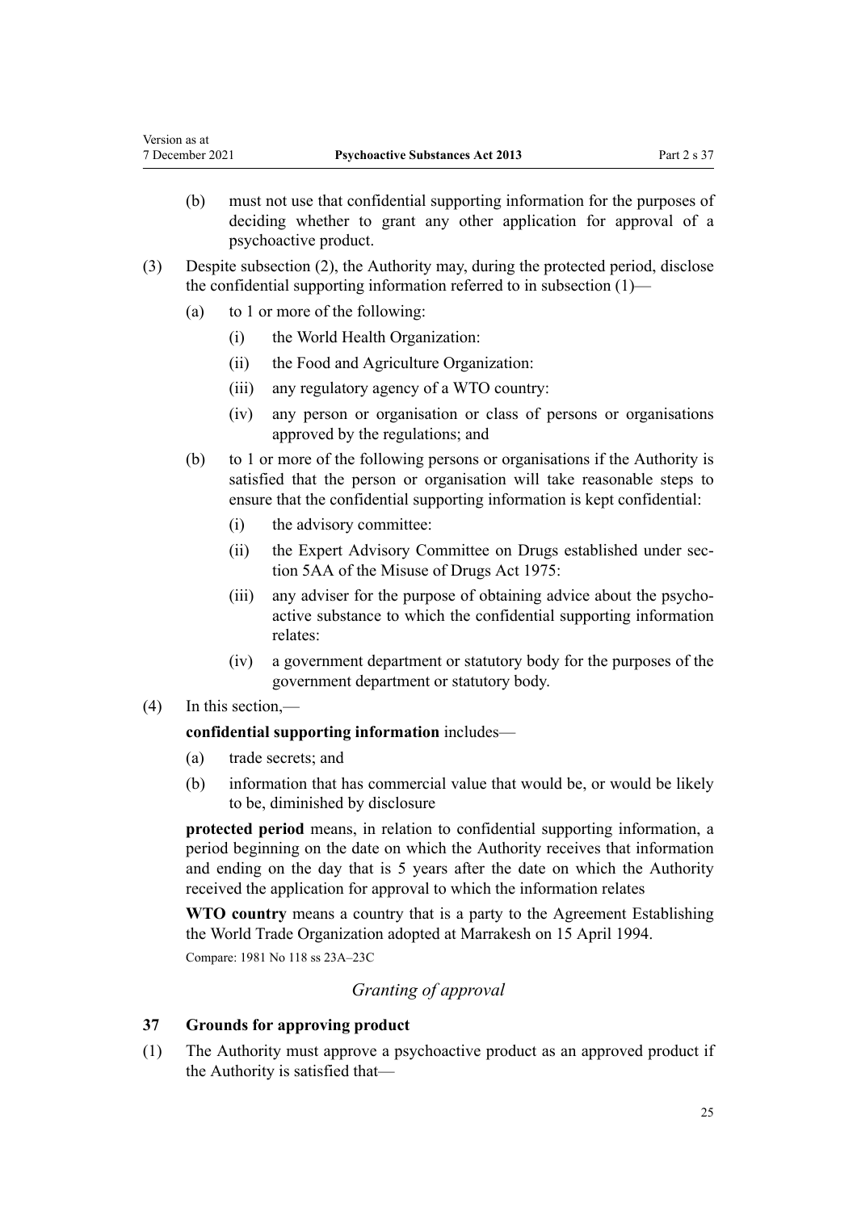(b) must not use that confidential supporting information for the purposes of deciding whether to grant any other application for approval of a psychoactive product.

(3) Despite subsection (2), the Authority may, during the protected period, disclose the confidential supporting information referred to in subsection (1)—

(a) to 1 or more of the following:

(i) the World Health Organization:

(ii) the Food and Agriculture Organization:

(iii) any regulatory agency of a WTO country:

(iv) any person or organisation or class of persons or organisations approved by the regulations; and

(b) to 1 or more of the following persons or organisations if the Authority is satisfied that the person or organisation will take reasonable steps to ensure that the confidential supporting information is kept confidential:

(i) the advisory committee:

(ii) the Expert Advisory Committee on Drugs established under section 5AA of the Misuse of Drugs Act 1975:

(iii) any adviser for the purpose of obtaining advice about the psychoactive substance to which the confidential supporting information relates:

(iv) a government department or statutory body for the purposes of the government department or statutory body.

(4) In this section,—

**confidential supporting information** includes—

(a) trade secrets; and

(b) information that has commercial value that would be, or would be likely to be, diminished by disclosure

**protected period** means, in relation to confidential supporting information, a period beginning on the date on which the Authority receives that information and ending on the day that is 5 years after the date on which the Authority received the application for approval to which the information relates

**WTO country** means a country that is a party to the Agreement Establishing the World Trade Organization adopted at Marrakesh on 15 April 1994.

Compare: 1981 No 118 ss 23A–23C

*Granting of approval*

### 37 Grounds for approving product

(1) The Authority must approve a psychoactive product as an approved product if the Authority is satisfied that—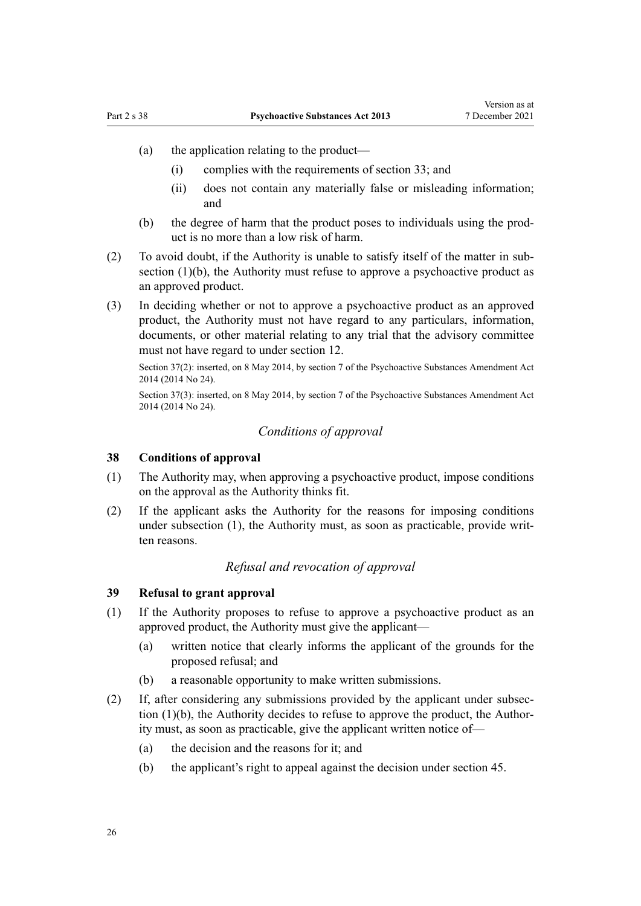(a) the application relating to the product—

  (i) complies with the requirements of section 33; and

  (ii) does not contain any materially false or misleading information; and

(b) the degree of harm that the product poses to individuals using the product is no more than a low risk of harm.

(2) To avoid doubt, if the Authority is unable to satisfy itself of the matter in subsection (1)(b), the Authority must refuse to approve a psychoactive product as an approved product.

(3) In deciding whether or not to approve a psychoactive product as an approved product, the Authority must not have regard to any particulars, information, documents, or other material relating to any trial that the advisory committee must not have regard to under section 12.

Section 37(2): inserted, on 8 May 2014, by section 7 of the Psychoactive Substances Amendment Act 2014 (2014 No 24).

Section 37(3): inserted, on 8 May 2014, by section 7 of the Psychoactive Substances Amendment Act 2014 (2014 No 24).

*Conditions of approval*

### 38 Conditions of approval

(1) The Authority may, when approving a psychoactive product, impose conditions on the approval as the Authority thinks fit.

(2) If the applicant asks the Authority for the reasons for imposing conditions under subsection (1), the Authority must, as soon as practicable, provide written reasons.

*Refusal and revocation of approval*

### 39 Refusal to grant approval

(1) If the Authority proposes to refuse to approve a psychoactive product as an approved product, the Authority must give the applicant—

(a) written notice that clearly informs the applicant of the grounds for the proposed refusal; and

(b) a reasonable opportunity to make written submissions.

(2) If, after considering any submissions provided by the applicant under subsection (1)(b), the Authority decides to refuse to approve the product, the Authority must, as soon as practicable, give the applicant written notice of—

(a) the decision and the reasons for it; and

(b) the applicant's right to appeal against the decision under section 45.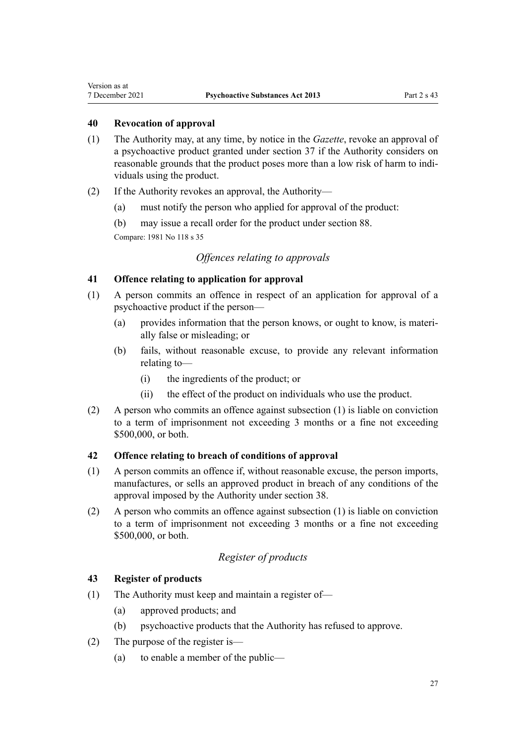### 40 Revocation of approval

(1) The Authority may, at any time, by notice in the *Gazette*, revoke an approval of a psychoactive product granted under section 37 if the Authority considers on reasonable grounds that the product poses more than a low risk of harm to individuals using the product.

(2) If the Authority revokes an approval, the Authority—

(a) must notify the person who applied for approval of the product:

(b) may issue a recall order for the product under section 88.

Compare: 1981 No 118 s 35

## *Offences relating to approvals*

### 41 Offence relating to application for approval

(1) A person commits an offence in respect of an application for approval of a psychoactive product if the person—

(a) provides information that the person knows, or ought to know, is materially false or misleading; or

(b) fails, without reasonable excuse, to provide any relevant information relating to—

(i) the ingredients of the product; or

(ii) the effect of the product on individuals who use the product.

(2) A person who commits an offence against subsection (1) is liable on conviction to a term of imprisonment not exceeding 3 months or a fine not exceeding $500,000, or both.

### 42 Offence relating to breach of conditions of approval

(1) A person commits an offence if, without reasonable excuse, the person imports, manufactures, or sells an approved product in breach of any conditions of the approval imposed by the Authority under section 38.

(2) A person who commits an offence against subsection (1) is liable on conviction to a term of imprisonment not exceeding 3 months or a fine not exceeding $500,000, or both.

## *Register of products*

### 43 Register of products

(1) The Authority must keep and maintain a register of—

(a) approved products; and

(b) psychoactive products that the Authority has refused to approve.

(2) The purpose of the register is—

(a) to enable a member of the public—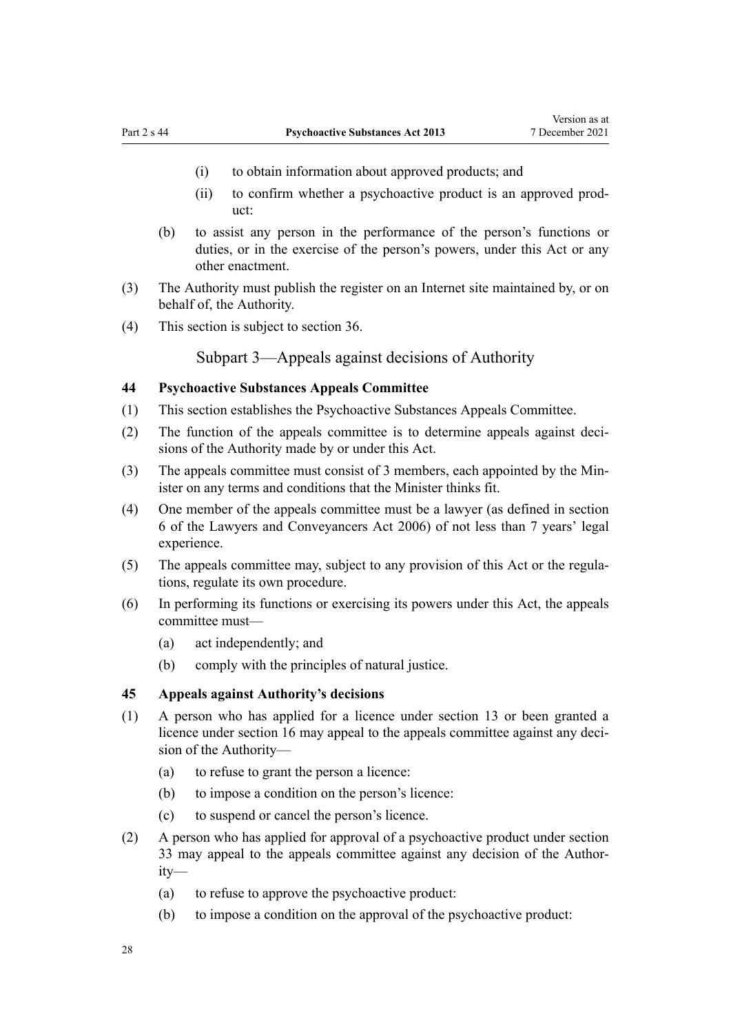(i) to obtain information about approved products; and

(ii) to confirm whether a psychoactive product is an approved product:

(b) to assist any person in the performance of the person's functions or duties, or in the exercise of the person's powers, under this Act or any other enactment.

(3) The Authority must publish the register on an Internet site maintained by, or on behalf of, the Authority.

(4) This section is subject to section 36.

## Subpart 3—Appeals against decisions of Authority

### 44 Psychoactive Substances Appeals Committee

(1) This section establishes the Psychoactive Substances Appeals Committee.

(2) The function of the appeals committee is to determine appeals against decisions of the Authority made by or under this Act.

(3) The appeals committee must consist of 3 members, each appointed by the Minister on any terms and conditions that the Minister thinks fit.

(4) One member of the appeals committee must be a lawyer (as defined in section 6 of the Lawyers and Conveyancers Act 2006) of not less than 7 years' legal experience.

(5) The appeals committee may, subject to any provision of this Act or the regulations, regulate its own procedure.

(6) In performing its functions or exercising its powers under this Act, the appeals committee must—

(a) act independently; and

(b) comply with the principles of natural justice.

### 45 Appeals against Authority's decisions

(1) A person who has applied for a licence under section 13 or been granted a licence under section 16 may appeal to the appeals committee against any decision of the Authority—

(a) to refuse to grant the person a licence:

(b) to impose a condition on the person's licence:

(c) to suspend or cancel the person's licence.

(2) A person who has applied for approval of a psychoactive product under section 33 may appeal to the appeals committee against any decision of the Authority—

(a) to refuse to approve the psychoactive product:

(b) to impose a condition on the approval of the psychoactive product: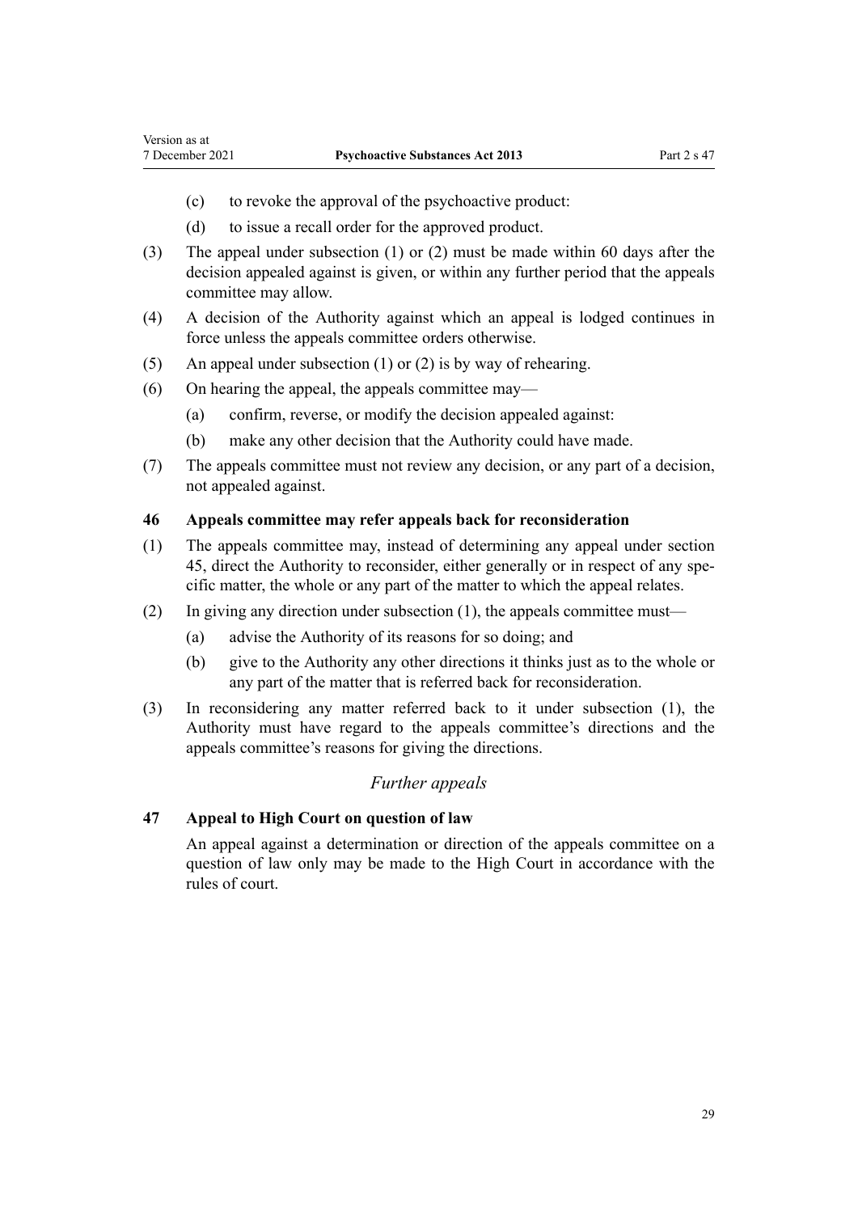(c) to revoke the approval of the psychoactive product:

(d) to issue a recall order for the approved product.

(3) The appeal under subsection (1) or (2) must be made within 60 days after the decision appealed against is given, or within any further period that the appeals committee may allow.

(4) A decision of the Authority against which an appeal is lodged continues in force unless the appeals committee orders otherwise.

(5) An appeal under subsection (1) or (2) is by way of rehearing.

(6) On hearing the appeal, the appeals committee may—

(a) confirm, reverse, or modify the decision appealed against:

(b) make any other decision that the Authority could have made.

(7) The appeals committee must not review any decision, or any part of a decision, not appealed against.

### 46 Appeals committee may refer appeals back for reconsideration

(1) The appeals committee may, instead of determining any appeal under section 45, direct the Authority to reconsider, either generally or in respect of any specific matter, the whole or any part of the matter to which the appeal relates.

(2) In giving any direction under subsection (1), the appeals committee must—

(a) advise the Authority of its reasons for so doing; and

(b) give to the Authority any other directions it thinks just as to the whole or any part of the matter that is referred back for reconsideration.

(3) In reconsidering any matter referred back to it under subsection (1), the Authority must have regard to the appeals committee's directions and the appeals committee's reasons for giving the directions.

## *Further appeals*

### 47 Appeal to High Court on question of law

An appeal against a determination or direction of the appeals committee on a question of law only may be made to the High Court in accordance with the rules of court.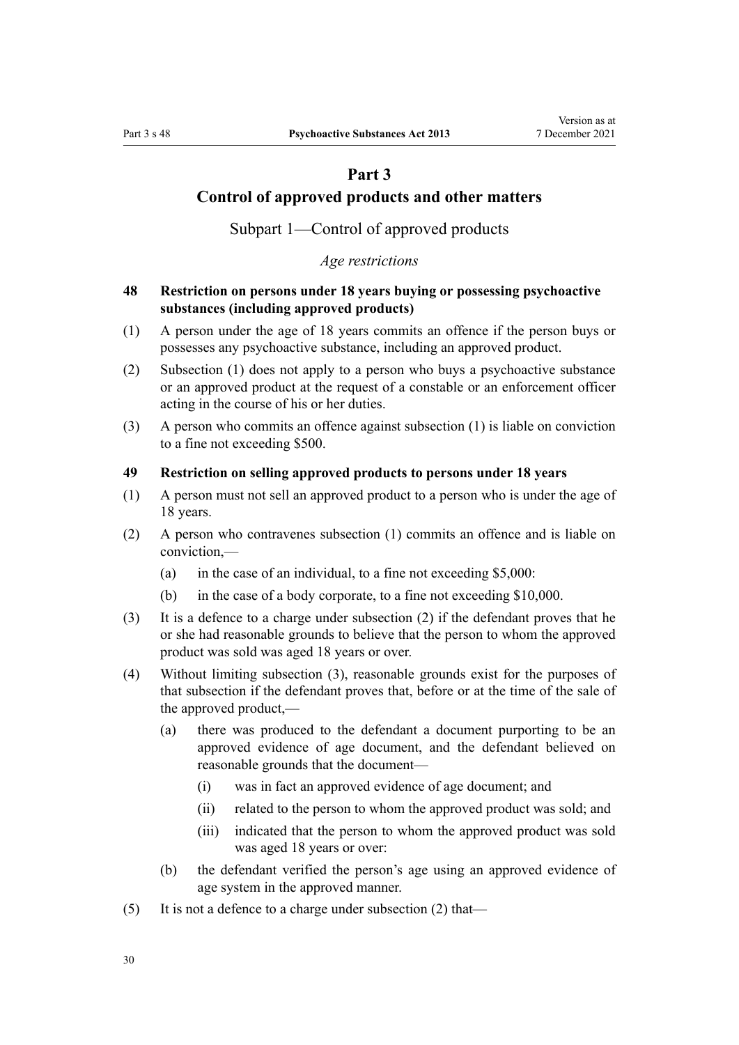# Part 3
# Control of approved products and other matters

## Subpart 1—Control of approved products

*Age restrictions*

### 48 Restriction on persons under 18 years buying or possessing psychoactive substances (including approved products)

(1) A person under the age of 18 years commits an offence if the person buys or possesses any psychoactive substance, including an approved product.

(2) Subsection (1) does not apply to a person who buys a psychoactive substance or an approved product at the request of a constable or an enforcement officer acting in the course of his or her duties.

(3) A person who commits an offence against subsection (1) is liable on conviction to a fine not exceeding $500.

### 49 Restriction on selling approved products to persons under 18 years

(1) A person must not sell an approved product to a person who is under the age of 18 years.

(2) A person who contravenes subsection (1) commits an offence and is liable on conviction,—

  (a) in the case of an individual, to a fine not exceeding $5,000:

  (b) in the case of a body corporate, to a fine not exceeding $10,000.

(3) It is a defence to a charge under subsection (2) if the defendant proves that he or she had reasonable grounds to believe that the person to whom the approved product was sold was aged 18 years or over.

(4) Without limiting subsection (3), reasonable grounds exist for the purposes of that subsection if the defendant proves that, before or at the time of the sale of the approved product,—

  (a) there was produced to the defendant a document purporting to be an approved evidence of age document, and the defendant believed on reasonable grounds that the document—

    (i) was in fact an approved evidence of age document; and

    (ii) related to the person to whom the approved product was sold; and

    (iii) indicated that the person to whom the approved product was sold was aged 18 years or over:

  (b) the defendant verified the person's age using an approved evidence of age system in the approved manner.

(5) It is not a defence to a charge under subsection (2) that—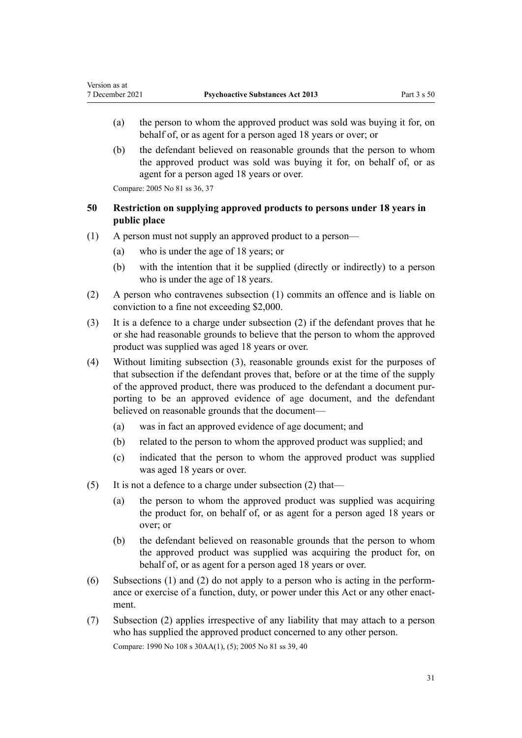(a) the person to whom the approved product was sold was buying it for, on behalf of, or as agent for a person aged 18 years or over; or

(b) the defendant believed on reasonable grounds that the person to whom the approved product was sold was buying it for, on behalf of, or as agent for a person aged 18 years or over.

Compare: 2005 No 81 ss 36, 37

## 50 Restriction on supplying approved products to persons under 18 years in public place

(1) A person must not supply an approved product to a person—

(a) who is under the age of 18 years; or

(b) with the intention that it be supplied (directly or indirectly) to a person who is under the age of 18 years.

(2) A person who contravenes subsection (1) commits an offence and is liable on conviction to a fine not exceeding $2,000.

(3) It is a defence to a charge under subsection (2) if the defendant proves that he or she had reasonable grounds to believe that the person to whom the approved product was supplied was aged 18 years or over.

(4) Without limiting subsection (3), reasonable grounds exist for the purposes of that subsection if the defendant proves that, before or at the time of the supply of the approved product, there was produced to the defendant a document purporting to be an approved evidence of age document, and the defendant believed on reasonable grounds that the document—

(a) was in fact an approved evidence of age document; and

(b) related to the person to whom the approved product was supplied; and

(c) indicated that the person to whom the approved product was supplied was aged 18 years or over.

(5) It is not a defence to a charge under subsection (2) that—

(a) the person to whom the approved product was supplied was acquiring the product for, on behalf of, or as agent for a person aged 18 years or over; or

(b) the defendant believed on reasonable grounds that the person to whom the approved product was supplied was acquiring the product for, on behalf of, or as agent for a person aged 18 years or over.

(6) Subsections (1) and (2) do not apply to a person who is acting in the performance or exercise of a function, duty, or power under this Act or any other enactment.

(7) Subsection (2) applies irrespective of any liability that may attach to a person who has supplied the approved product concerned to any other person.

Compare: 1990 No 108 s 30AA(1), (5); 2005 No 81 ss 39, 40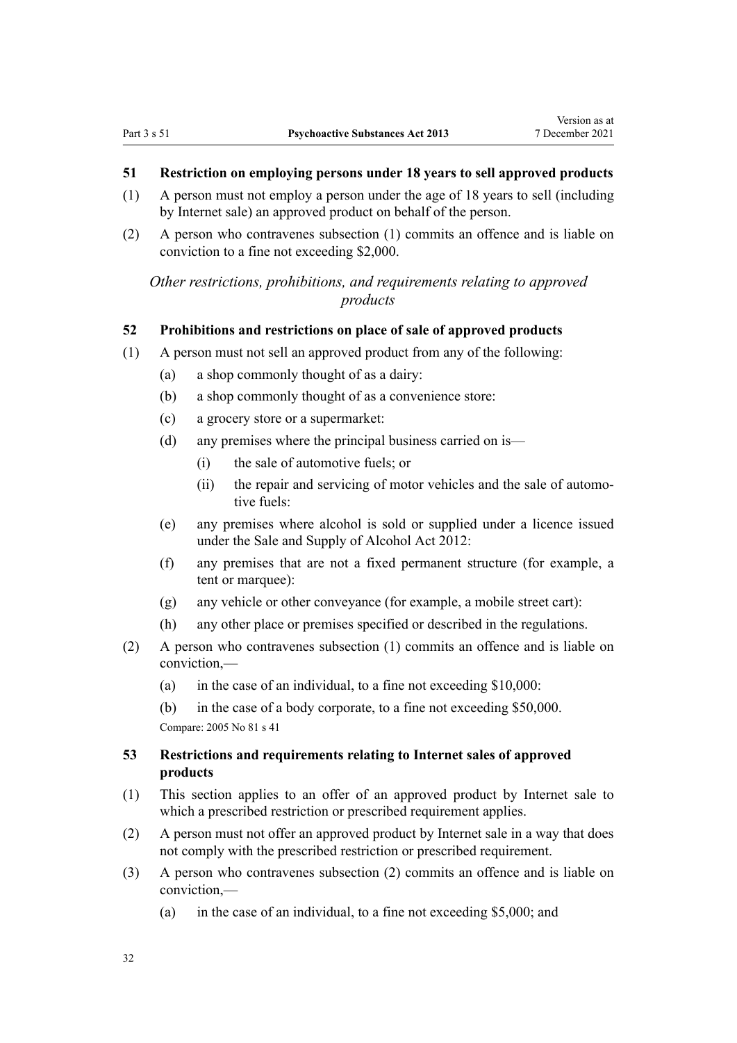### 51 Restriction on employing persons under 18 years to sell approved products

(1) A person must not employ a person under the age of 18 years to sell (including by Internet sale) an approved product on behalf of the person.

(2) A person who contravenes subsection (1) commits an offence and is liable on conviction to a fine not exceeding $2,000.

*Other restrictions, prohibitions, and requirements relating to approved products*

### 52 Prohibitions and restrictions on place of sale of approved products

(1) A person must not sell an approved product from any of the following:

- (a) a shop commonly thought of as a dairy:
- (b) a shop commonly thought of as a convenience store:
- (c) a grocery store or a supermarket:
- (d) any premises where the principal business carried on is—
  - (i) the sale of automotive fuels; or
  - (ii) the repair and servicing of motor vehicles and the sale of automotive fuels:
- (e) any premises where alcohol is sold or supplied under a licence issued under the Sale and Supply of Alcohol Act 2012:
- (f) any premises that are not a fixed permanent structure (for example, a tent or marquee):
- (g) any vehicle or other conveyance (for example, a mobile street cart):
- (h) any other place or premises specified or described in the regulations.

(2) A person who contravenes subsection (1) commits an offence and is liable on conviction,—

- (a) in the case of an individual, to a fine not exceeding $10,000:
- (b) in the case of a body corporate, to a fine not exceeding $50,000.

Compare: 2005 No 81 s 41

### 53 Restrictions and requirements relating to Internet sales of approved products

(1) This section applies to an offer of an approved product by Internet sale to which a prescribed restriction or prescribed requirement applies.

(2) A person must not offer an approved product by Internet sale in a way that does not comply with the prescribed restriction or prescribed requirement.

(3) A person who contravenes subsection (2) commits an offence and is liable on conviction,—

- (a) in the case of an individual, to a fine not exceeding $5,000; and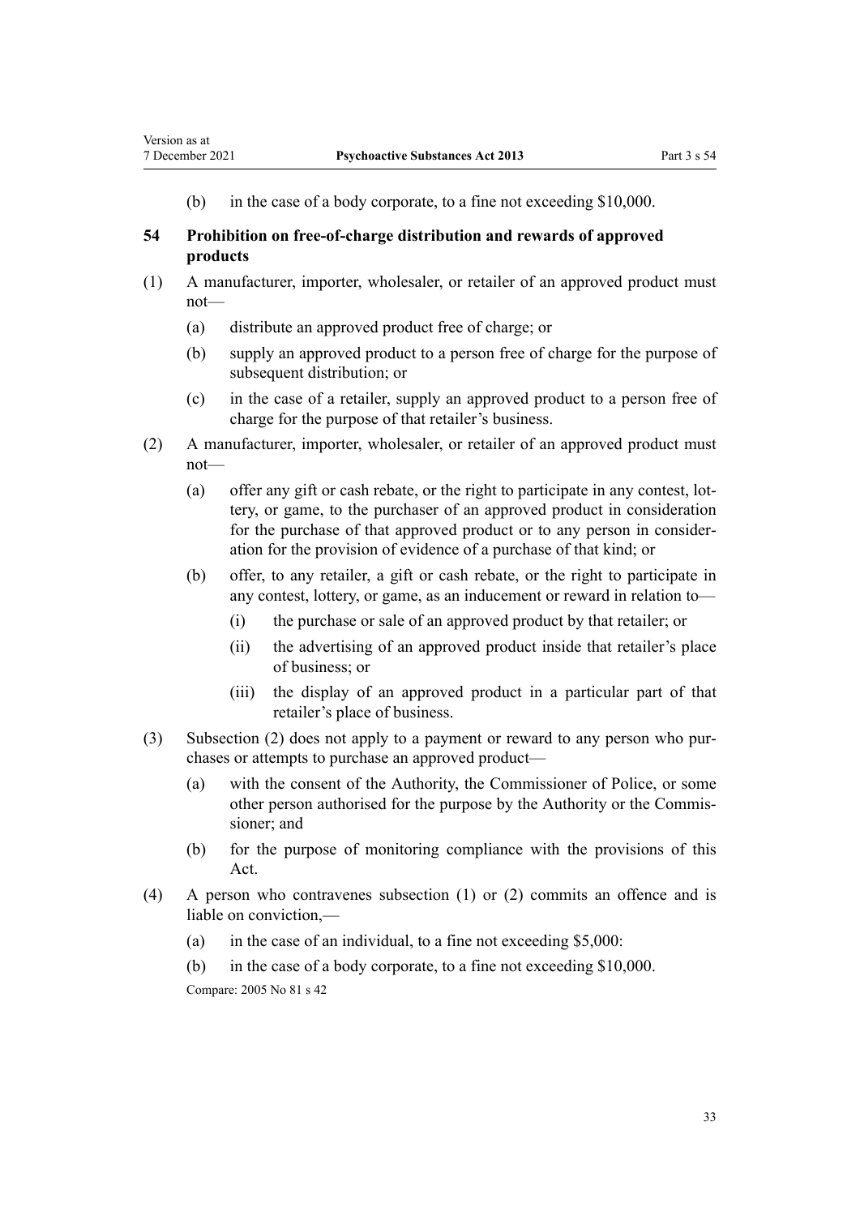(b) in the case of a body corporate, to a fine not exceeding $10,000.

### 54 Prohibition on free-of-charge distribution and rewards of approved products

(1) A manufacturer, importer, wholesaler, or retailer of an approved product must not—

(a) distribute an approved product free of charge; or

(b) supply an approved product to a person free of charge for the purpose of subsequent distribution; or

(c) in the case of a retailer, supply an approved product to a person free of charge for the purpose of that retailer's business.

(2) A manufacturer, importer, wholesaler, or retailer of an approved product must not—

(a) offer any gift or cash rebate, or the right to participate in any contest, lottery, or game, to the purchaser of an approved product in consideration for the purchase of that approved product or to any person in consideration for the provision of evidence of a purchase of that kind; or

(b) offer, to any retailer, a gift or cash rebate, or the right to participate in any contest, lottery, or game, as an inducement or reward in relation to—

(i) the purchase or sale of an approved product by that retailer; or

(ii) the advertising of an approved product inside that retailer's place of business; or

(iii) the display of an approved product in a particular part of that retailer's place of business.

(3) Subsection (2) does not apply to a payment or reward to any person who purchases or attempts to purchase an approved product—

(a) with the consent of the Authority, the Commissioner of Police, or some other person authorised for the purpose by the Authority or the Commissioner; and

(b) for the purpose of monitoring compliance with the provisions of this Act.

(4) A person who contravenes subsection (1) or (2) commits an offence and is liable on conviction,—

(a) in the case of an individual, to a fine not exceeding $5,000:

(b) in the case of a body corporate, to a fine not exceeding $10,000.

Compare: 2005 No 81 s 42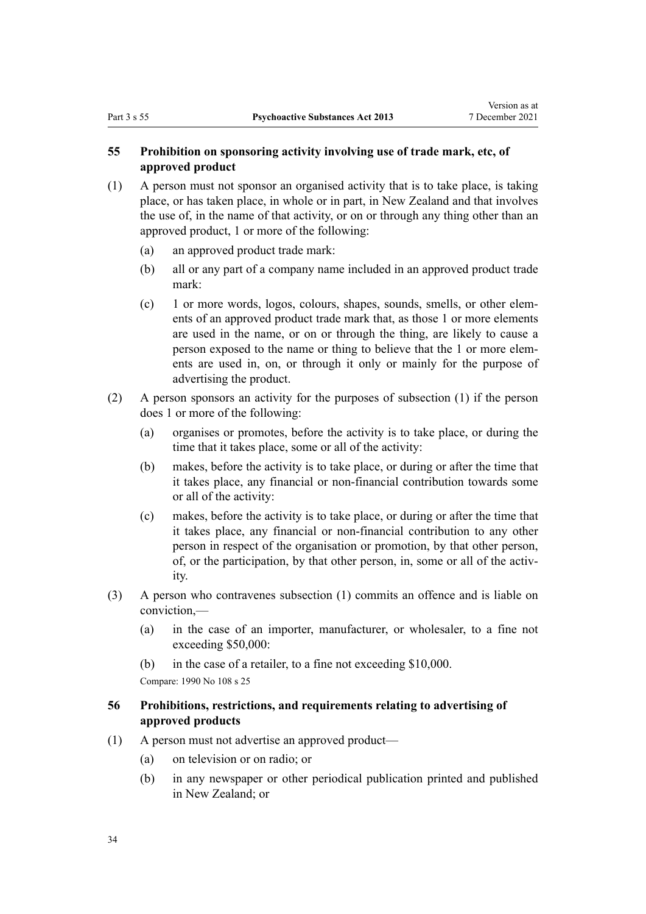## 55 Prohibition on sponsoring activity involving use of trade mark, etc, of approved product

(1) A person must not sponsor an organised activity that is to take place, is taking place, or has taken place, in whole or in part, in New Zealand and that involves the use of, in the name of that activity, or on or through any thing other than an approved product, 1 or more of the following:

(a) an approved product trade mark:

(b) all or any part of a company name included in an approved product trade mark:

(c) 1 or more words, logos, colours, shapes, sounds, smells, or other elements of an approved product trade mark that, as those 1 or more elements are used in the name, or on or through the thing, are likely to cause a person exposed to the name or thing to believe that the 1 or more elements are used in, on, or through it only or mainly for the purpose of advertising the product.

(2) A person sponsors an activity for the purposes of subsection (1) if the person does 1 or more of the following:

(a) organises or promotes, before the activity is to take place, or during the time that it takes place, some or all of the activity:

(b) makes, before the activity is to take place, or during or after the time that it takes place, any financial or non-financial contribution towards some or all of the activity:

(c) makes, before the activity is to take place, or during or after the time that it takes place, any financial or non-financial contribution to any other person in respect of the organisation or promotion, by that other person, of, or the participation, by that other person, in, some or all of the activity.

(3) A person who contravenes subsection (1) commits an offence and is liable on conviction,—

(a) in the case of an importer, manufacturer, or wholesaler, to a fine not exceeding $50,000:

(b) in the case of a retailer, to a fine not exceeding $10,000.

Compare: 1990 No 108 s 25

## 56 Prohibitions, restrictions, and requirements relating to advertising of approved products

(1) A person must not advertise an approved product—

(a) on television or on radio; or

(b) in any newspaper or other periodical publication printed and published in New Zealand; or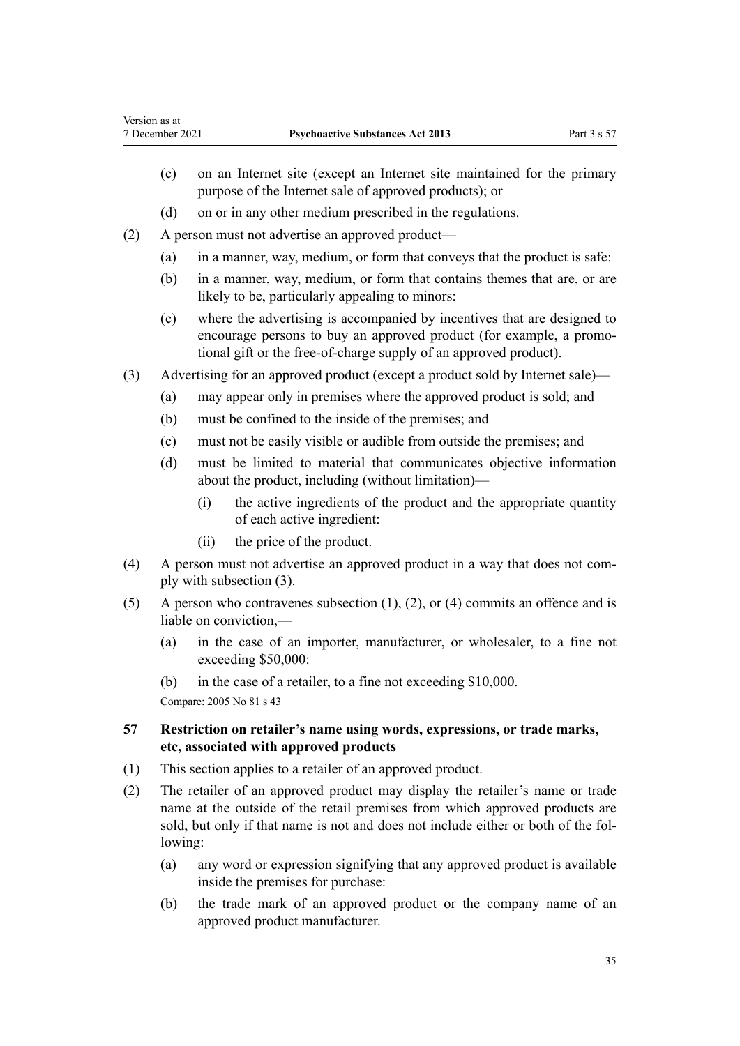(c) on an Internet site (except an Internet site maintained for the primary purpose of the Internet sale of approved products); or

(d) on or in any other medium prescribed in the regulations.

(2) A person must not advertise an approved product—

(a) in a manner, way, medium, or form that conveys that the product is safe:

(b) in a manner, way, medium, or form that contains themes that are, or are likely to be, particularly appealing to minors:

(c) where the advertising is accompanied by incentives that are designed to encourage persons to buy an approved product (for example, a promotional gift or the free-of-charge supply of an approved product).

(3) Advertising for an approved product (except a product sold by Internet sale)—

(a) may appear only in premises where the approved product is sold; and

(b) must be confined to the inside of the premises; and

(c) must not be easily visible or audible from outside the premises; and

(d) must be limited to material that communicates objective information about the product, including (without limitation)—

(i) the active ingredients of the product and the appropriate quantity of each active ingredient:

(ii) the price of the product.

(4) A person must not advertise an approved product in a way that does not comply with subsection (3).

(5) A person who contravenes subsection (1), (2), or (4) commits an offence and is liable on conviction,—

(a) in the case of an importer, manufacturer, or wholesaler, to a fine not exceeding $50,000:

(b) in the case of a retailer, to a fine not exceeding $10,000.

Compare: 2005 No 81 s 43

### 57 Restriction on retailer's name using words, expressions, or trade marks, etc, associated with approved products

(1) This section applies to a retailer of an approved product.

(2) The retailer of an approved product may display the retailer's name or trade name at the outside of the retail premises from which approved products are sold, but only if that name is not and does not include either or both of the following:

(a) any word or expression signifying that any approved product is available inside the premises for purchase:

(b) the trade mark of an approved product or the company name of an approved product manufacturer.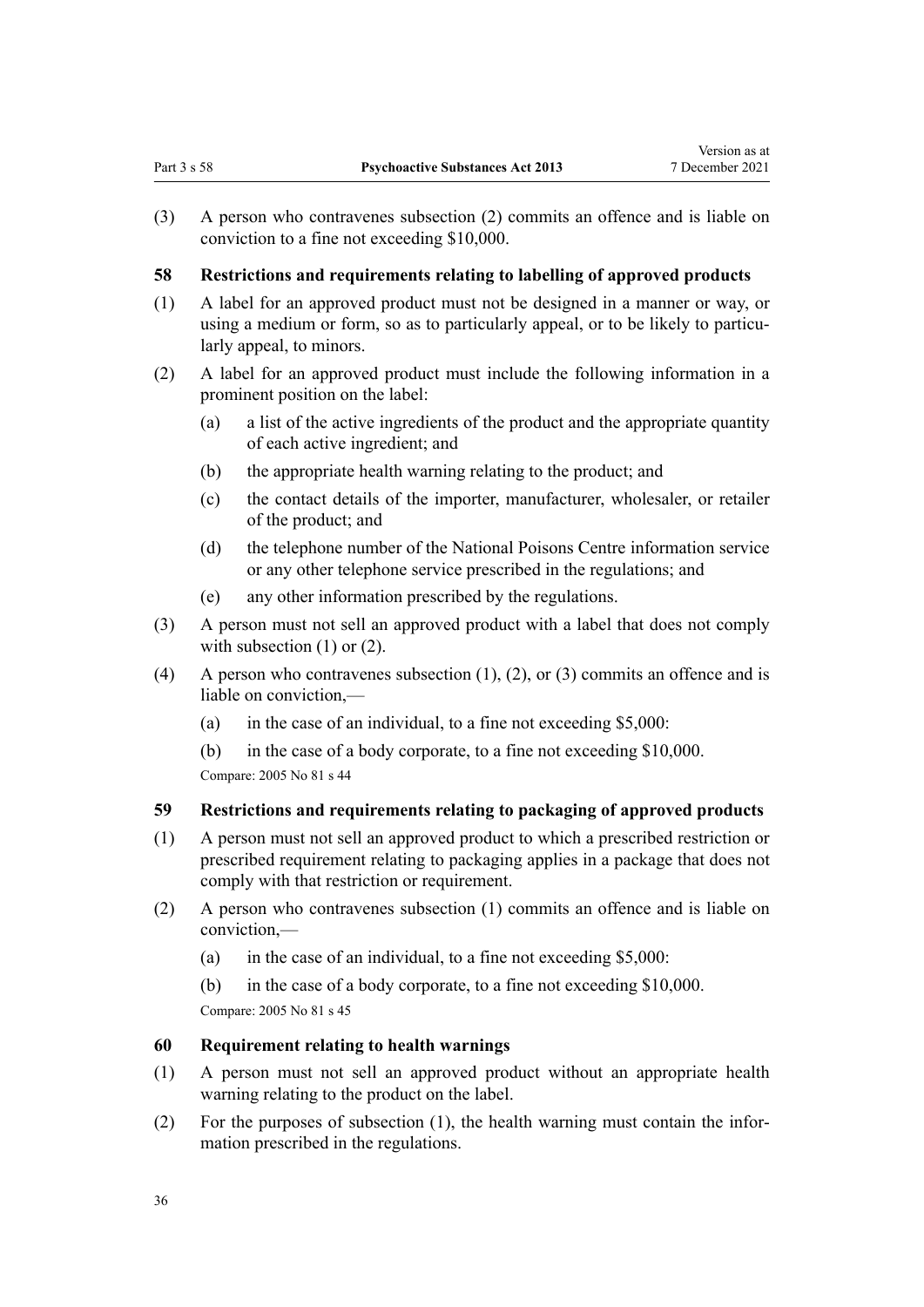(3) A person who contravenes subsection (2) commits an offence and is liable on conviction to a fine not exceeding $10,000.

### 58 Restrictions and requirements relating to labelling of approved products

(1) A label for an approved product must not be designed in a manner or way, or using a medium or form, so as to particularly appeal, or to be likely to particularly appeal, to minors.

(2) A label for an approved product must include the following information in a prominent position on the label:

- (a) a list of the active ingredients of the product and the appropriate quantity of each active ingredient; and
- (b) the appropriate health warning relating to the product; and
- (c) the contact details of the importer, manufacturer, wholesaler, or retailer of the product; and
- (d) the telephone number of the National Poisons Centre information service or any other telephone service prescribed in the regulations; and
- (e) any other information prescribed by the regulations.

(3) A person must not sell an approved product with a label that does not comply with subsection (1) or (2).

(4) A person who contravenes subsection (1), (2), or (3) commits an offence and is liable on conviction,—

- (a) in the case of an individual, to a fine not exceeding $5,000:
- (b) in the case of a body corporate, to a fine not exceeding $10,000.

Compare: 2005 No 81 s 44

### 59 Restrictions and requirements relating to packaging of approved products

(1) A person must not sell an approved product to which a prescribed restriction or prescribed requirement relating to packaging applies in a package that does not comply with that restriction or requirement.

(2) A person who contravenes subsection (1) commits an offence and is liable on conviction,—

- (a) in the case of an individual, to a fine not exceeding $5,000:
- (b) in the case of a body corporate, to a fine not exceeding $10,000.

Compare: 2005 No 81 s 45

### 60 Requirement relating to health warnings

(1) A person must not sell an approved product without an appropriate health warning relating to the product on the label.

(2) For the purposes of subsection (1), the health warning must contain the information prescribed in the regulations.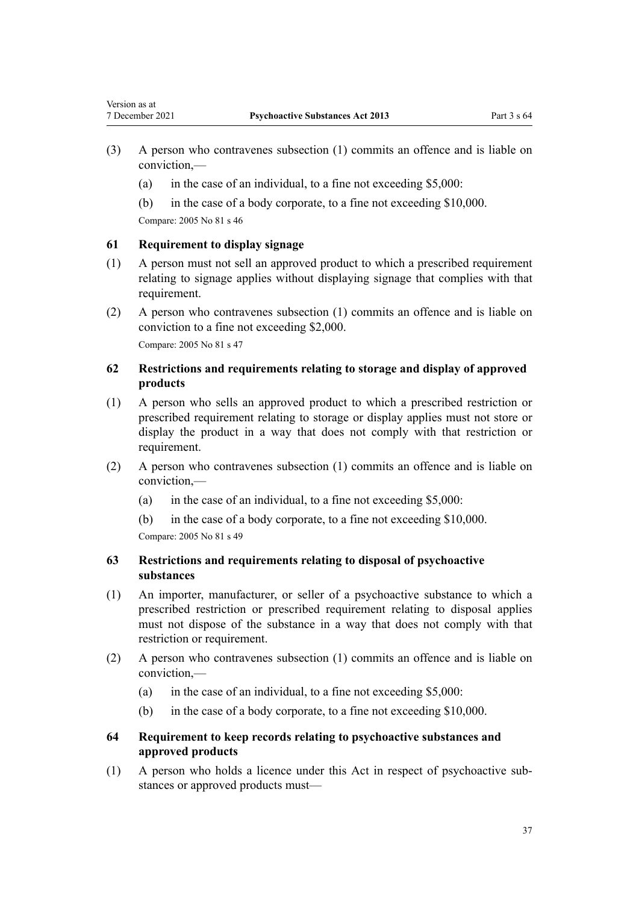(3) A person who contravenes subsection (1) commits an offence and is liable on conviction,—

(a) in the case of an individual, to a fine not exceeding $5,000:

(b) in the case of a body corporate, to a fine not exceeding $10,000.

Compare: 2005 No 81 s 46

### 61 Requirement to display signage

(1) A person must not sell an approved product to which a prescribed requirement relating to signage applies without displaying signage that complies with that requirement.

(2) A person who contravenes subsection (1) commits an offence and is liable on conviction to a fine not exceeding $2,000.

Compare: 2005 No 81 s 47

### 62 Restrictions and requirements relating to storage and display of approved products

(1) A person who sells an approved product to which a prescribed restriction or prescribed requirement relating to storage or display applies must not store or display the product in a way that does not comply with that restriction or requirement.

(2) A person who contravenes subsection (1) commits an offence and is liable on conviction,—

(a) in the case of an individual, to a fine not exceeding $5,000:

(b) in the case of a body corporate, to a fine not exceeding $10,000.

Compare: 2005 No 81 s 49

### 63 Restrictions and requirements relating to disposal of psychoactive substances

(1) An importer, manufacturer, or seller of a psychoactive substance to which a prescribed restriction or prescribed requirement relating to disposal applies must not dispose of the substance in a way that does not comply with that restriction or requirement.

(2) A person who contravenes subsection (1) commits an offence and is liable on conviction,—

(a) in the case of an individual, to a fine not exceeding $5,000:

(b) in the case of a body corporate, to a fine not exceeding $10,000.

### 64 Requirement to keep records relating to psychoactive substances and approved products

(1) A person who holds a licence under this Act in respect of psychoactive substances or approved products must—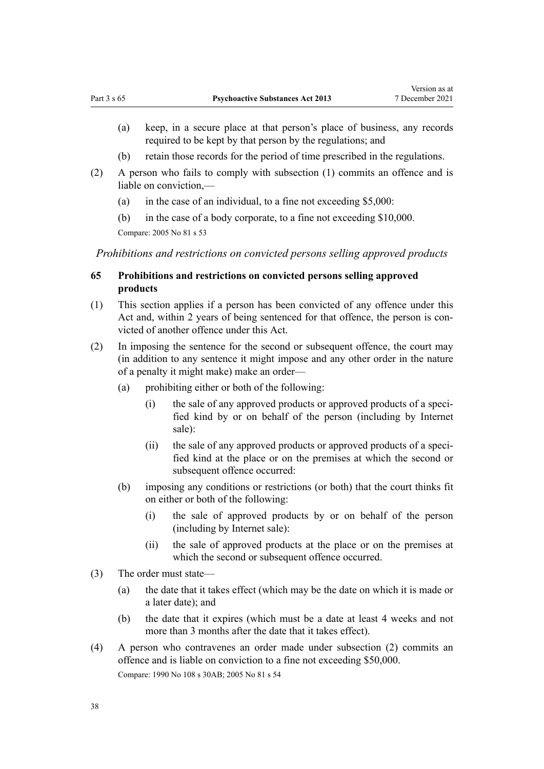(a) keep, in a secure place at that person's place of business, any records required to be kept by that person by the regulations; and

(b) retain those records for the period of time prescribed in the regulations.

(2) A person who fails to comply with subsection (1) commits an offence and is liable on conviction,—

(a) in the case of an individual, to a fine not exceeding $5,000:

(b) in the case of a body corporate, to a fine not exceeding $10,000.

Compare: 2005 No 81 s 53

*Prohibitions and restrictions on convicted persons selling approved products*

### 65 Prohibitions and restrictions on convicted persons selling approved products

(1) This section applies if a person has been convicted of any offence under this Act and, within 2 years of being sentenced for that offence, the person is convicted of another offence under this Act.

(2) In imposing the sentence for the second or subsequent offence, the court may (in addition to any sentence it might impose and any other order in the nature of a penalty it might make) make an order—

(a) prohibiting either or both of the following:

(i) the sale of any approved products or approved products of a specified kind by or on behalf of the person (including by Internet sale):

(ii) the sale of any approved products or approved products of a specified kind at the place or on the premises at which the second or subsequent offence occurred:

(b) imposing any conditions or restrictions (or both) that the court thinks fit on either or both of the following:

(i) the sale of approved products by or on behalf of the person (including by Internet sale):

(ii) the sale of approved products at the place or on the premises at which the second or subsequent offence occurred.

(3) The order must state—

(a) the date that it takes effect (which may be the date on which it is made or a later date); and

(b) the date that it expires (which must be a date at least 4 weeks and not more than 3 months after the date that it takes effect).

(4) A person who contravenes an order made under subsection (2) commits an offence and is liable on conviction to a fine not exceeding $50,000.

Compare: 1990 No 108 s 30AB; 2005 No 81 s 54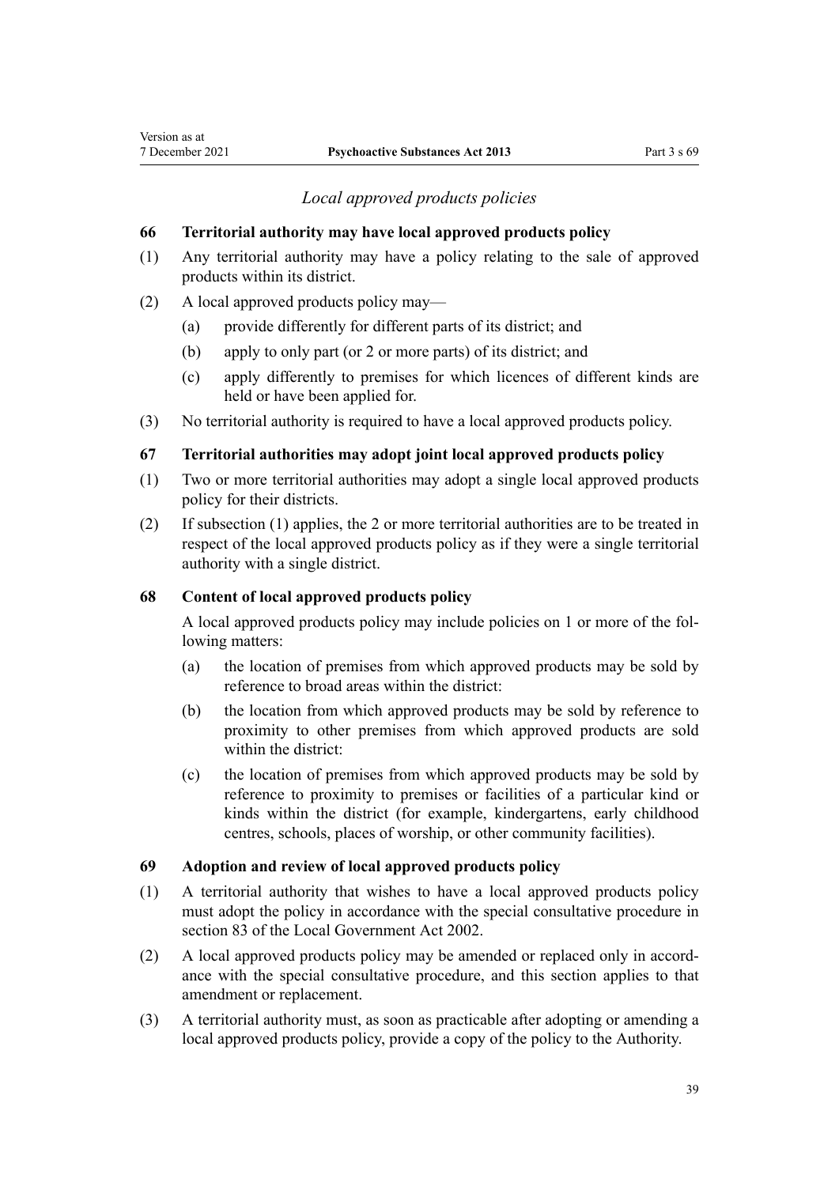### *Local approved products policies*

**66 Territorial authority may have local approved products policy**

(1) Any territorial authority may have a policy relating to the sale of approved products within its district.

(2) A local approved products policy may—

(a) provide differently for different parts of its district; and

(b) apply to only part (or 2 or more parts) of its district; and

(c) apply differently to premises for which licences of different kinds are held or have been applied for.

(3) No territorial authority is required to have a local approved products policy.

**67 Territorial authorities may adopt joint local approved products policy**

(1) Two or more territorial authorities may adopt a single local approved products policy for their districts.

(2) If subsection (1) applies, the 2 or more territorial authorities are to be treated in respect of the local approved products policy as if they were a single territorial authority with a single district.

**68 Content of local approved products policy**

A local approved products policy may include policies on 1 or more of the following matters:

(a) the location of premises from which approved products may be sold by reference to broad areas within the district:

(b) the location from which approved products may be sold by reference to proximity to other premises from which approved products are sold within the district:

(c) the location of premises from which approved products may be sold by reference to proximity to premises or facilities of a particular kind or kinds within the district (for example, kindergartens, early childhood centres, schools, places of worship, or other community facilities).

**69 Adoption and review of local approved products policy**

(1) A territorial authority that wishes to have a local approved products policy must adopt the policy in accordance with the special consultative procedure in section 83 of the Local Government Act 2002.

(2) A local approved products policy may be amended or replaced only in accordance with the special consultative procedure, and this section applies to that amendment or replacement.

(3) A territorial authority must, as soon as practicable after adopting or amending a local approved products policy, provide a copy of the policy to the Authority.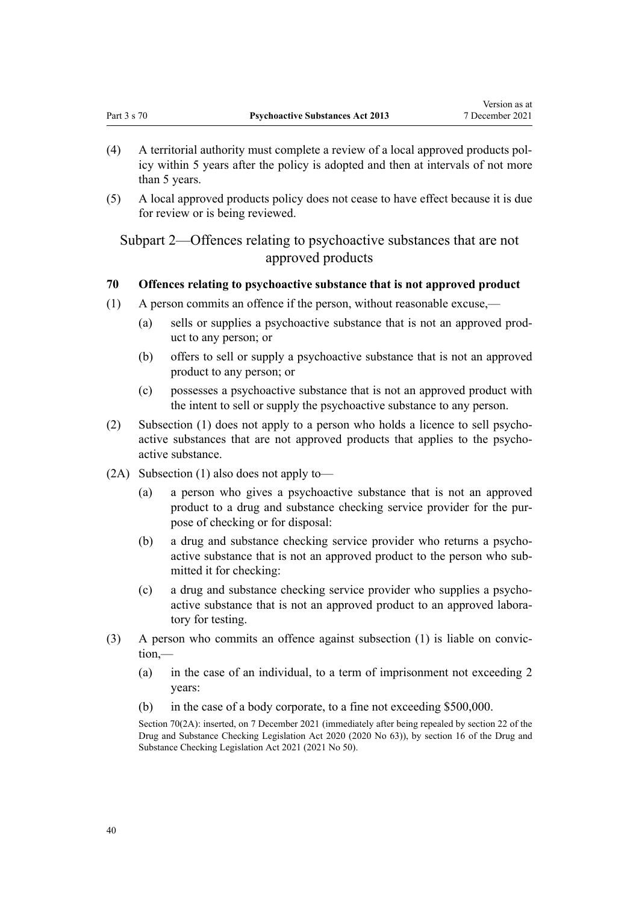(4) A territorial authority must complete a review of a local approved products policy within 5 years after the policy is adopted and then at intervals of not more than 5 years.

(5) A local approved products policy does not cease to have effect because it is due for review or is being reviewed.

## Subpart 2—Offences relating to psychoactive substances that are not approved products

### 70 Offences relating to psychoactive substance that is not approved product

(1) A person commits an offence if the person, without reasonable excuse,—

- (a) sells or supplies a psychoactive substance that is not an approved product to any person; or
- (b) offers to sell or supply a psychoactive substance that is not an approved product to any person; or
- (c) possesses a psychoactive substance that is not an approved product with the intent to sell or supply the psychoactive substance to any person.

(2) Subsection (1) does not apply to a person who holds a licence to sell psychoactive substances that are not approved products that applies to the psychoactive substance.

(2A) Subsection (1) also does not apply to—

- (a) a person who gives a psychoactive substance that is not an approved product to a drug and substance checking service provider for the purpose of checking or for disposal:
- (b) a drug and substance checking service provider who returns a psychoactive substance that is not an approved product to the person who submitted it for checking:
- (c) a drug and substance checking service provider who supplies a psychoactive substance that is not an approved product to an approved laboratory for testing.

(3) A person who commits an offence against subsection (1) is liable on conviction,—

- (a) in the case of an individual, to a term of imprisonment not exceeding 2 years:
- (b) in the case of a body corporate, to a fine not exceeding $500,000.

Section 70(2A): inserted, on 7 December 2021 (immediately after being repealed by section 22 of the Drug and Substance Checking Legislation Act 2020 (2020 No 63)), by section 16 of the Drug and Substance Checking Legislation Act 2021 (2021 No 50).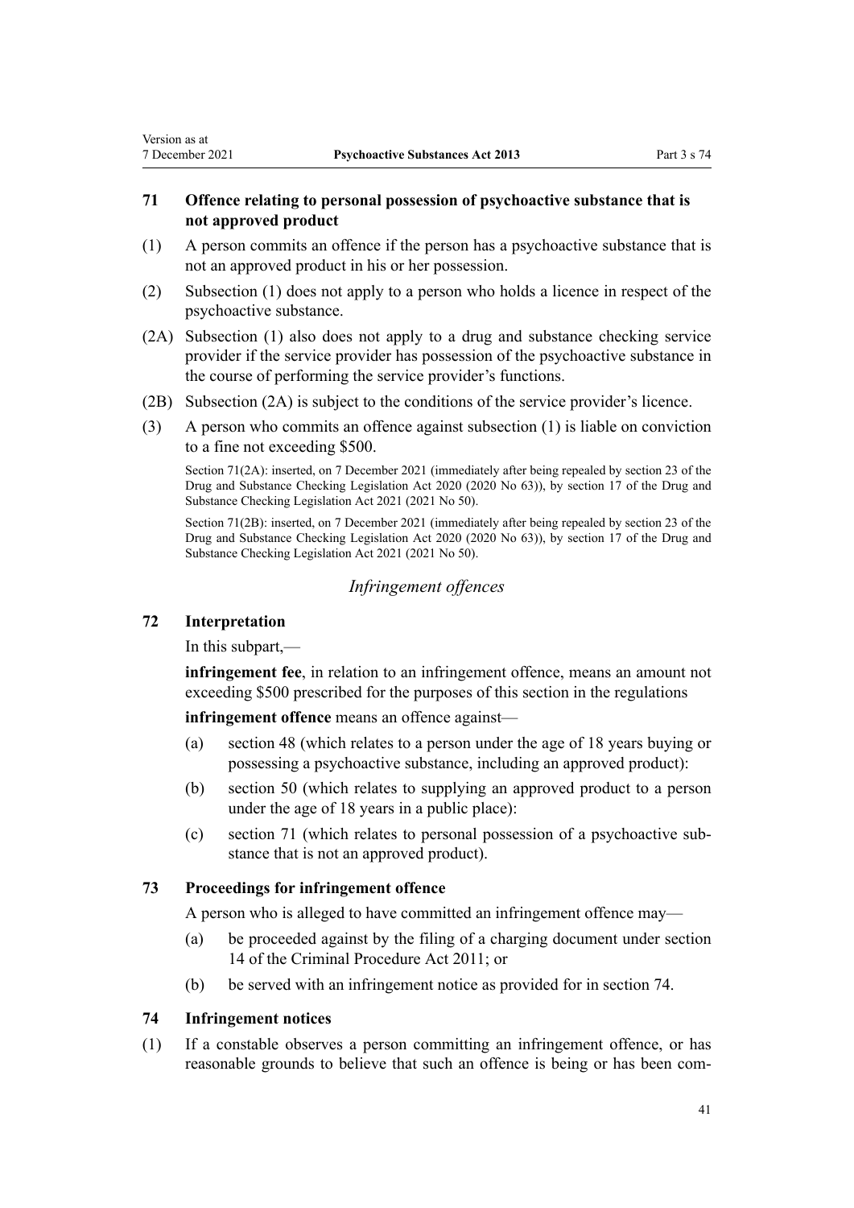### 71 Offence relating to personal possession of psychoactive substance that is not approved product

(1) A person commits an offence if the person has a psychoactive substance that is not an approved product in his or her possession.

(2) Subsection (1) does not apply to a person who holds a licence in respect of the psychoactive substance.

(2A) Subsection (1) also does not apply to a drug and substance checking service provider if the service provider has possession of the psychoactive substance in the course of performing the service provider's functions.

(2B) Subsection (2A) is subject to the conditions of the service provider's licence.

(3) A person who commits an offence against subsection (1) is liable on conviction to a fine not exceeding $500.

Section 71(2A): inserted, on 7 December 2021 (immediately after being repealed by section 23 of the Drug and Substance Checking Legislation Act 2020 (2020 No 63)), by section 17 of the Drug and Substance Checking Legislation Act 2021 (2021 No 50).

Section 71(2B): inserted, on 7 December 2021 (immediately after being repealed by section 23 of the Drug and Substance Checking Legislation Act 2020 (2020 No 63)), by section 17 of the Drug and Substance Checking Legislation Act 2021 (2021 No 50).

## *Infringement offences*

### 72 Interpretation

In this subpart,—

**infringement fee**, in relation to an infringement offence, means an amount not exceeding $500 prescribed for the purposes of this section in the regulations

**infringement offence** means an offence against—

(a) section 48 (which relates to a person under the age of 18 years buying or possessing a psychoactive substance, including an approved product):

(b) section 50 (which relates to supplying an approved product to a person under the age of 18 years in a public place):

(c) section 71 (which relates to personal possession of a psychoactive substance that is not an approved product).

### 73 Proceedings for infringement offence

A person who is alleged to have committed an infringement offence may—

(a) be proceeded against by the filing of a charging document under section 14 of the Criminal Procedure Act 2011; or

(b) be served with an infringement notice as provided for in section 74.

### 74 Infringement notices

(1) If a constable observes a person committing an infringement offence, or has reasonable grounds to believe that such an offence is being or has been com-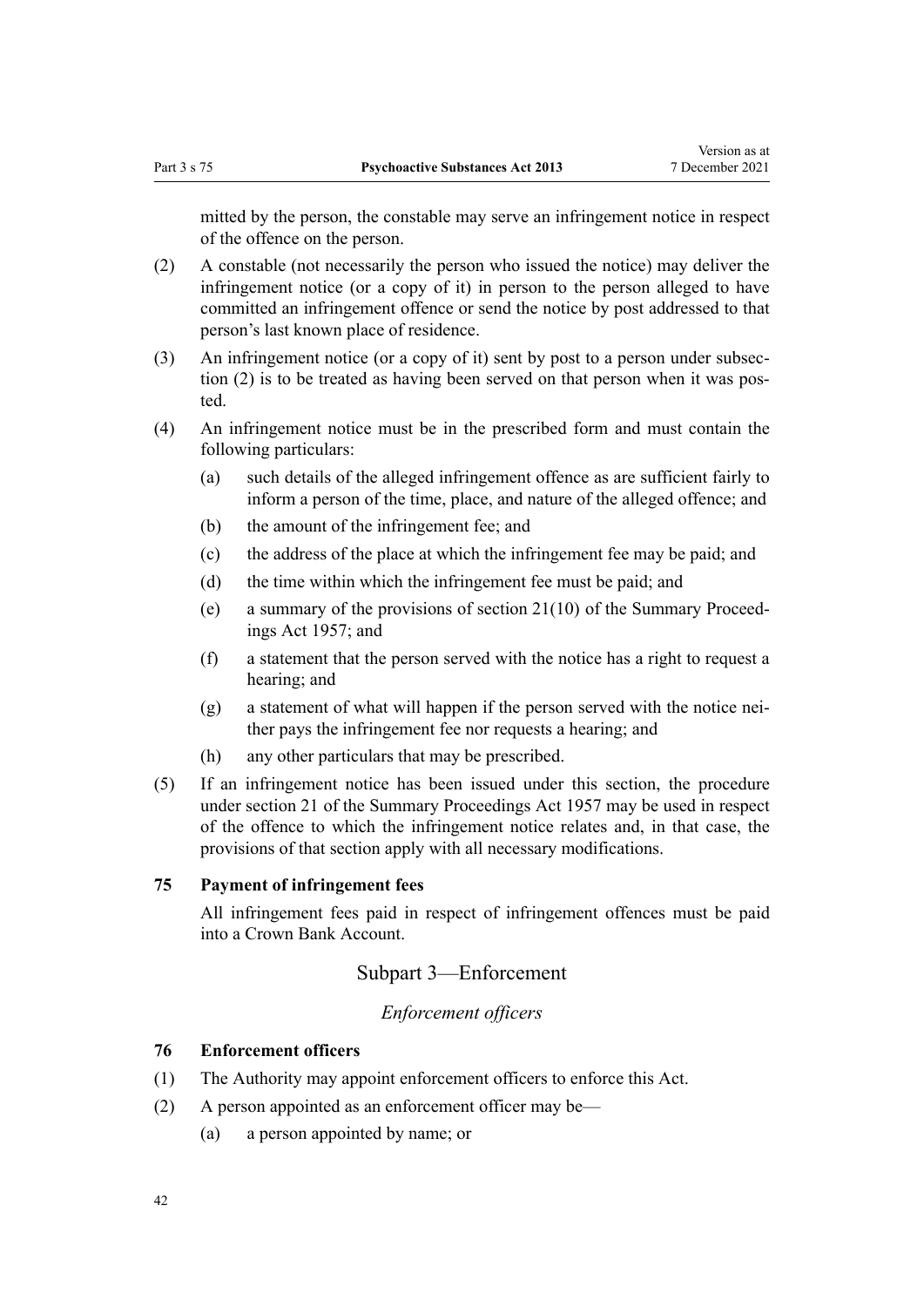mitted by the person, the constable may serve an infringement notice in respect of the offence on the person.

(2) A constable (not necessarily the person who issued the notice) may deliver the infringement notice (or a copy of it) in person to the person alleged to have committed an infringement offence or send the notice by post addressed to that person's last known place of residence.

(3) An infringement notice (or a copy of it) sent by post to a person under subsection (2) is to be treated as having been served on that person when it was posted.

(4) An infringement notice must be in the prescribed form and must contain the following particulars:

- (a) such details of the alleged infringement offence as are sufficient fairly to inform a person of the time, place, and nature of the alleged offence; and
- (b) the amount of the infringement fee; and
- (c) the address of the place at which the infringement fee may be paid; and
- (d) the time within which the infringement fee must be paid; and
- (e) a summary of the provisions of section 21(10) of the Summary Proceedings Act 1957; and
- (f) a statement that the person served with the notice has a right to request a hearing; and
- (g) a statement of what will happen if the person served with the notice neither pays the infringement fee nor requests a hearing; and
- (h) any other particulars that may be prescribed.

(5) If an infringement notice has been issued under this section, the procedure under section 21 of the Summary Proceedings Act 1957 may be used in respect of the offence to which the infringement notice relates and, in that case, the provisions of that section apply with all necessary modifications.

### 75 Payment of infringement fees

All infringement fees paid in respect of infringement offences must be paid into a Crown Bank Account.

## Subpart 3—Enforcement

*Enforcement officers*

### 76 Enforcement officers

(1) The Authority may appoint enforcement officers to enforce this Act.

(2) A person appointed as an enforcement officer may be—

- (a) a person appointed by name; or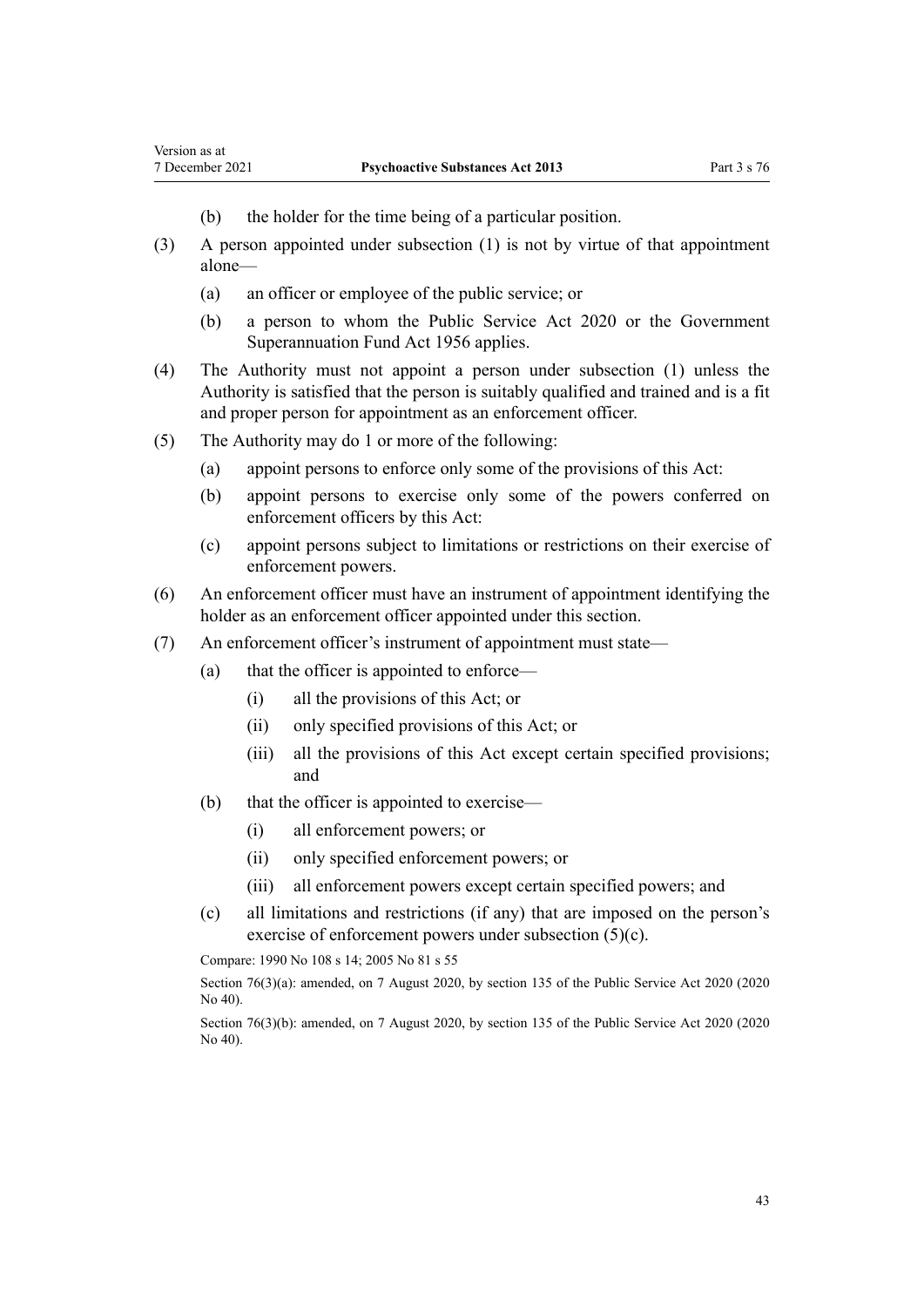(b) the holder for the time being of a particular position.

(3) A person appointed under subsection (1) is not by virtue of that appointment alone—

(a) an officer or employee of the public service; or

(b) a person to whom the Public Service Act 2020 or the Government Superannuation Fund Act 1956 applies.

(4) The Authority must not appoint a person under subsection (1) unless the Authority is satisfied that the person is suitably qualified and trained and is a fit and proper person for appointment as an enforcement officer.

(5) The Authority may do 1 or more of the following:

(a) appoint persons to enforce only some of the provisions of this Act:

(b) appoint persons to exercise only some of the powers conferred on enforcement officers by this Act:

(c) appoint persons subject to limitations or restrictions on their exercise of enforcement powers.

(6) An enforcement officer must have an instrument of appointment identifying the holder as an enforcement officer appointed under this section.

(7) An enforcement officer's instrument of appointment must state—

(a) that the officer is appointed to enforce—

(i) all the provisions of this Act; or

(ii) only specified provisions of this Act; or

(iii) all the provisions of this Act except certain specified provisions; and

(b) that the officer is appointed to exercise—

(i) all enforcement powers; or

(ii) only specified enforcement powers; or

(iii) all enforcement powers except certain specified powers; and

(c) all limitations and restrictions (if any) that are imposed on the person's exercise of enforcement powers under subsection (5)(c).

Compare: 1990 No 108 s 14; 2005 No 81 s 55

Section 76(3)(a): amended, on 7 August 2020, by section 135 of the Public Service Act 2020 (2020 No 40).

Section 76(3)(b): amended, on 7 August 2020, by section 135 of the Public Service Act 2020 (2020 No 40).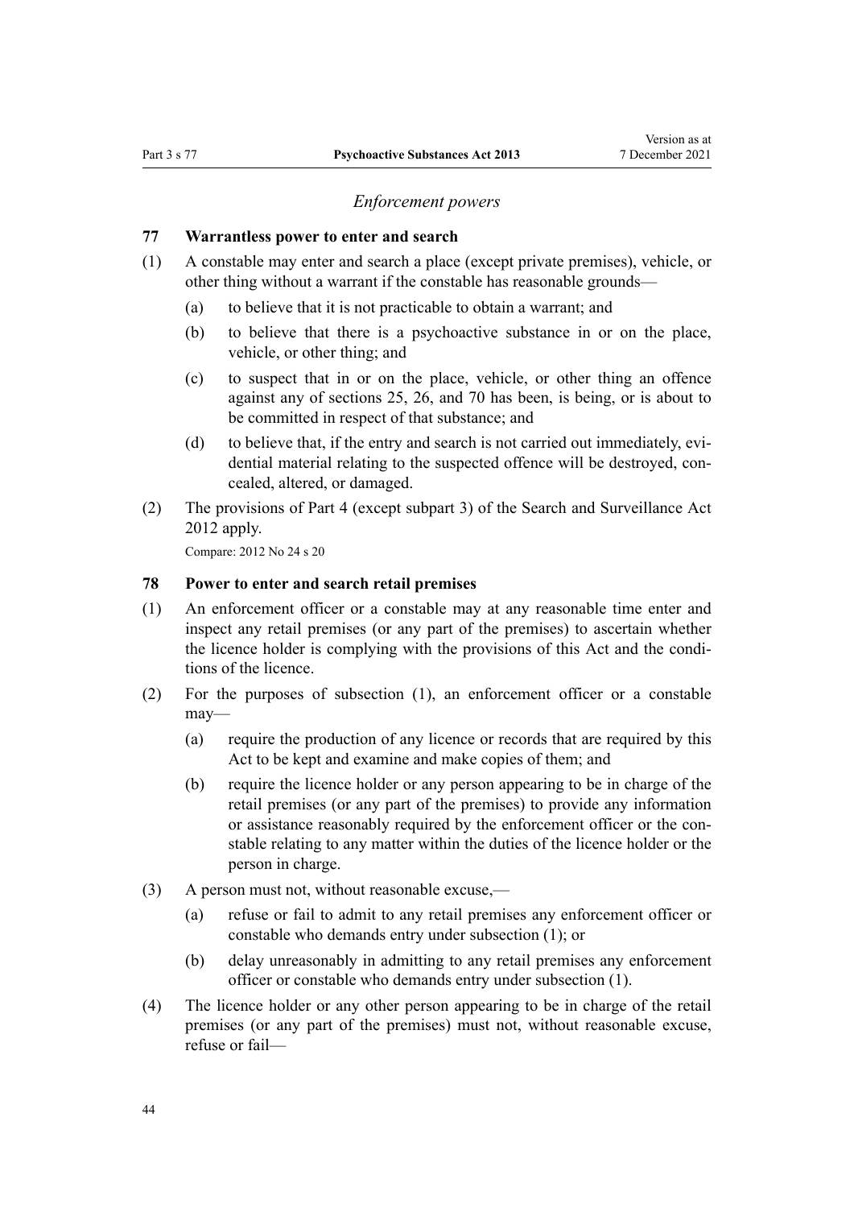*Enforcement powers*

### 77 Warrantless power to enter and search

(1) A constable may enter and search a place (except private premises), vehicle, or other thing without a warrant if the constable has reasonable grounds—

- (a) to believe that it is not practicable to obtain a warrant; and
- (b) to believe that there is a psychoactive substance in or on the place, vehicle, or other thing; and
- (c) to suspect that in or on the place, vehicle, or other thing an offence against any of sections 25, 26, and 70 has been, is being, or is about to be committed in respect of that substance; and
- (d) to believe that, if the entry and search is not carried out immediately, evidential material relating to the suspected offence will be destroyed, concealed, altered, or damaged.

(2) The provisions of Part 4 (except subpart 3) of the Search and Surveillance Act 2012 apply.

Compare: 2012 No 24 s 20

### 78 Power to enter and search retail premises

(1) An enforcement officer or a constable may at any reasonable time enter and inspect any retail premises (or any part of the premises) to ascertain whether the licence holder is complying with the provisions of this Act and the conditions of the licence.

(2) For the purposes of subsection (1), an enforcement officer or a constable may—

- (a) require the production of any licence or records that are required by this Act to be kept and examine and make copies of them; and
- (b) require the licence holder or any person appearing to be in charge of the retail premises (or any part of the premises) to provide any information or assistance reasonably required by the enforcement officer or the constable relating to any matter within the duties of the licence holder or the person in charge.

(3) A person must not, without reasonable excuse,—

- (a) refuse or fail to admit to any retail premises any enforcement officer or constable who demands entry under subsection (1); or
- (b) delay unreasonably in admitting to any retail premises any enforcement officer or constable who demands entry under subsection (1).

(4) The licence holder or any other person appearing to be in charge of the retail premises (or any part of the premises) must not, without reasonable excuse, refuse or fail—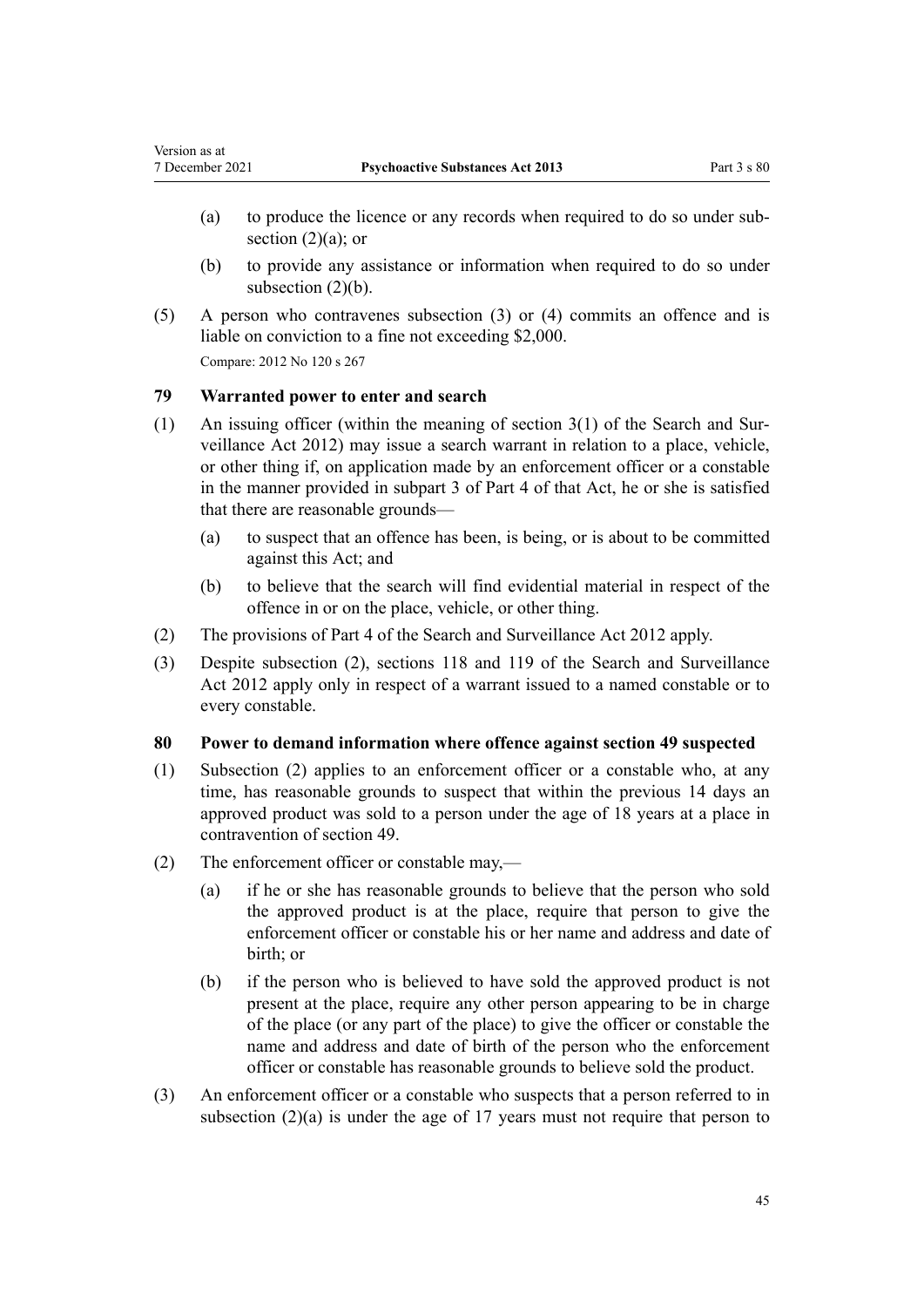(a) to produce the licence or any records when required to do so under subsection (2)(a); or

(b) to provide any assistance or information when required to do so under subsection (2)(b).

(5) A person who contravenes subsection (3) or (4) commits an offence and is liable on conviction to a fine not exceeding $2,000.

Compare: 2012 No 120 s 267

### 79 Warranted power to enter and search

(1) An issuing officer (within the meaning of section 3(1) of the Search and Surveillance Act 2012) may issue a search warrant in relation to a place, vehicle, or other thing if, on application made by an enforcement officer or a constable in the manner provided in subpart 3 of Part 4 of that Act, he or she is satisfied that there are reasonable grounds—

(a) to suspect that an offence has been, is being, or is about to be committed against this Act; and

(b) to believe that the search will find evidential material in respect of the offence in or on the place, vehicle, or other thing.

(2) The provisions of Part 4 of the Search and Surveillance Act 2012 apply.

(3) Despite subsection (2), sections 118 and 119 of the Search and Surveillance Act 2012 apply only in respect of a warrant issued to a named constable or to every constable.

### 80 Power to demand information where offence against section 49 suspected

(1) Subsection (2) applies to an enforcement officer or a constable who, at any time, has reasonable grounds to suspect that within the previous 14 days an approved product was sold to a person under the age of 18 years at a place in contravention of section 49.

(2) The enforcement officer or constable may,—

(a) if he or she has reasonable grounds to believe that the person who sold the approved product is at the place, require that person to give the enforcement officer or constable his or her name and address and date of birth; or

(b) if the person who is believed to have sold the approved product is not present at the place, require any other person appearing to be in charge of the place (or any part of the place) to give the officer or constable the name and address and date of birth of the person who the enforcement officer or constable has reasonable grounds to believe sold the product.

(3) An enforcement officer or a constable who suspects that a person referred to in subsection (2)(a) is under the age of 17 years must not require that person to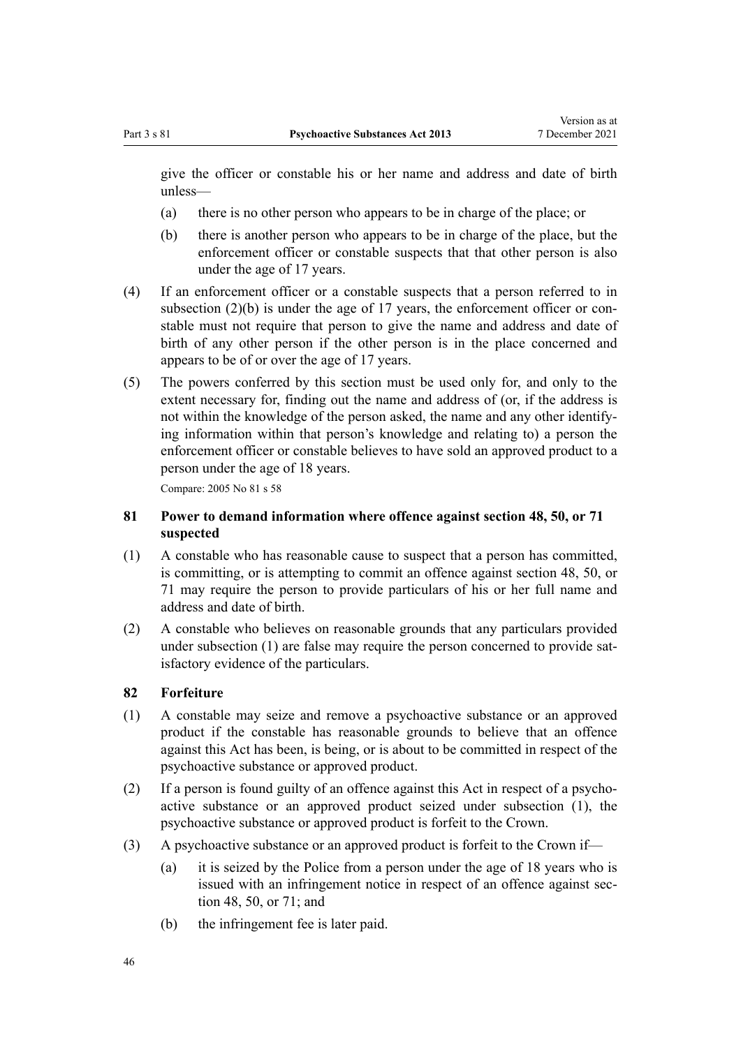give the officer or constable his or her name and address and date of birth unless—

(a) there is no other person who appears to be in charge of the place; or

(b) there is another person who appears to be in charge of the place, but the enforcement officer or constable suspects that that other person is also under the age of 17 years.

(4) If an enforcement officer or a constable suspects that a person referred to in subsection (2)(b) is under the age of 17 years, the enforcement officer or constable must not require that person to give the name and address and date of birth of any other person if the other person is in the place concerned and appears to be of or over the age of 17 years.

(5) The powers conferred by this section must be used only for, and only to the extent necessary for, finding out the name and address of (or, if the address is not within the knowledge of the person asked, the name and any other identifying information within that person's knowledge and relating to) a person the enforcement officer or constable believes to have sold an approved product to a person under the age of 18 years.

Compare: 2005 No 81 s 58

### 81 Power to demand information where offence against section 48, 50, or 71 suspected

(1) A constable who has reasonable cause to suspect that a person has committed, is committing, or is attempting to commit an offence against section 48, 50, or 71 may require the person to provide particulars of his or her full name and address and date of birth.

(2) A constable who believes on reasonable grounds that any particulars provided under subsection (1) are false may require the person concerned to provide satisfactory evidence of the particulars.

### 82 Forfeiture

(1) A constable may seize and remove a psychoactive substance or an approved product if the constable has reasonable grounds to believe that an offence against this Act has been, is being, or is about to be committed in respect of the psychoactive substance or approved product.

(2) If a person is found guilty of an offence against this Act in respect of a psychoactive substance or an approved product seized under subsection (1), the psychoactive substance or approved product is forfeit to the Crown.

(3) A psychoactive substance or an approved product is forfeit to the Crown if—

(a) it is seized by the Police from a person under the age of 18 years who is issued with an infringement notice in respect of an offence against section 48, 50, or 71; and

(b) the infringement fee is later paid.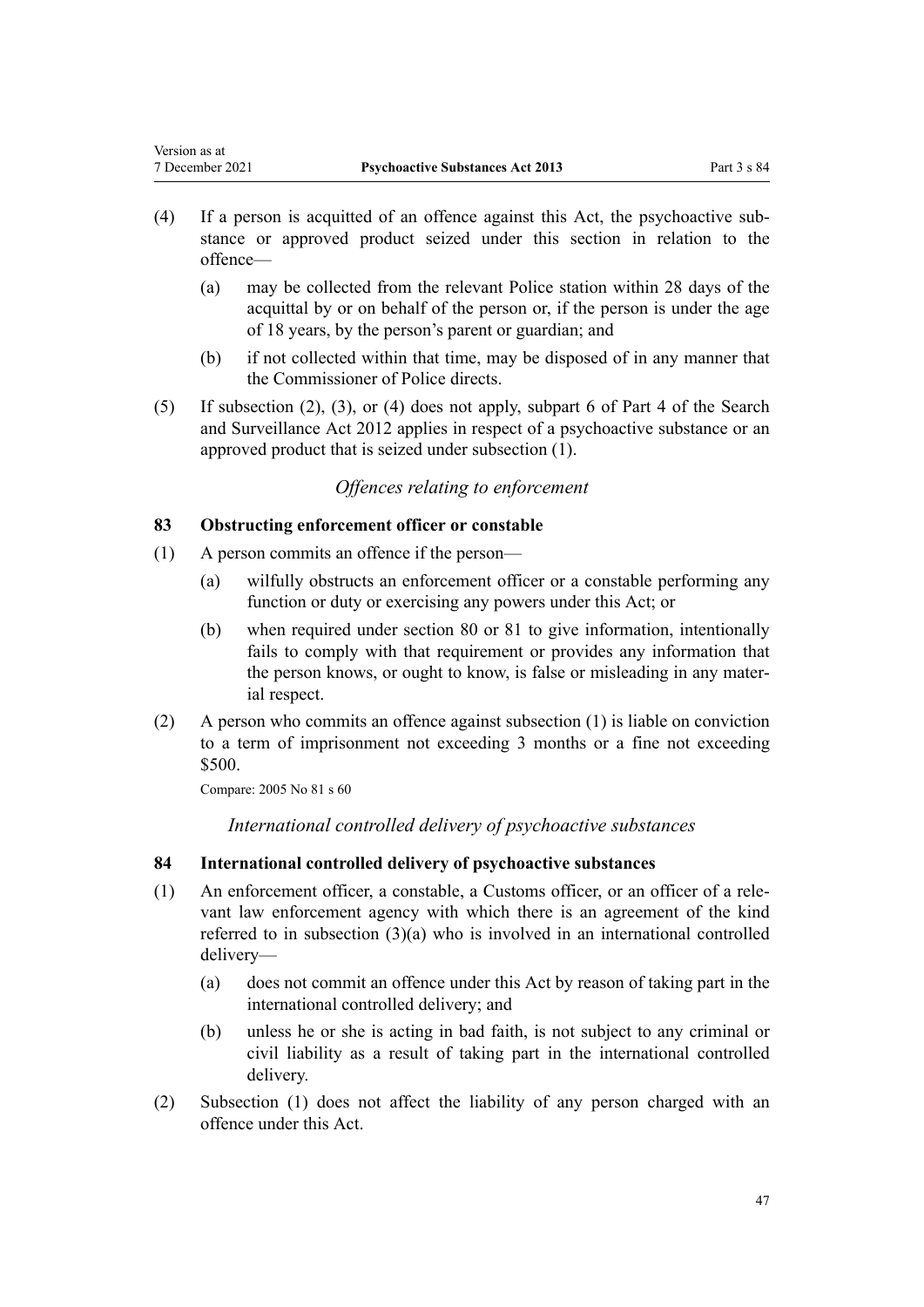(4) If a person is acquitted of an offence against this Act, the psychoactive substance or approved product seized under this section in relation to the offence—

  (a) may be collected from the relevant Police station within 28 days of the acquittal by or on behalf of the person or, if the person is under the age of 18 years, by the person's parent or guardian; and

  (b) if not collected within that time, may be disposed of in any manner that the Commissioner of Police directs.

(5) If subsection (2), (3), or (4) does not apply, subpart 6 of Part 4 of the Search and Surveillance Act 2012 applies in respect of a psychoactive substance or an approved product that is seized under subsection (1).

*Offences relating to enforcement*

### 83 Obstructing enforcement officer or constable

(1) A person commits an offence if the person—

  (a) wilfully obstructs an enforcement officer or a constable performing any function or duty or exercising any powers under this Act; or

  (b) when required under section 80 or 81 to give information, intentionally fails to comply with that requirement or provides any information that the person knows, or ought to know, is false or misleading in any material respect.

(2) A person who commits an offence against subsection (1) is liable on conviction to a term of imprisonment not exceeding 3 months or a fine not exceeding $500.

Compare: 2005 No 81 s 60

*International controlled delivery of psychoactive substances*

### 84 International controlled delivery of psychoactive substances

(1) An enforcement officer, a constable, a Customs officer, or an officer of a relevant law enforcement agency with which there is an agreement of the kind referred to in subsection (3)(a) who is involved in an international controlled delivery—

  (a) does not commit an offence under this Act by reason of taking part in the international controlled delivery; and

  (b) unless he or she is acting in bad faith, is not subject to any criminal or civil liability as a result of taking part in the international controlled delivery.

(2) Subsection (1) does not affect the liability of any person charged with an offence under this Act.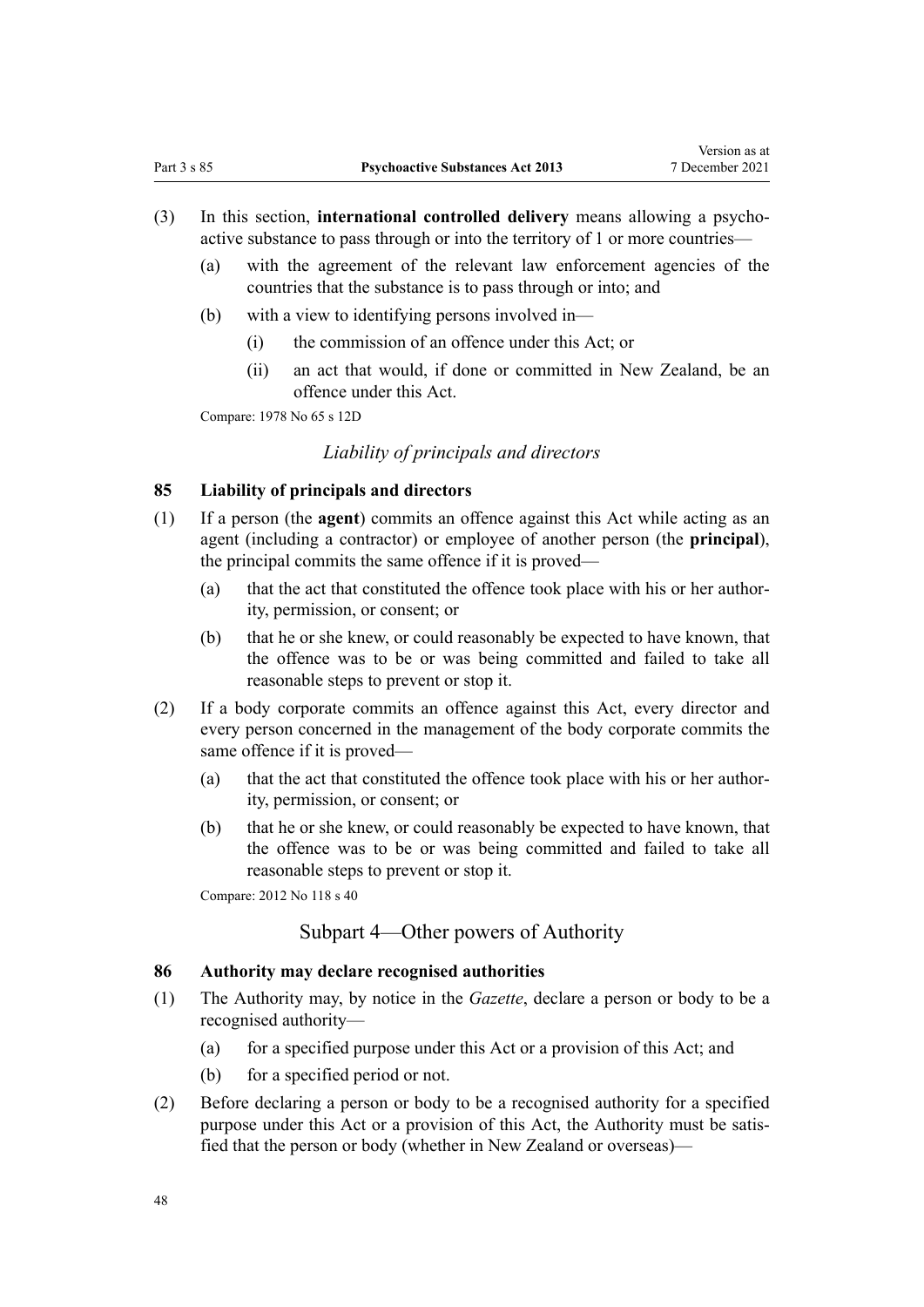(3) In this section, **international controlled delivery** means allowing a psychoactive substance to pass through or into the territory of 1 or more countries—

  (a) with the agreement of the relevant law enforcement agencies of the countries that the substance is to pass through or into; and

  (b) with a view to identifying persons involved in—

    (i) the commission of an offence under this Act; or

    (ii) an act that would, if done or committed in New Zealand, be an offence under this Act.

Compare: 1978 No 65 s 12D

### *Liability of principals and directors*

### 85 Liability of principals and directors

(1) If a person (the **agent**) commits an offence against this Act while acting as an agent (including a contractor) or employee of another person (the **principal**), the principal commits the same offence if it is proved—

  (a) that the act that constituted the offence took place with his or her authority, permission, or consent; or

  (b) that he or she knew, or could reasonably be expected to have known, that the offence was to be or was being committed and failed to take all reasonable steps to prevent or stop it.

(2) If a body corporate commits an offence against this Act, every director and every person concerned in the management of the body corporate commits the same offence if it is proved—

  (a) that the act that constituted the offence took place with his or her authority, permission, or consent; or

  (b) that he or she knew, or could reasonably be expected to have known, that the offence was to be or was being committed and failed to take all reasonable steps to prevent or stop it.

Compare: 2012 No 118 s 40

## Subpart 4—Other powers of Authority

### 86 Authority may declare recognised authorities

(1) The Authority may, by notice in the *Gazette*, declare a person or body to be a recognised authority—

  (a) for a specified purpose under this Act or a provision of this Act; and

  (b) for a specified period or not.

(2) Before declaring a person or body to be a recognised authority for a specified purpose under this Act or a provision of this Act, the Authority must be satisfied that the person or body (whether in New Zealand or overseas)—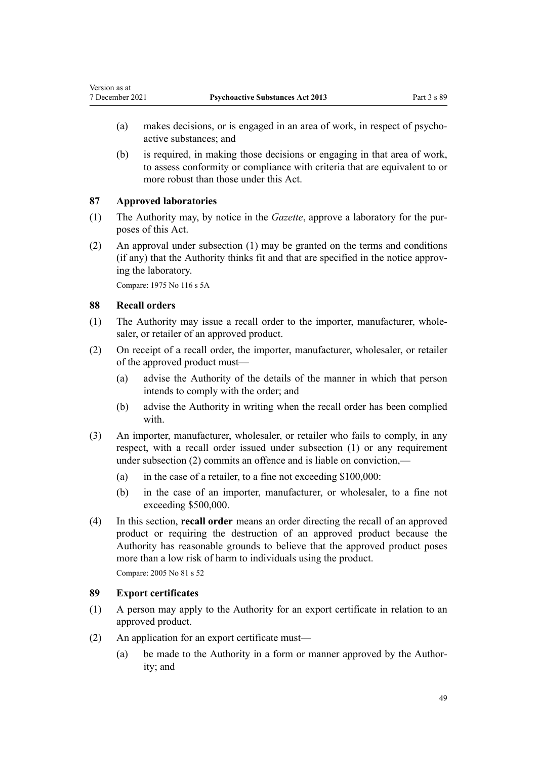(a) makes decisions, or is engaged in an area of work, in respect of psychoactive substances; and

(b) is required, in making those decisions or engaging in that area of work, to assess conformity or compliance with criteria that are equivalent to or more robust than those under this Act.

### 87 Approved laboratories

(1) The Authority may, by notice in the *Gazette*, approve a laboratory for the purposes of this Act.

(2) An approval under subsection (1) may be granted on the terms and conditions (if any) that the Authority thinks fit and that are specified in the notice approving the laboratory.

Compare: 1975 No 116 s 5A

### 88 Recall orders

(1) The Authority may issue a recall order to the importer, manufacturer, wholesaler, or retailer of an approved product.

(2) On receipt of a recall order, the importer, manufacturer, wholesaler, or retailer of the approved product must—

(a) advise the Authority of the details of the manner in which that person intends to comply with the order; and

(b) advise the Authority in writing when the recall order has been complied with.

(3) An importer, manufacturer, wholesaler, or retailer who fails to comply, in any respect, with a recall order issued under subsection (1) or any requirement under subsection (2) commits an offence and is liable on conviction,—

(a) in the case of a retailer, to a fine not exceeding $100,000:

(b) in the case of an importer, manufacturer, or wholesaler, to a fine not exceeding $500,000.

(4) In this section, **recall order** means an order directing the recall of an approved product or requiring the destruction of an approved product because the Authority has reasonable grounds to believe that the approved product poses more than a low risk of harm to individuals using the product.

Compare: 2005 No 81 s 52

### 89 Export certificates

(1) A person may apply to the Authority for an export certificate in relation to an approved product.

(2) An application for an export certificate must—

(a) be made to the Authority in a form or manner approved by the Authority; and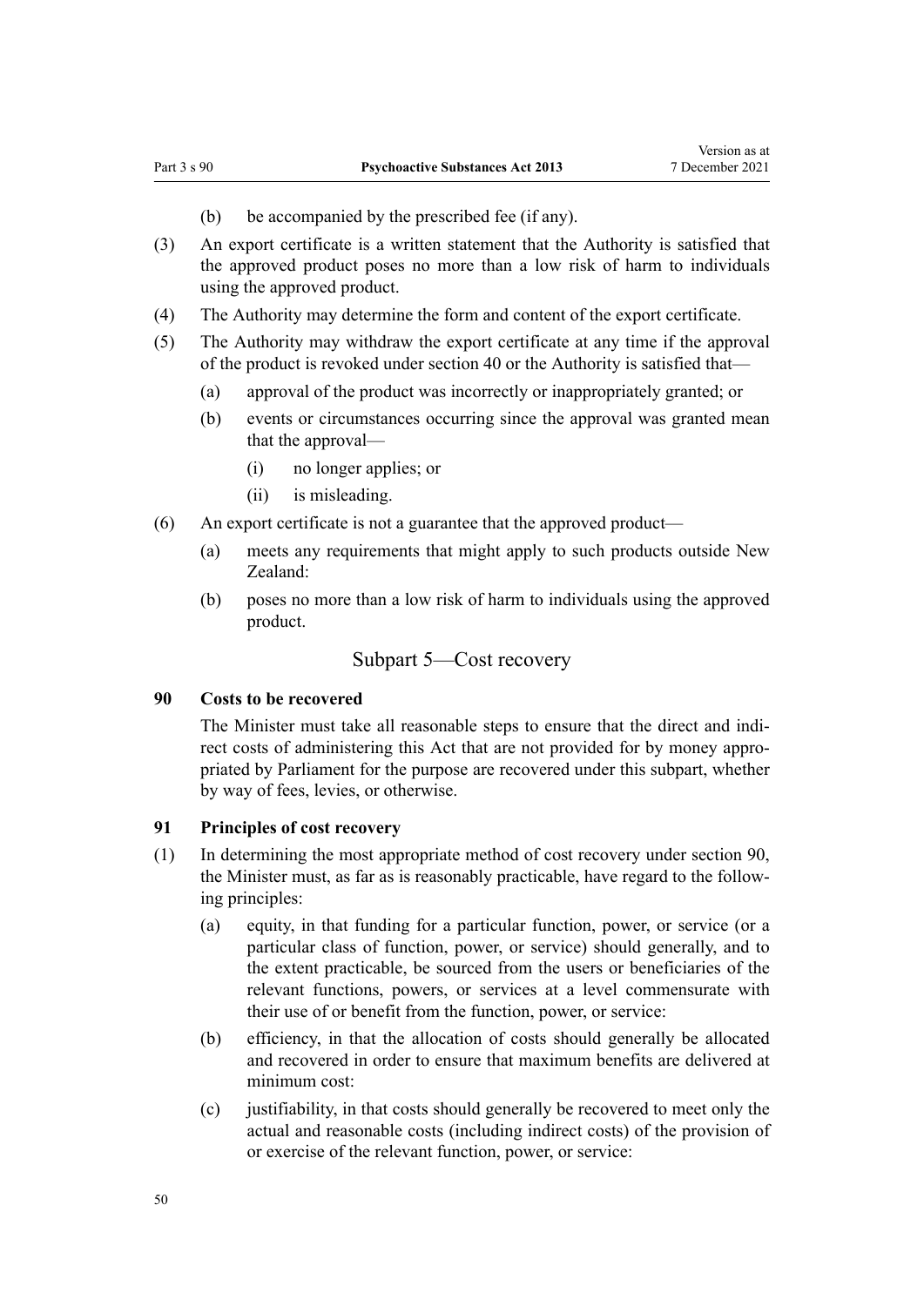(b) be accompanied by the prescribed fee (if any).

(3) An export certificate is a written statement that the Authority is satisfied that the approved product poses no more than a low risk of harm to individuals using the approved product.

(4) The Authority may determine the form and content of the export certificate.

(5) The Authority may withdraw the export certificate at any time if the approval of the product is revoked under section 40 or the Authority is satisfied that—

(a) approval of the product was incorrectly or inappropriately granted; or

(b) events or circumstances occurring since the approval was granted mean that the approval—

(i) no longer applies; or

(ii) is misleading.

(6) An export certificate is not a guarantee that the approved product—

(a) meets any requirements that might apply to such products outside New Zealand:

(b) poses no more than a low risk of harm to individuals using the approved product.

## Subpart 5—Cost recovery

### 90 Costs to be recovered

The Minister must take all reasonable steps to ensure that the direct and indirect costs of administering this Act that are not provided for by money appropriated by Parliament for the purpose are recovered under this subpart, whether by way of fees, levies, or otherwise.

### 91 Principles of cost recovery

(1) In determining the most appropriate method of cost recovery under section 90, the Minister must, as far as is reasonably practicable, have regard to the following principles:

(a) equity, in that funding for a particular function, power, or service (or a particular class of function, power, or service) should generally, and to the extent practicable, be sourced from the users or beneficiaries of the relevant functions, powers, or services at a level commensurate with their use of or benefit from the function, power, or service:

(b) efficiency, in that the allocation of costs should generally be allocated and recovered in order to ensure that maximum benefits are delivered at minimum cost:

(c) justifiability, in that costs should generally be recovered to meet only the actual and reasonable costs (including indirect costs) of the provision of or exercise of the relevant function, power, or service: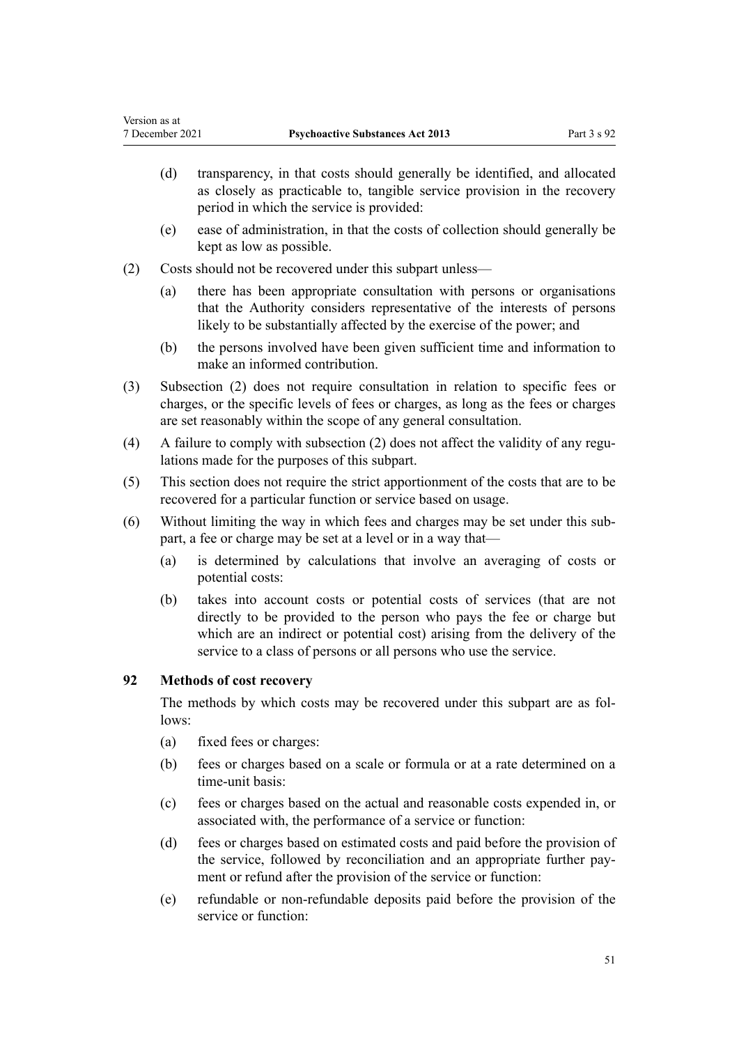(d) transparency, in that costs should generally be identified, and allocated as closely as practicable to, tangible service provision in the recovery period in which the service is provided:

(e) ease of administration, in that the costs of collection should generally be kept as low as possible.

(2) Costs should not be recovered under this subpart unless—

(a) there has been appropriate consultation with persons or organisations that the Authority considers representative of the interests of persons likely to be substantially affected by the exercise of the power; and

(b) the persons involved have been given sufficient time and information to make an informed contribution.

(3) Subsection (2) does not require consultation in relation to specific fees or charges, or the specific levels of fees or charges, as long as the fees or charges are set reasonably within the scope of any general consultation.

(4) A failure to comply with subsection (2) does not affect the validity of any regulations made for the purposes of this subpart.

(5) This section does not require the strict apportionment of the costs that are to be recovered for a particular function or service based on usage.

(6) Without limiting the way in which fees and charges may be set under this subpart, a fee or charge may be set at a level or in a way that—

(a) is determined by calculations that involve an averaging of costs or potential costs:

(b) takes into account costs or potential costs of services (that are not directly to be provided to the person who pays the fee or charge but which are an indirect or potential cost) arising from the delivery of the service to a class of persons or all persons who use the service.

### 92 Methods of cost recovery

The methods by which costs may be recovered under this subpart are as follows:

(a) fixed fees or charges:

(b) fees or charges based on a scale or formula or at a rate determined on a time-unit basis:

(c) fees or charges based on the actual and reasonable costs expended in, or associated with, the performance of a service or function:

(d) fees or charges based on estimated costs and paid before the provision of the service, followed by reconciliation and an appropriate further payment or refund after the provision of the service or function:

(e) refundable or non-refundable deposits paid before the provision of the service or function: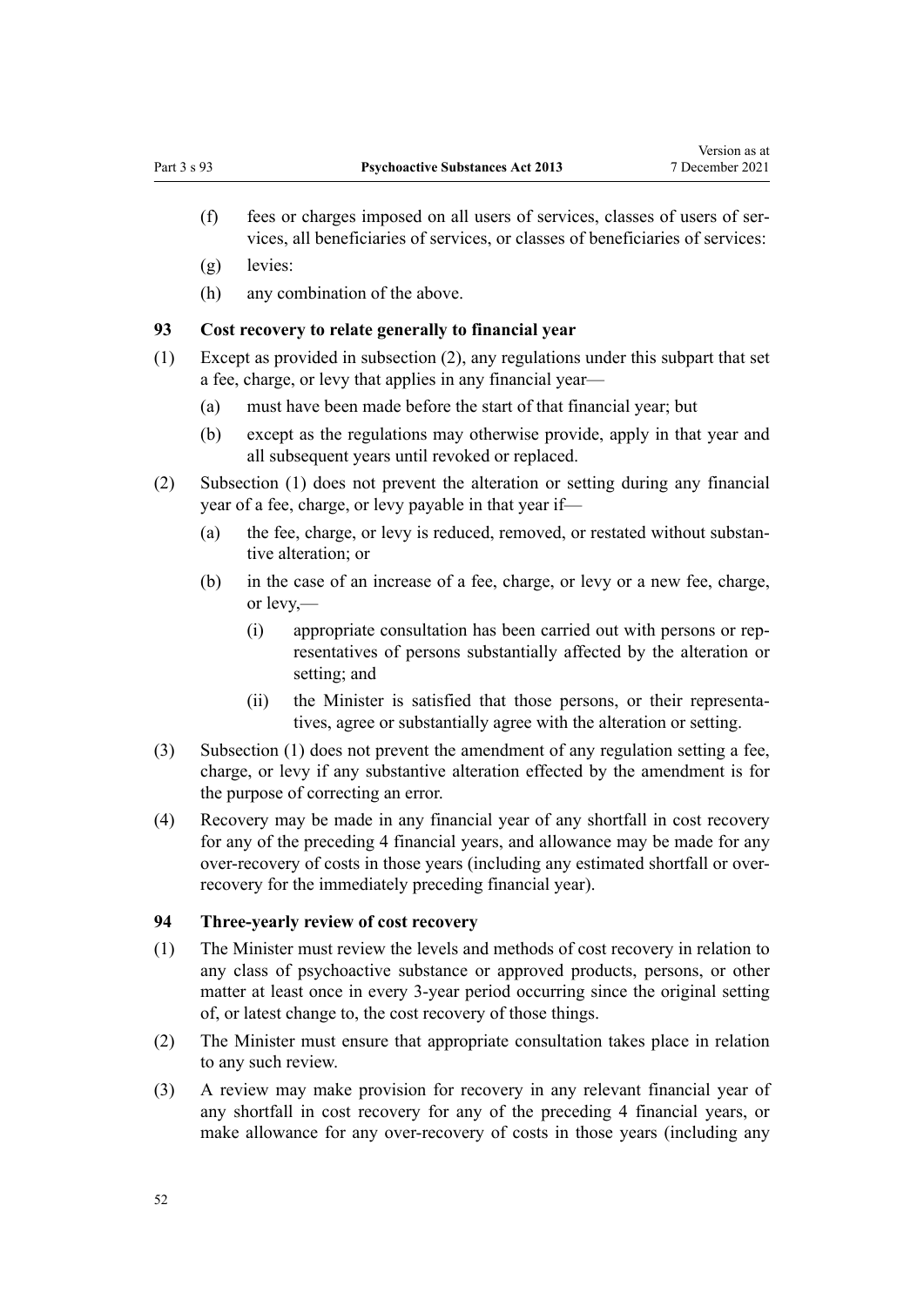(f) fees or charges imposed on all users of services, classes of users of services, all beneficiaries of services, or classes of beneficiaries of services:

(g) levies:

(h) any combination of the above.

### 93 Cost recovery to relate generally to financial year

(1) Except as provided in subsection (2), any regulations under this subpart that set a fee, charge, or levy that applies in any financial year—

(a) must have been made before the start of that financial year; but

(b) except as the regulations may otherwise provide, apply in that year and all subsequent years until revoked or replaced.

(2) Subsection (1) does not prevent the alteration or setting during any financial year of a fee, charge, or levy payable in that year if—

(a) the fee, charge, or levy is reduced, removed, or restated without substantive alteration; or

(b) in the case of an increase of a fee, charge, or levy or a new fee, charge, or levy,—

(i) appropriate consultation has been carried out with persons or representatives of persons substantially affected by the alteration or setting; and

(ii) the Minister is satisfied that those persons, or their representatives, agree or substantially agree with the alteration or setting.

(3) Subsection (1) does not prevent the amendment of any regulation setting a fee, charge, or levy if any substantive alteration effected by the amendment is for the purpose of correcting an error.

(4) Recovery may be made in any financial year of any shortfall in cost recovery for any of the preceding 4 financial years, and allowance may be made for any over-recovery of costs in those years (including any estimated shortfall or over-recovery for the immediately preceding financial year).

### 94 Three-yearly review of cost recovery

(1) The Minister must review the levels and methods of cost recovery in relation to any class of psychoactive substance or approved products, persons, or other matter at least once in every 3-year period occurring since the original setting of, or latest change to, the cost recovery of those things.

(2) The Minister must ensure that appropriate consultation takes place in relation to any such review.

(3) A review may make provision for recovery in any relevant financial year of any shortfall in cost recovery for any of the preceding 4 financial years, or make allowance for any over-recovery of costs in those years (including any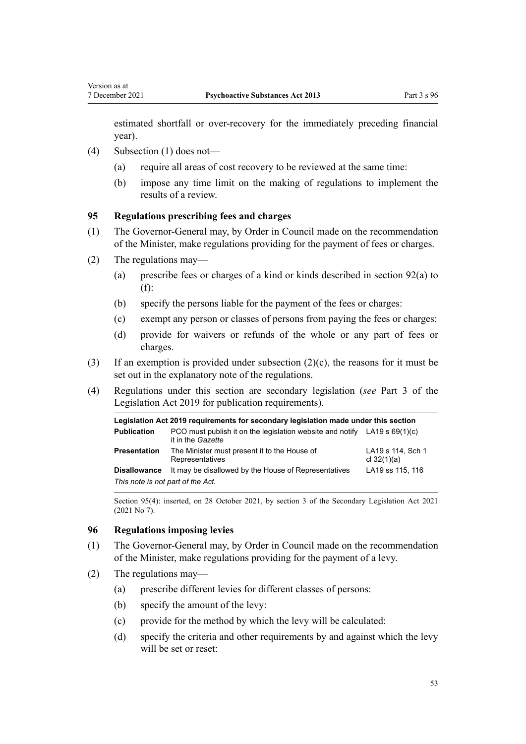estimated shortfall or over-recovery for the immediately preceding financial year).

(4) Subsection (1) does not—

(a) require all areas of cost recovery to be reviewed at the same time:

(b) impose any time limit on the making of regulations to implement the results of a review.

### 95 Regulations prescribing fees and charges

(1) The Governor-General may, by Order in Council made on the recommendation of the Minister, make regulations providing for the payment of fees or charges.

(2) The regulations may—

(a) prescribe fees or charges of a kind or kinds described in section 92(a) to (f):

(b) specify the persons liable for the payment of the fees or charges:

(c) exempt any person or classes of persons from paying the fees or charges:

(d) provide for waivers or refunds of the whole or any part of fees or charges.

(3) If an exemption is provided under subsection (2)(c), the reasons for it must be set out in the explanatory note of the regulations.

(4) Regulations under this section are secondary legislation (*see* Part 3 of the Legislation Act 2019 for publication requirements).

| Legislation Act 2019 requirements for secondary legislation made under this section | | |
|---|---|---|
| **Publication** | PCO must publish it on the legislation website and notify it in the *Gazette* | LA19 s 69(1)(c) |
| **Presentation** | The Minister must present it to the House of Representatives | LA19 s 114, Sch 1 cl 32(1)(a) |
| **Disallowance** | It may be disallowed by the House of Representatives | LA19 ss 115, 116 |
| *This note is not part of the Act.* | | |

Section 95(4): inserted, on 28 October 2021, by section 3 of the Secondary Legislation Act 2021 (2021 No 7).

### 96 Regulations imposing levies

(1) The Governor-General may, by Order in Council made on the recommendation of the Minister, make regulations providing for the payment of a levy.

(2) The regulations may—

(a) prescribe different levies for different classes of persons:

(b) specify the amount of the levy:

(c) provide for the method by which the levy will be calculated:

(d) specify the criteria and other requirements by and against which the levy will be set or reset: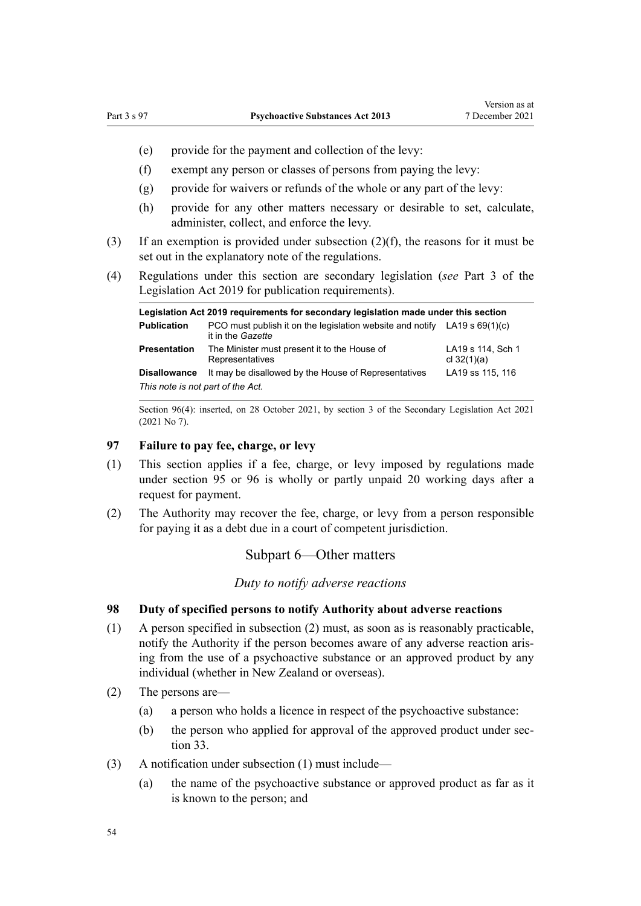(e) provide for the payment and collection of the levy:

(f) exempt any person or classes of persons from paying the levy:

(g) provide for waivers or refunds of the whole or any part of the levy:

(h) provide for any other matters necessary or desirable to set, calculate, administer, collect, and enforce the levy.

(3) If an exemption is provided under subsection (2)(f), the reasons for it must be set out in the explanatory note of the regulations.

(4) Regulations under this section are secondary legislation (*see* Part 3 of the Legislation Act 2019 for publication requirements).

| Legislation Act 2019 requirements for secondary legislation made under this section | | |
|---|---|---|
| **Publication** | PCO must publish it on the legislation website and notify it in the *Gazette* | LA19 s 69(1)(c) |
| **Presentation** | The Minister must present it to the House of Representatives | LA19 s 114, Sch 1 cl 32(1)(a) |
| **Disallowance** | It may be disallowed by the House of Representatives | LA19 ss 115, 116 |
| *This note is not part of the Act.* | | |

Section 96(4): inserted, on 28 October 2021, by section 3 of the Secondary Legislation Act 2021 (2021 No 7).

### 97 Failure to pay fee, charge, or levy

(1) This section applies if a fee, charge, or levy imposed by regulations made under section 95 or 96 is wholly or partly unpaid 20 working days after a request for payment.

(2) The Authority may recover the fee, charge, or levy from a person responsible for paying it as a debt due in a court of competent jurisdiction.

## Subpart 6—Other matters

*Duty to notify adverse reactions*

### 98 Duty of specified persons to notify Authority about adverse reactions

(1) A person specified in subsection (2) must, as soon as is reasonably practicable, notify the Authority if the person becomes aware of any adverse reaction arising from the use of a psychoactive substance or an approved product by any individual (whether in New Zealand or overseas).

(2) The persons are—

(a) a person who holds a licence in respect of the psychoactive substance:

(b) the person who applied for approval of the approved product under section 33.

(3) A notification under subsection (1) must include—

(a) the name of the psychoactive substance or approved product as far as it is known to the person; and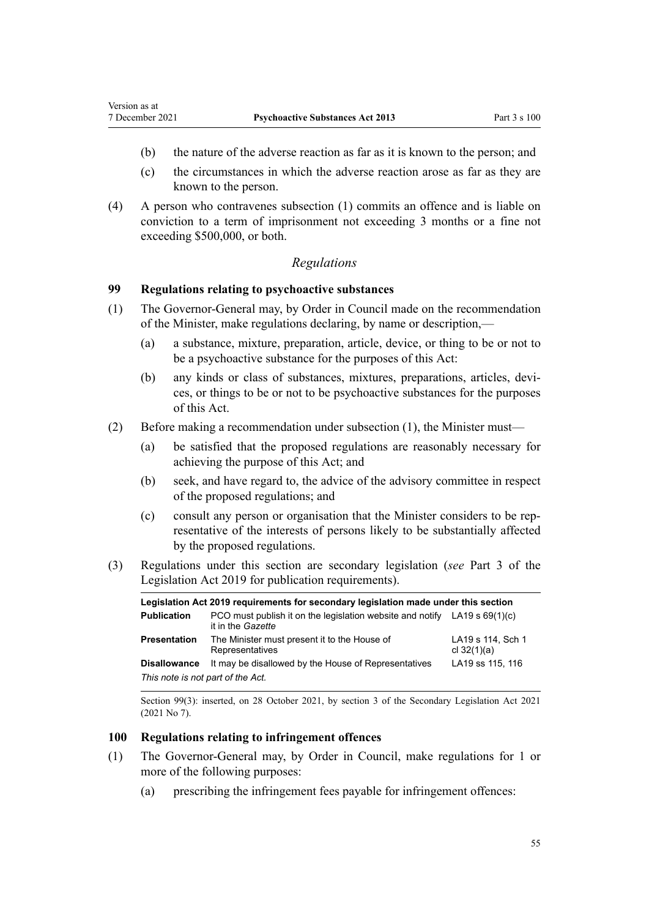(b) the nature of the adverse reaction as far as it is known to the person; and

(c) the circumstances in which the adverse reaction arose as far as they are known to the person.

(4) A person who contravenes subsection (1) commits an offence and is liable on conviction to a term of imprisonment not exceeding 3 months or a fine not exceeding $500,000, or both.

### *Regulations*

**99 Regulations relating to psychoactive substances**

(1) The Governor-General may, by Order in Council made on the recommendation of the Minister, make regulations declaring, by name or description,—

(a) a substance, mixture, preparation, article, device, or thing to be or not to be a psychoactive substance for the purposes of this Act:

(b) any kinds or class of substances, mixtures, preparations, articles, devices, or things to be or not to be psychoactive substances for the purposes of this Act.

(2) Before making a recommendation under subsection (1), the Minister must—

(a) be satisfied that the proposed regulations are reasonably necessary for achieving the purpose of this Act; and

(b) seek, and have regard to, the advice of the advisory committee in respect of the proposed regulations; and

(c) consult any person or organisation that the Minister considers to be representative of the interests of persons likely to be substantially affected by the proposed regulations.

(3) Regulations under this section are secondary legislation (*see* Part 3 of the Legislation Act 2019 for publication requirements).

| Legislation Act 2019 requirements for secondary legislation made under this section | | |
|---|---|---|
| **Publication** | PCO must publish it on the legislation website and notify it in the *Gazette* | LA19 s 69(1)(c) |
| **Presentation** | The Minister must present it to the House of Representatives | LA19 s 114, Sch 1 cl 32(1)(a) |
| **Disallowance** | It may be disallowed by the House of Representatives | LA19 ss 115, 116 |
| *This note is not part of the Act.* | | |

Section 99(3): inserted, on 28 October 2021, by section 3 of the Secondary Legislation Act 2021 (2021 No 7).

**100 Regulations relating to infringement offences**

(1) The Governor-General may, by Order in Council, make regulations for 1 or more of the following purposes:

(a) prescribing the infringement fees payable for infringement offences: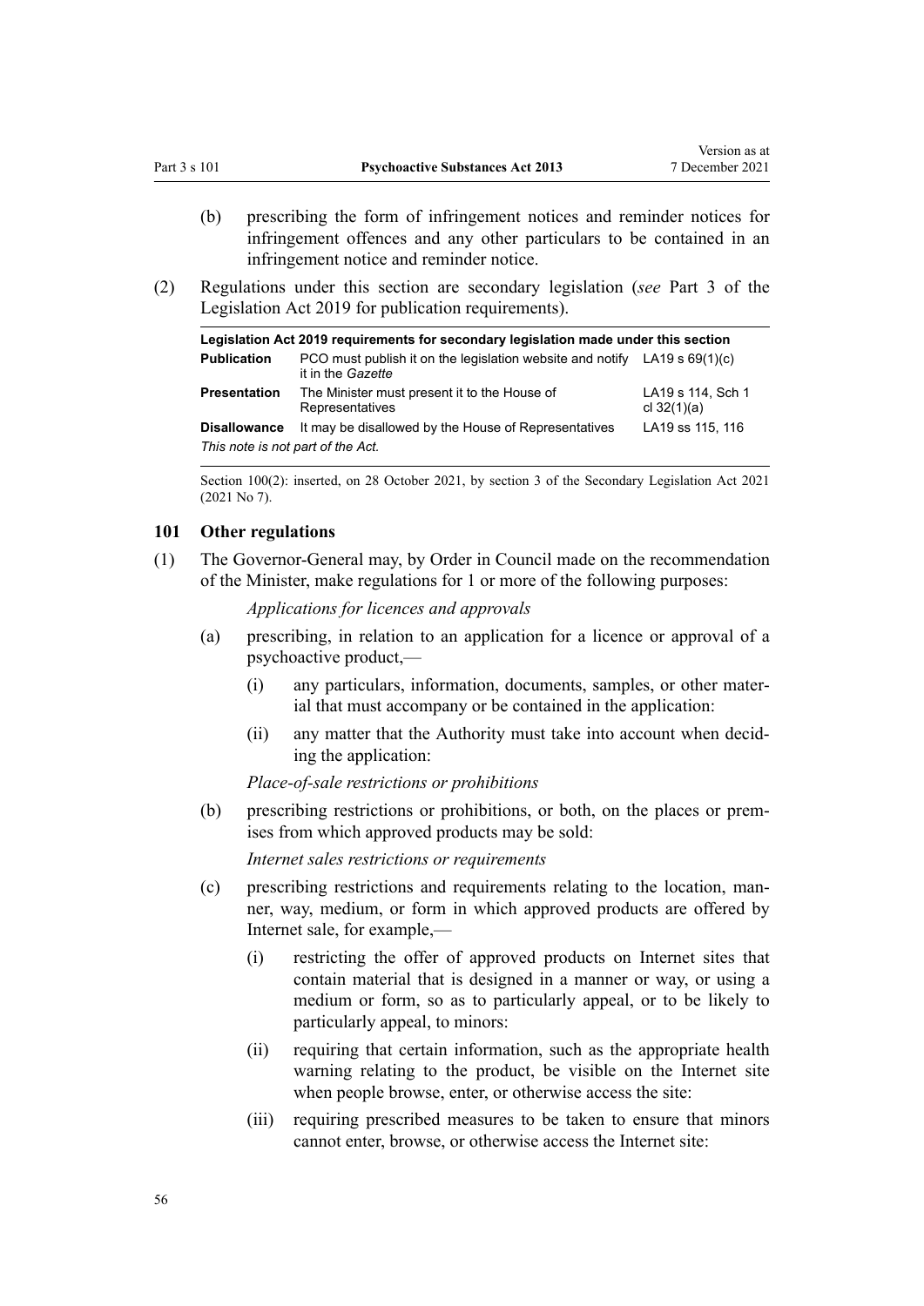(b) prescribing the form of infringement notices and reminder notices for infringement offences and any other particulars to be contained in an infringement notice and reminder notice.

(2) Regulations under this section are secondary legislation (*see* Part 3 of the Legislation Act 2019 for publication requirements).

| Legislation Act 2019 requirements for secondary legislation made under this section | | |
|---|---|---|
| **Publication** | PCO must publish it on the legislation website and notify it in the *Gazette* | LA19 s 69(1)(c) |
| **Presentation** | The Minister must present it to the House of Representatives | LA19 s 114, Sch 1 cl 32(1)(a) |
| **Disallowance** | It may be disallowed by the House of Representatives | LA19 ss 115, 116 |
| *This note is not part of the Act.* | | |

Section 100(2): inserted, on 28 October 2021, by section 3 of the Secondary Legislation Act 2021 (2021 No 7).

### 101 Other regulations

(1) The Governor-General may, by Order in Council made on the recommendation of the Minister, make regulations for 1 or more of the following purposes:

*Applications for licences and approvals*

(a) prescribing, in relation to an application for a licence or approval of a psychoactive product,—

(i) any particulars, information, documents, samples, or other material that must accompany or be contained in the application:

(ii) any matter that the Authority must take into account when deciding the application:

*Place-of-sale restrictions or prohibitions*

(b) prescribing restrictions or prohibitions, or both, on the places or premises from which approved products may be sold:

*Internet sales restrictions or requirements*

(c) prescribing restrictions and requirements relating to the location, manner, way, medium, or form in which approved products are offered by Internet sale, for example,—

(i) restricting the offer of approved products on Internet sites that contain material that is designed in a manner or way, or using a medium or form, so as to particularly appeal, or to be likely to particularly appeal, to minors:

(ii) requiring that certain information, such as the appropriate health warning relating to the product, be visible on the Internet site when people browse, enter, or otherwise access the site:

(iii) requiring prescribed measures to be taken to ensure that minors cannot enter, browse, or otherwise access the Internet site: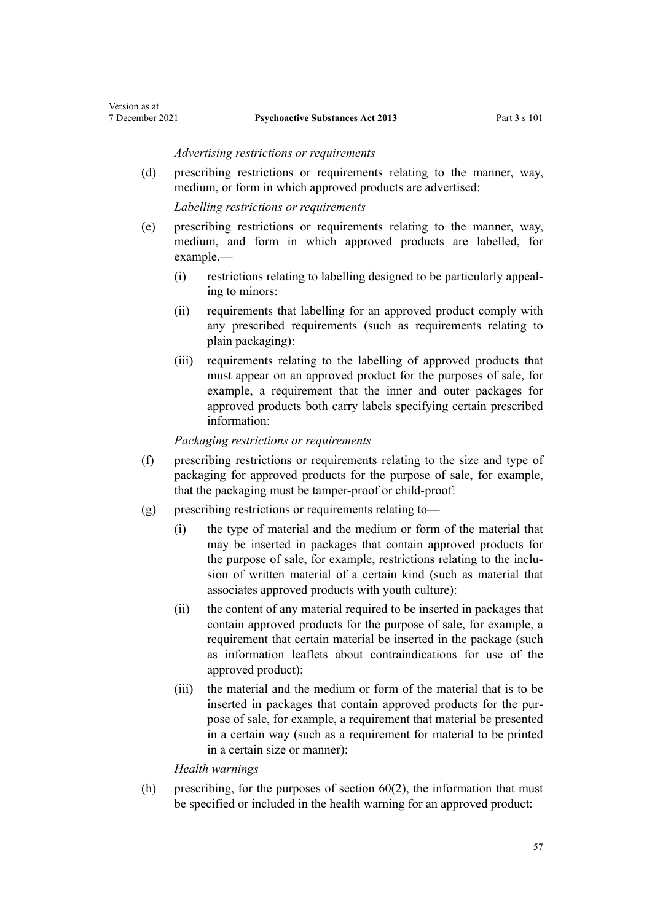*Advertising restrictions or requirements*

(d) prescribing restrictions or requirements relating to the manner, way, medium, or form in which approved products are advertised:

*Labelling restrictions or requirements*

(e) prescribing restrictions or requirements relating to the manner, way, medium, and form in which approved products are labelled, for example,—

  (i) restrictions relating to labelling designed to be particularly appealing to minors:

  (ii) requirements that labelling for an approved product comply with any prescribed requirements (such as requirements relating to plain packaging):

  (iii) requirements relating to the labelling of approved products that must appear on an approved product for the purposes of sale, for example, a requirement that the inner and outer packages for approved products both carry labels specifying certain prescribed information:

*Packaging restrictions or requirements*

(f) prescribing restrictions or requirements relating to the size and type of packaging for approved products for the purpose of sale, for example, that the packaging must be tamper-proof or child-proof:

(g) prescribing restrictions or requirements relating to—

  (i) the type of material and the medium or form of the material that may be inserted in packages that contain approved products for the purpose of sale, for example, restrictions relating to the inclusion of written material of a certain kind (such as material that associates approved products with youth culture):

  (ii) the content of any material required to be inserted in packages that contain approved products for the purpose of sale, for example, a requirement that certain material be inserted in the package (such as information leaflets about contraindications for use of the approved product):

  (iii) the material and the medium or form of the material that is to be inserted in packages that contain approved products for the purpose of sale, for example, a requirement that material be presented in a certain way (such as a requirement for material to be printed in a certain size or manner):

*Health warnings*

(h) prescribing, for the purposes of section 60(2), the information that must be specified or included in the health warning for an approved product: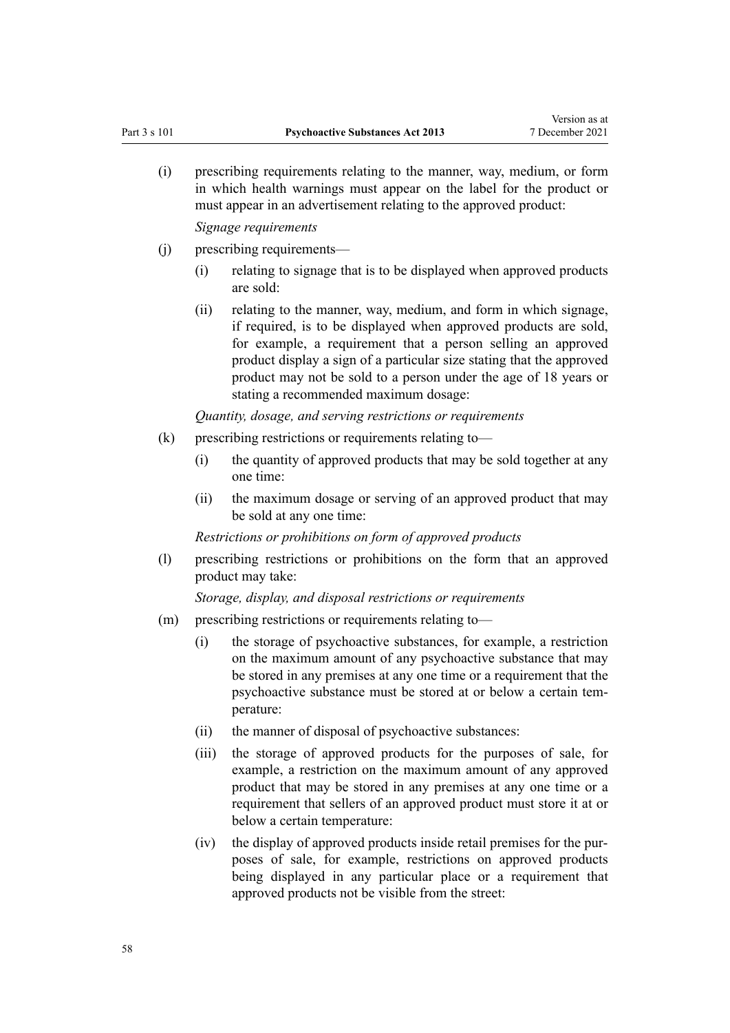(i) prescribing requirements relating to the manner, way, medium, or form in which health warnings must appear on the label for the product or must appear in an advertisement relating to the approved product:

*Signage requirements*

(j) prescribing requirements—

(i) relating to signage that is to be displayed when approved products are sold:

(ii) relating to the manner, way, medium, and form in which signage, if required, is to be displayed when approved products are sold, for example, a requirement that a person selling an approved product display a sign of a particular size stating that the approved product may not be sold to a person under the age of 18 years or stating a recommended maximum dosage:

*Quantity, dosage, and serving restrictions or requirements*

(k) prescribing restrictions or requirements relating to—

(i) the quantity of approved products that may be sold together at any one time:

(ii) the maximum dosage or serving of an approved product that may be sold at any one time:

*Restrictions or prohibitions on form of approved products*

(l) prescribing restrictions or prohibitions on the form that an approved product may take:

*Storage, display, and disposal restrictions or requirements*

(m) prescribing restrictions or requirements relating to—

(i) the storage of psychoactive substances, for example, a restriction on the maximum amount of any psychoactive substance that may be stored in any premises at any one time or a requirement that the psychoactive substance must be stored at or below a certain temperature:

(ii) the manner of disposal of psychoactive substances:

(iii) the storage of approved products for the purposes of sale, for example, a restriction on the maximum amount of any approved product that may be stored in any premises at any one time or a requirement that sellers of an approved product must store it at or below a certain temperature:

(iv) the display of approved products inside retail premises for the purposes of sale, for example, restrictions on approved products being displayed in any particular place or a requirement that approved products not be visible from the street: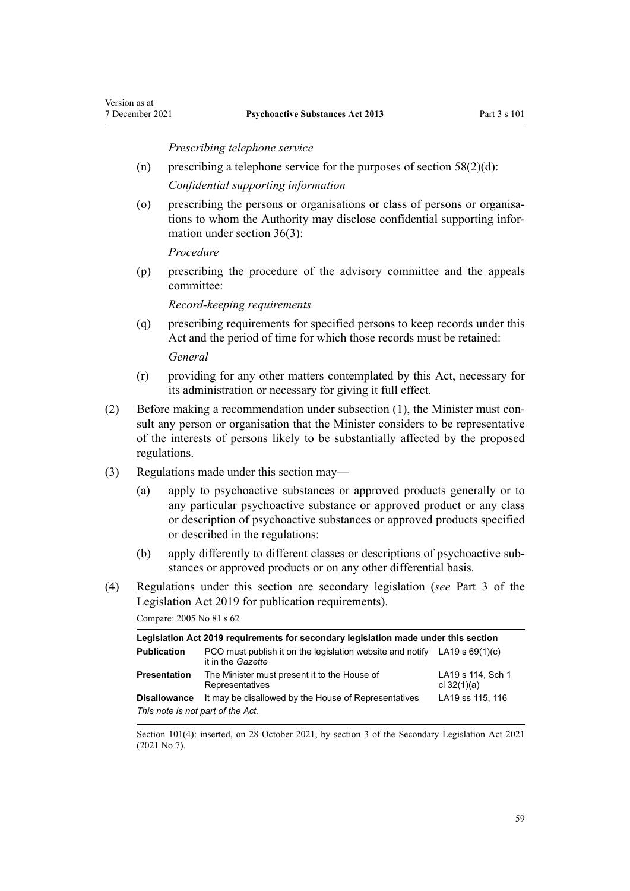*Prescribing telephone service*

(n) prescribing a telephone service for the purposes of section 58(2)(d):

*Confidential supporting information*

(o) prescribing the persons or organisations or class of persons or organisations to whom the Authority may disclose confidential supporting information under section 36(3):

*Procedure*

(p) prescribing the procedure of the advisory committee and the appeals committee:

*Record-keeping requirements*

(q) prescribing requirements for specified persons to keep records under this Act and the period of time for which those records must be retained:

*General*

(r) providing for any other matters contemplated by this Act, necessary for its administration or necessary for giving it full effect.

(2) Before making a recommendation under subsection (1), the Minister must consult any person or organisation that the Minister considers to be representative of the interests of persons likely to be substantially affected by the proposed regulations.

(3) Regulations made under this section may—

(a) apply to psychoactive substances or approved products generally or to any particular psychoactive substance or approved product or any class or description of psychoactive substances or approved products specified or described in the regulations:

(b) apply differently to different classes or descriptions of psychoactive substances or approved products or on any other differential basis.

(4) Regulations under this section are secondary legislation (*see* Part 3 of the Legislation Act 2019 for publication requirements).

Compare: 2005 No 81 s 62

| Legislation Act 2019 requirements for secondary legislation made under this section | | |
|---|---|---|
| **Publication** | PCO must publish it on the legislation website and notify it in the *Gazette* | LA19 s 69(1)(c) |
| **Presentation** | The Minister must present it to the House of Representatives | LA19 s 114, Sch 1 cl 32(1)(a) |
| **Disallowance** | It may be disallowed by the House of Representatives | LA19 ss 115, 116 |
| *This note is not part of the Act.* | | |

Section 101(4): inserted, on 28 October 2021, by section 3 of the Secondary Legislation Act 2021 (2021 No 7).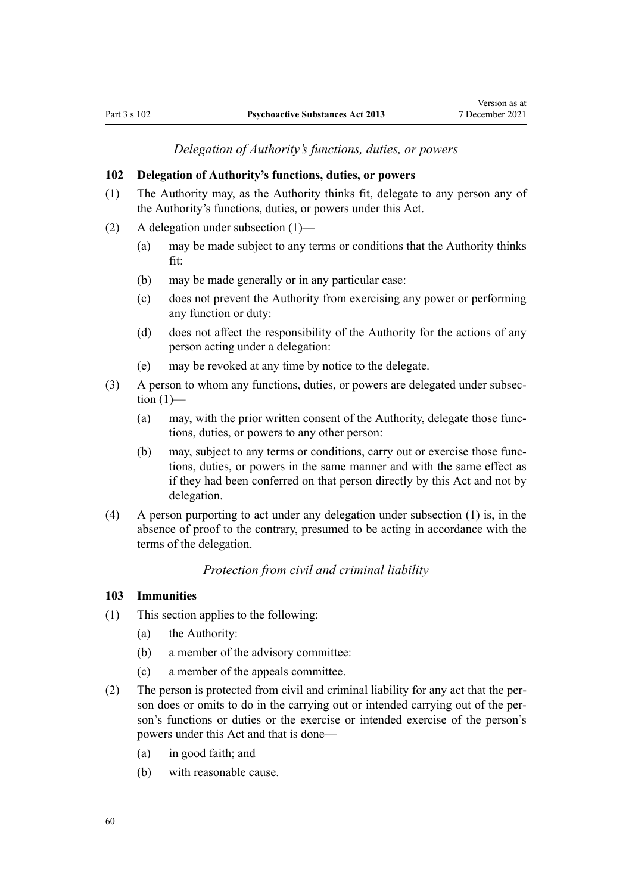*Delegation of Authority's functions, duties, or powers*

**102 Delegation of Authority's functions, duties, or powers**

(1) The Authority may, as the Authority thinks fit, delegate to any person any of the Authority's functions, duties, or powers under this Act.

(2) A delegation under subsection (1)—

- (a) may be made subject to any terms or conditions that the Authority thinks fit:
- (b) may be made generally or in any particular case:
- (c) does not prevent the Authority from exercising any power or performing any function or duty:
- (d) does not affect the responsibility of the Authority for the actions of any person acting under a delegation:
- (e) may be revoked at any time by notice to the delegate.

(3) A person to whom any functions, duties, or powers are delegated under subsection (1)—

- (a) may, with the prior written consent of the Authority, delegate those functions, duties, or powers to any other person:
- (b) may, subject to any terms or conditions, carry out or exercise those functions, duties, or powers in the same manner and with the same effect as if they had been conferred on that person directly by this Act and not by delegation.

(4) A person purporting to act under any delegation under subsection (1) is, in the absence of proof to the contrary, presumed to be acting in accordance with the terms of the delegation.

*Protection from civil and criminal liability*

**103 Immunities**

(1) This section applies to the following:

- (a) the Authority:
- (b) a member of the advisory committee:
- (c) a member of the appeals committee.

(2) The person is protected from civil and criminal liability for any act that the person does or omits to do in the carrying out or intended carrying out of the person's functions or duties or the exercise or intended exercise of the person's powers under this Act and that is done—

- (a) in good faith; and
- (b) with reasonable cause.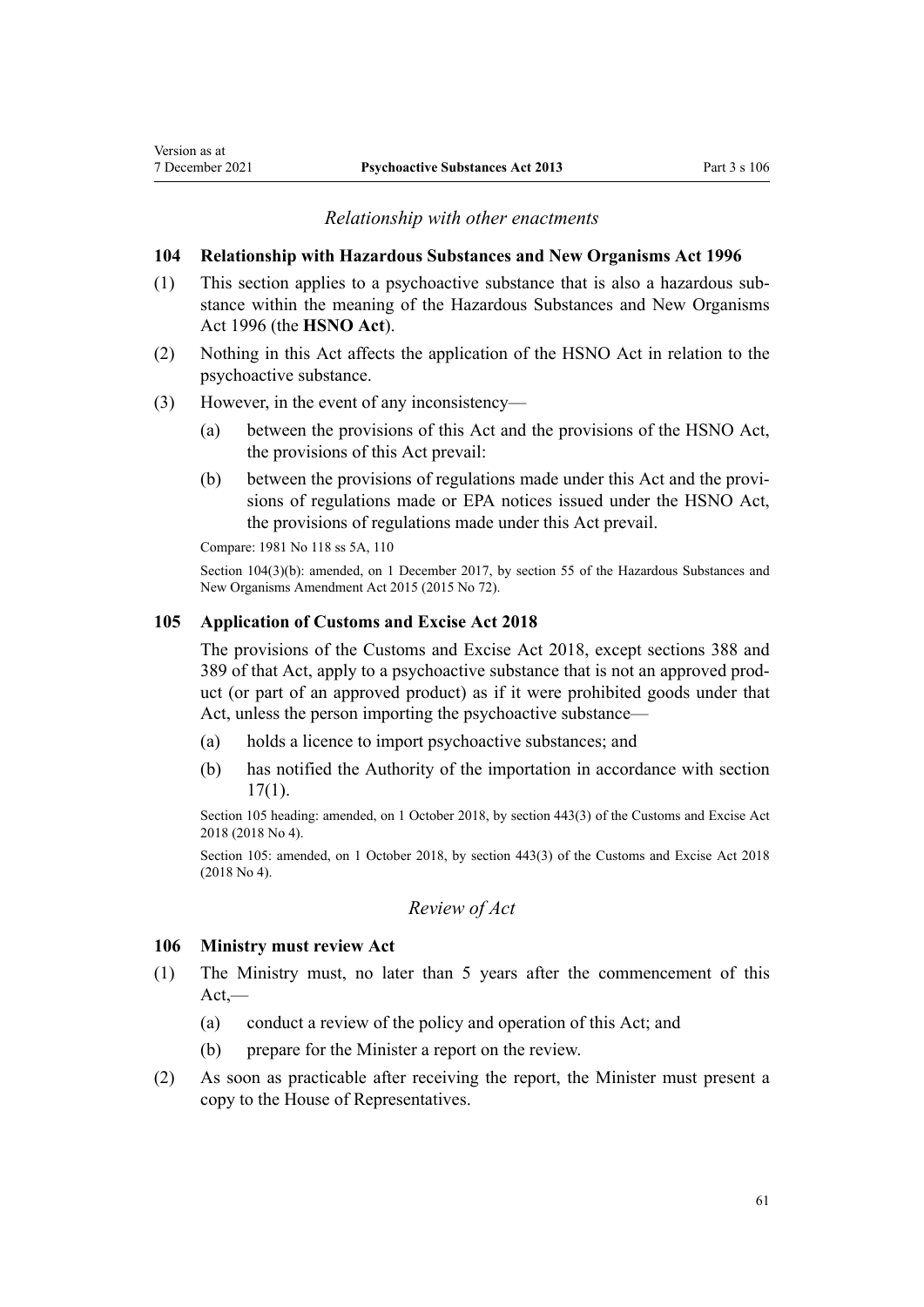*Relationship with other enactments*

### 104 Relationship with Hazardous Substances and New Organisms Act 1996

(1) This section applies to a psychoactive substance that is also a hazardous substance within the meaning of the Hazardous Substances and New Organisms Act 1996 (the **HSNO Act**).

(2) Nothing in this Act affects the application of the HSNO Act in relation to the psychoactive substance.

(3) However, in the event of any inconsistency—

(a) between the provisions of this Act and the provisions of the HSNO Act, the provisions of this Act prevail:

(b) between the provisions of regulations made under this Act and the provisions of regulations made or EPA notices issued under the HSNO Act, the provisions of regulations made under this Act prevail.

Compare: 1981 No 118 ss 5A, 110

Section 104(3)(b): amended, on 1 December 2017, by section 55 of the Hazardous Substances and New Organisms Amendment Act 2015 (2015 No 72).

### 105 Application of Customs and Excise Act 2018

The provisions of the Customs and Excise Act 2018, except sections 388 and 389 of that Act, apply to a psychoactive substance that is not an approved product (or part of an approved product) as if it were prohibited goods under that Act, unless the person importing the psychoactive substance—

(a) holds a licence to import psychoactive substances; and

(b) has notified the Authority of the importation in accordance with section 17(1).

Section 105 heading: amended, on 1 October 2018, by section 443(3) of the Customs and Excise Act 2018 (2018 No 4).

Section 105: amended, on 1 October 2018, by section 443(3) of the Customs and Excise Act 2018 (2018 No 4).

*Review of Act*

### 106 Ministry must review Act

(1) The Ministry must, no later than 5 years after the commencement of this Act,—

(a) conduct a review of the policy and operation of this Act; and

(b) prepare for the Minister a report on the review.

(2) As soon as practicable after receiving the report, the Minister must present a copy to the House of Representatives.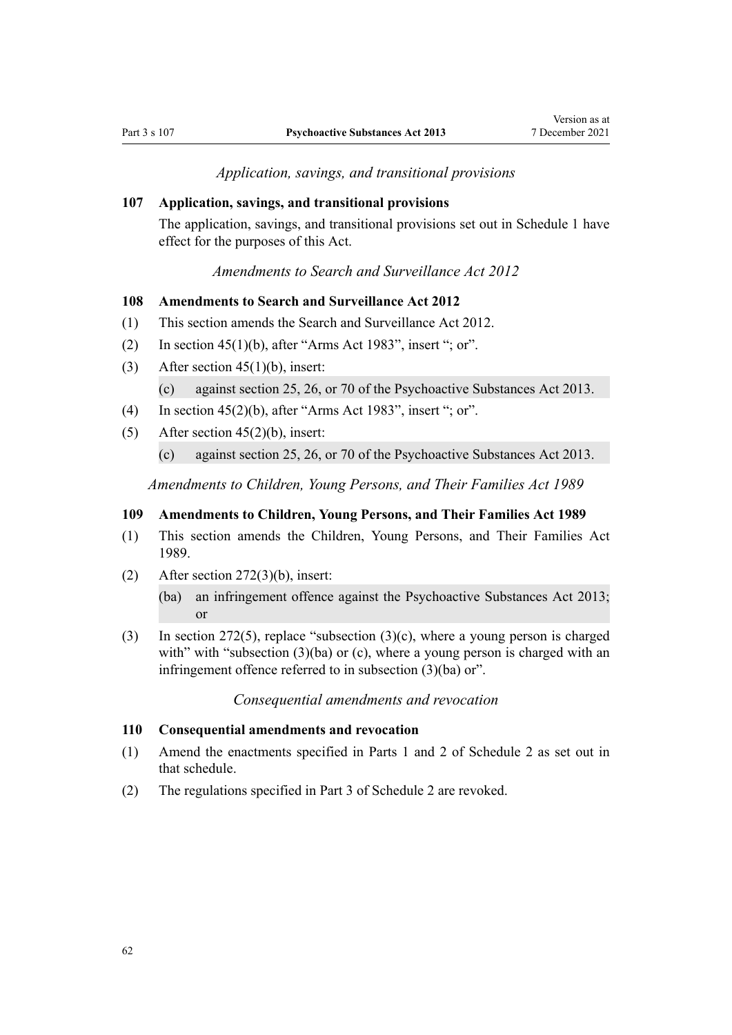*Application, savings, and transitional provisions*

## 107 Application, savings, and transitional provisions

The application, savings, and transitional provisions set out in Schedule 1 have effect for the purposes of this Act.

*Amendments to Search and Surveillance Act 2012*

## 108 Amendments to Search and Surveillance Act 2012

(1) This section amends the Search and Surveillance Act 2012.

(2) In section 45(1)(b), after "Arms Act 1983", insert "; or".

(3) After section 45(1)(b), insert:

(c) against section 25, 26, or 70 of the Psychoactive Substances Act 2013.

(4) In section 45(2)(b), after "Arms Act 1983", insert "; or".

(5) After section 45(2)(b), insert:

(c) against section 25, 26, or 70 of the Psychoactive Substances Act 2013.

*Amendments to Children, Young Persons, and Their Families Act 1989*

## 109 Amendments to Children, Young Persons, and Their Families Act 1989

(1) This section amends the Children, Young Persons, and Their Families Act 1989.

(2) After section 272(3)(b), insert:

(ba) an infringement offence against the Psychoactive Substances Act 2013; or

(3) In section 272(5), replace "subsection (3)(c), where a young person is charged with" with "subsection (3)(ba) or (c), where a young person is charged with an infringement offence referred to in subsection (3)(ba) or".

*Consequential amendments and revocation*

## 110 Consequential amendments and revocation

(1) Amend the enactments specified in Parts 1 and 2 of Schedule 2 as set out in that schedule.

(2) The regulations specified in Part 3 of Schedule 2 are revoked.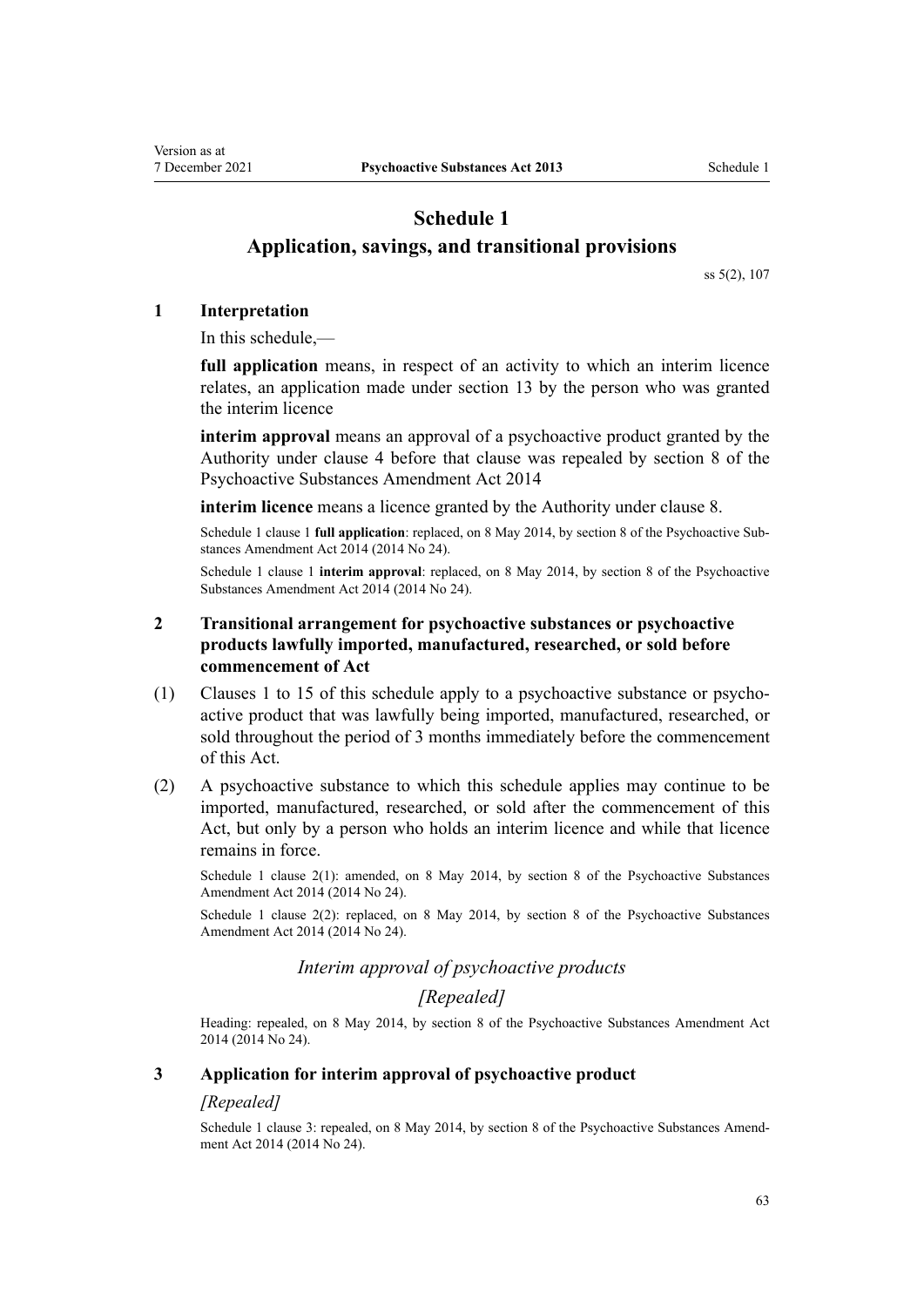# Schedule 1
## Application, savings, and transitional provisions

ss 5(2), 107

### 1 Interpretation

In this schedule,—

**full application** means, in respect of an activity to which an interim licence relates, an application made under section 13 by the person who was granted the interim licence

**interim approval** means an approval of a psychoactive product granted by the Authority under clause 4 before that clause was repealed by section 8 of the Psychoactive Substances Amendment Act 2014

**interim licence** means a licence granted by the Authority under clause 8.

Schedule 1 clause 1 **full application**: replaced, on 8 May 2014, by section 8 of the Psychoactive Substances Amendment Act 2014 (2014 No 24).

Schedule 1 clause 1 **interim approval**: replaced, on 8 May 2014, by section 8 of the Psychoactive Substances Amendment Act 2014 (2014 No 24).

### 2 Transitional arrangement for psychoactive substances or psychoactive products lawfully imported, manufactured, researched, or sold before commencement of Act

(1) Clauses 1 to 15 of this schedule apply to a psychoactive substance or psychoactive product that was lawfully being imported, manufactured, researched, or sold throughout the period of 3 months immediately before the commencement of this Act.

(2) A psychoactive substance to which this schedule applies may continue to be imported, manufactured, researched, or sold after the commencement of this Act, but only by a person who holds an interim licence and while that licence remains in force.

Schedule 1 clause 2(1): amended, on 8 May 2014, by section 8 of the Psychoactive Substances Amendment Act 2014 (2014 No 24).

Schedule 1 clause 2(2): replaced, on 8 May 2014, by section 8 of the Psychoactive Substances Amendment Act 2014 (2014 No 24).

*Interim approval of psychoactive products*

*[Repealed]*

Heading: repealed, on 8 May 2014, by section 8 of the Psychoactive Substances Amendment Act 2014 (2014 No 24).

### 3 Application for interim approval of psychoactive product

*[Repealed]*

Schedule 1 clause 3: repealed, on 8 May 2014, by section 8 of the Psychoactive Substances Amendment Act 2014 (2014 No 24).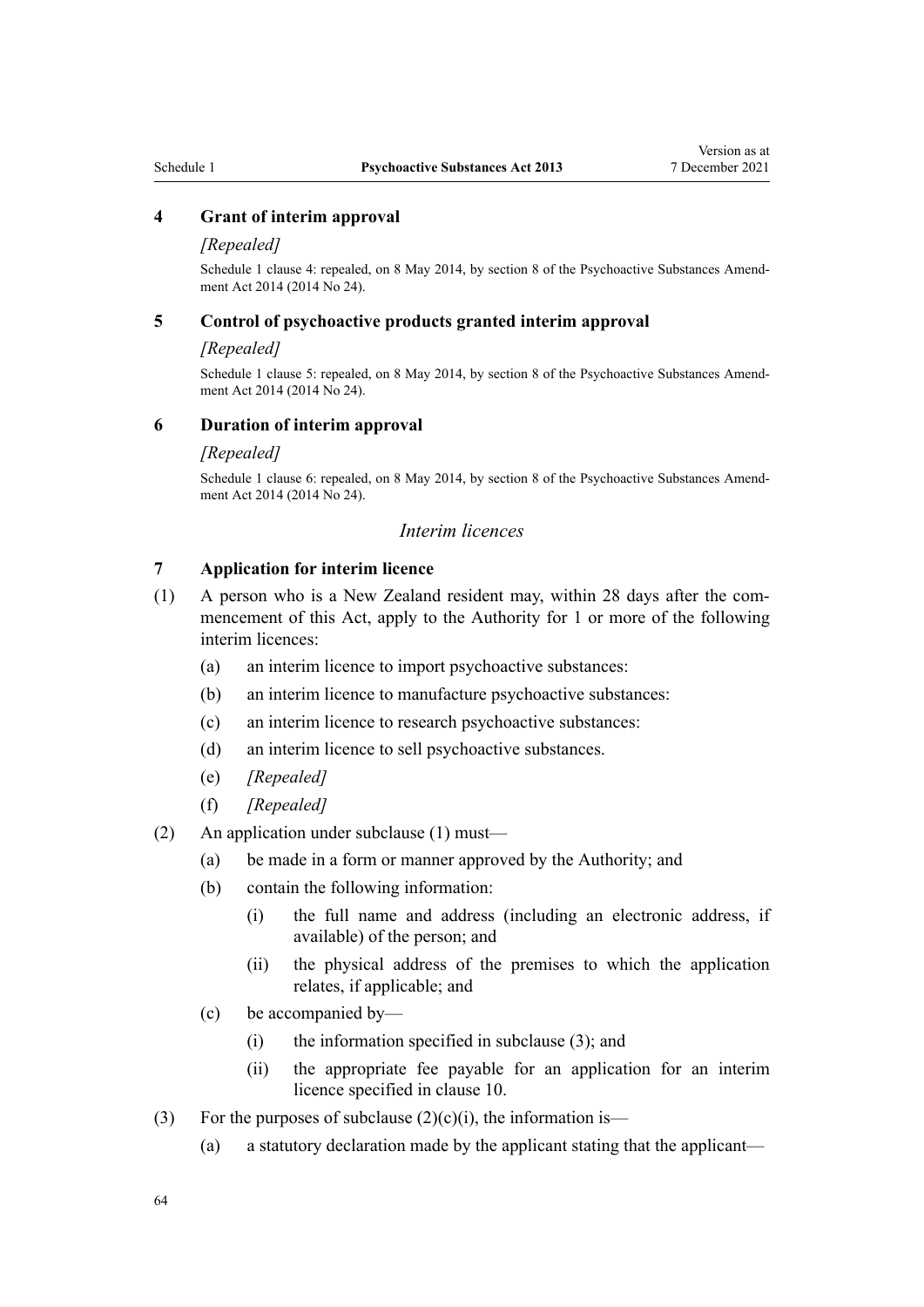### 4 Grant of interim approval

*[Repealed]*

Schedule 1 clause 4: repealed, on 8 May 2014, by section 8 of the Psychoactive Substances Amendment Act 2014 (2014 No 24).

### 5 Control of psychoactive products granted interim approval

*[Repealed]*

Schedule 1 clause 5: repealed, on 8 May 2014, by section 8 of the Psychoactive Substances Amendment Act 2014 (2014 No 24).

### 6 Duration of interim approval

*[Repealed]*

Schedule 1 clause 6: repealed, on 8 May 2014, by section 8 of the Psychoactive Substances Amendment Act 2014 (2014 No 24).

## *Interim licences*

### 7 Application for interim licence

(1) A person who is a New Zealand resident may, within 28 days after the commencement of this Act, apply to the Authority for 1 or more of the following interim licences:

- (a) an interim licence to import psychoactive substances:
- (b) an interim licence to manufacture psychoactive substances:
- (c) an interim licence to research psychoactive substances:
- (d) an interim licence to sell psychoactive substances.
- (e) *[Repealed]*
- (f) *[Repealed]*

(2) An application under subclause (1) must—

- (a) be made in a form or manner approved by the Authority; and
- (b) contain the following information:
  - (i) the full name and address (including an electronic address, if available) of the person; and
  - (ii) the physical address of the premises to which the application relates, if applicable; and
- (c) be accompanied by—
  - (i) the information specified in subclause (3); and
  - (ii) the appropriate fee payable for an application for an interim licence specified in clause 10.

(3) For the purposes of subclause (2)(c)(i), the information is—

- (a) a statutory declaration made by the applicant stating that the applicant—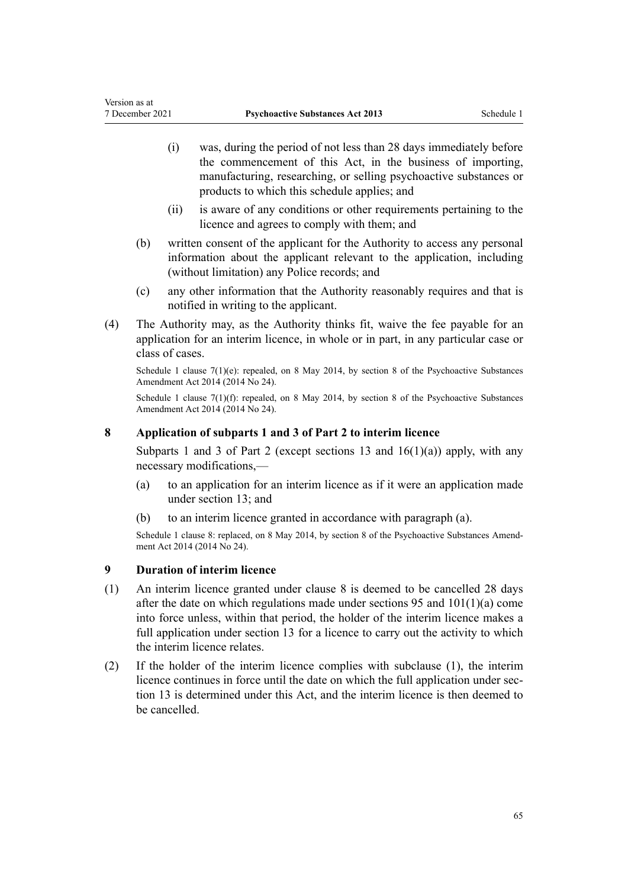(i) was, during the period of not less than 28 days immediately before the commencement of this Act, in the business of importing, manufacturing, researching, or selling psychoactive substances or products to which this schedule applies; and

(ii) is aware of any conditions or other requirements pertaining to the licence and agrees to comply with them; and

(b) written consent of the applicant for the Authority to access any personal information about the applicant relevant to the application, including (without limitation) any Police records; and

(c) any other information that the Authority reasonably requires and that is notified in writing to the applicant.

(4) The Authority may, as the Authority thinks fit, waive the fee payable for an application for an interim licence, in whole or in part, in any particular case or class of cases.

Schedule 1 clause 7(1)(e): repealed, on 8 May 2014, by section 8 of the Psychoactive Substances Amendment Act 2014 (2014 No 24).

Schedule 1 clause 7(1)(f): repealed, on 8 May 2014, by section 8 of the Psychoactive Substances Amendment Act 2014 (2014 No 24).

### 8 Application of subparts 1 and 3 of Part 2 to interim licence

Subparts 1 and 3 of Part 2 (except sections 13 and 16(1)(a)) apply, with any necessary modifications,—

(a) to an application for an interim licence as if it were an application made under section 13; and

(b) to an interim licence granted in accordance with paragraph (a).

Schedule 1 clause 8: replaced, on 8 May 2014, by section 8 of the Psychoactive Substances Amendment Act 2014 (2014 No 24).

### 9 Duration of interim licence

(1) An interim licence granted under clause 8 is deemed to be cancelled 28 days after the date on which regulations made under sections 95 and 101(1)(a) come into force unless, within that period, the holder of the interim licence makes a full application under section 13 for a licence to carry out the activity to which the interim licence relates.

(2) If the holder of the interim licence complies with subclause (1), the interim licence continues in force until the date on which the full application under section 13 is determined under this Act, and the interim licence is then deemed to be cancelled.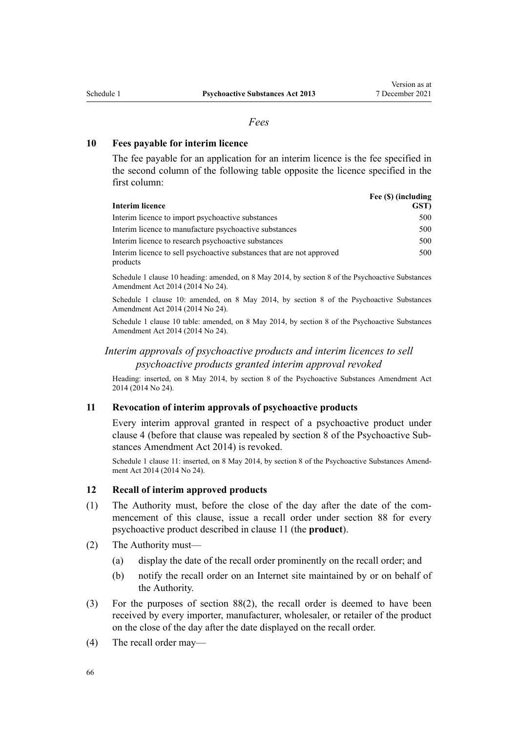*Fees*

### 10 Fees payable for interim licence

The fee payable for an application for an interim licence is the fee specified in the second column of the following table opposite the licence specified in the first column:

| Interim licence | Fee ($) (including GST) |
|---|---|
| Interim licence to import psychoactive substances | 500 |
| Interim licence to manufacture psychoactive substances | 500 |
| Interim licence to research psychoactive substances | 500 |
| Interim licence to sell psychoactive substances that are not approved products | 500 |

Schedule 1 clause 10 heading: amended, on 8 May 2014, by section 8 of the Psychoactive Substances Amendment Act 2014 (2014 No 24).

Schedule 1 clause 10: amended, on 8 May 2014, by section 8 of the Psychoactive Substances Amendment Act 2014 (2014 No 24).

Schedule 1 clause 10 table: amended, on 8 May 2014, by section 8 of the Psychoactive Substances Amendment Act 2014 (2014 No 24).

*Interim approvals of psychoactive products and interim licences to sell psychoactive products granted interim approval revoked*

Heading: inserted, on 8 May 2014, by section 8 of the Psychoactive Substances Amendment Act 2014 (2014 No 24).

### 11 Revocation of interim approvals of psychoactive products

Every interim approval granted in respect of a psychoactive product under clause 4 (before that clause was repealed by section 8 of the Psychoactive Substances Amendment Act 2014) is revoked.

Schedule 1 clause 11: inserted, on 8 May 2014, by section 8 of the Psychoactive Substances Amendment Act 2014 (2014 No 24).

### 12 Recall of interim approved products

(1) The Authority must, before the close of the day after the date of the commencement of this clause, issue a recall order under section 88 for every psychoactive product described in clause 11 (the **product**).

(2) The Authority must—

(a) display the date of the recall order prominently on the recall order; and

(b) notify the recall order on an Internet site maintained by or on behalf of the Authority.

(3) For the purposes of section 88(2), the recall order is deemed to have been received by every importer, manufacturer, wholesaler, or retailer of the product on the close of the day after the date displayed on the recall order.

(4) The recall order may—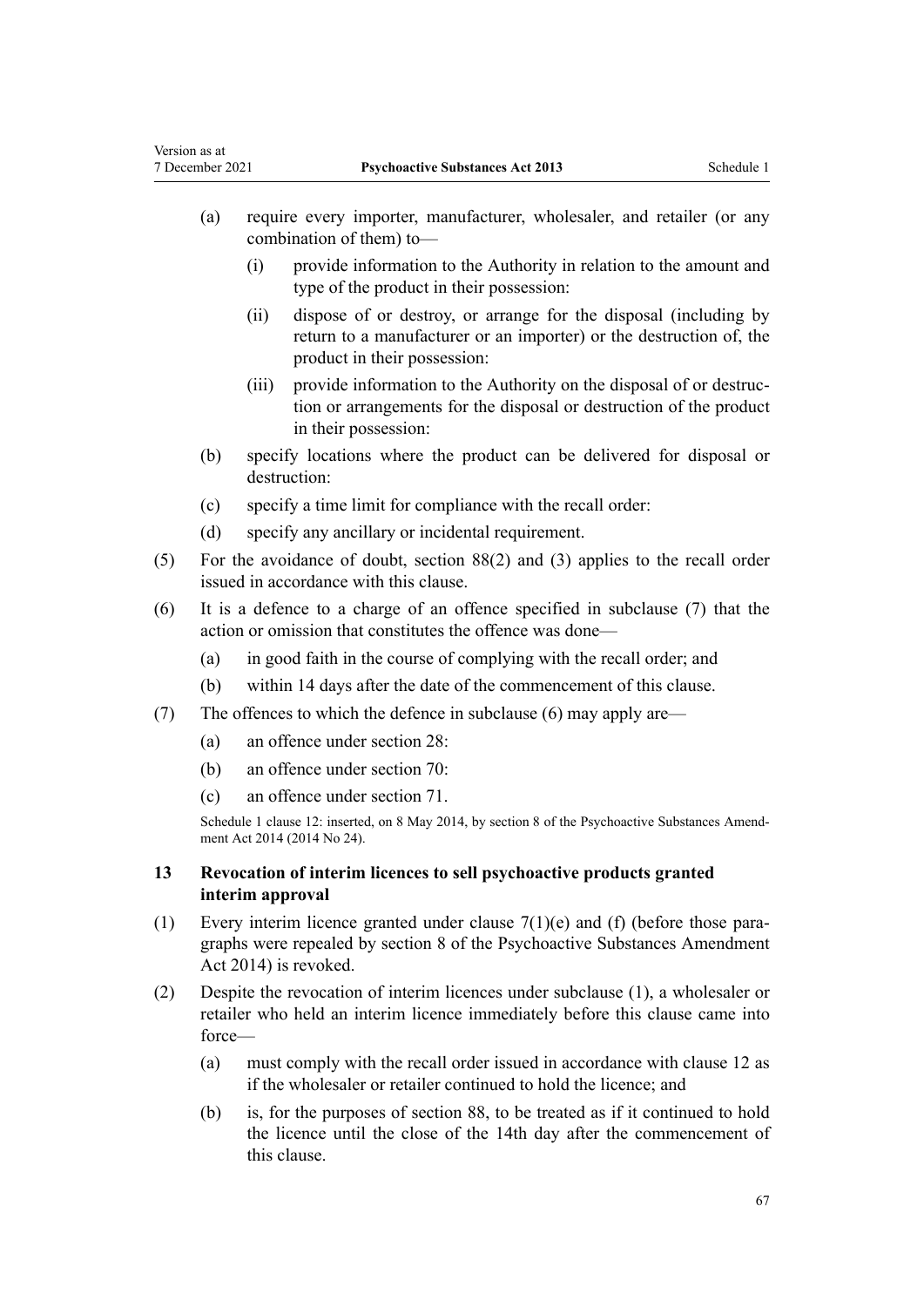(a) require every importer, manufacturer, wholesaler, and retailer (or any combination of them) to—

  (i) provide information to the Authority in relation to the amount and type of the product in their possession:

  (ii) dispose of or destroy, or arrange for the disposal (including by return to a manufacturer or an importer) or the destruction of, the product in their possession:

  (iii) provide information to the Authority on the disposal of or destruction or arrangements for the disposal or destruction of the product in their possession:

(b) specify locations where the product can be delivered for disposal or destruction:

(c) specify a time limit for compliance with the recall order:

(d) specify any ancillary or incidental requirement.

(5) For the avoidance of doubt, section 88(2) and (3) applies to the recall order issued in accordance with this clause.

(6) It is a defence to a charge of an offence specified in subclause (7) that the action or omission that constitutes the offence was done—

  (a) in good faith in the course of complying with the recall order; and

  (b) within 14 days after the date of the commencement of this clause.

(7) The offences to which the defence in subclause (6) may apply are—

  (a) an offence under section 28:

  (b) an offence under section 70:

  (c) an offence under section 71.

Schedule 1 clause 12: inserted, on 8 May 2014, by section 8 of the Psychoactive Substances Amendment Act 2014 (2014 No 24).

### 13 Revocation of interim licences to sell psychoactive products granted interim approval

(1) Every interim licence granted under clause 7(1)(e) and (f) (before those paragraphs were repealed by section 8 of the Psychoactive Substances Amendment Act 2014) is revoked.

(2) Despite the revocation of interim licences under subclause (1), a wholesaler or retailer who held an interim licence immediately before this clause came into force—

  (a) must comply with the recall order issued in accordance with clause 12 as if the wholesaler or retailer continued to hold the licence; and

  (b) is, for the purposes of section 88, to be treated as if it continued to hold the licence until the close of the 14th day after the commencement of this clause.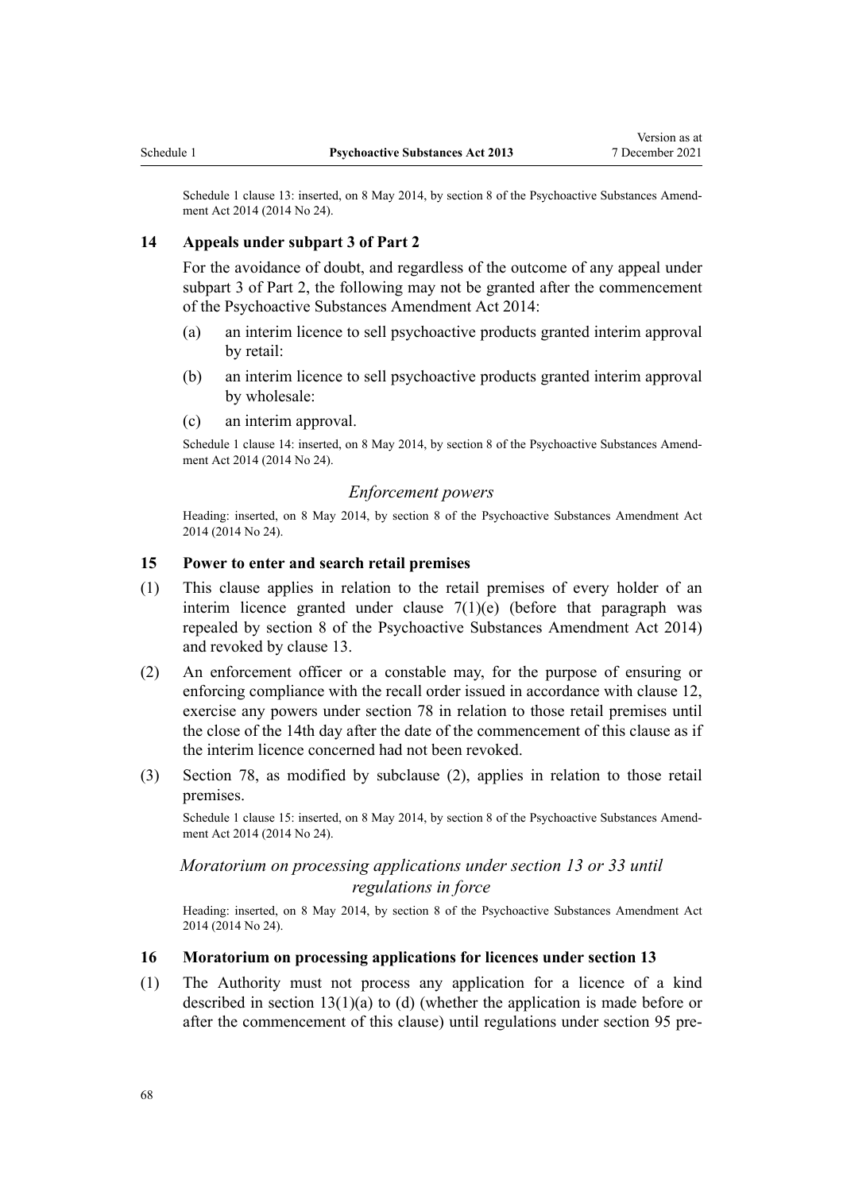Schedule 1 clause 13: inserted, on 8 May 2014, by section 8 of the Psychoactive Substances Amendment Act 2014 (2014 No 24).

**14 Appeals under subpart 3 of Part 2**

For the avoidance of doubt, and regardless of the outcome of any appeal under subpart 3 of Part 2, the following may not be granted after the commencement of the Psychoactive Substances Amendment Act 2014:

(a) an interim licence to sell psychoactive products granted interim approval by retail:

(b) an interim licence to sell psychoactive products granted interim approval by wholesale:

(c) an interim approval.

Schedule 1 clause 14: inserted, on 8 May 2014, by section 8 of the Psychoactive Substances Amendment Act 2014 (2014 No 24).

*Enforcement powers*

Heading: inserted, on 8 May 2014, by section 8 of the Psychoactive Substances Amendment Act 2014 (2014 No 24).

**15 Power to enter and search retail premises**

(1) This clause applies in relation to the retail premises of every holder of an interim licence granted under clause 7(1)(e) (before that paragraph was repealed by section 8 of the Psychoactive Substances Amendment Act 2014) and revoked by clause 13.

(2) An enforcement officer or a constable may, for the purpose of ensuring or enforcing compliance with the recall order issued in accordance with clause 12, exercise any powers under section 78 in relation to those retail premises until the close of the 14th day after the date of the commencement of this clause as if the interim licence concerned had not been revoked.

(3) Section 78, as modified by subclause (2), applies in relation to those retail premises.

Schedule 1 clause 15: inserted, on 8 May 2014, by section 8 of the Psychoactive Substances Amendment Act 2014 (2014 No 24).

*Moratorium on processing applications under section 13 or 33 until regulations in force*

Heading: inserted, on 8 May 2014, by section 8 of the Psychoactive Substances Amendment Act 2014 (2014 No 24).

**16 Moratorium on processing applications for licences under section 13**

(1) The Authority must not process any application for a licence of a kind described in section 13(1)(a) to (d) (whether the application is made before or after the commencement of this clause) until regulations under section 95 pre-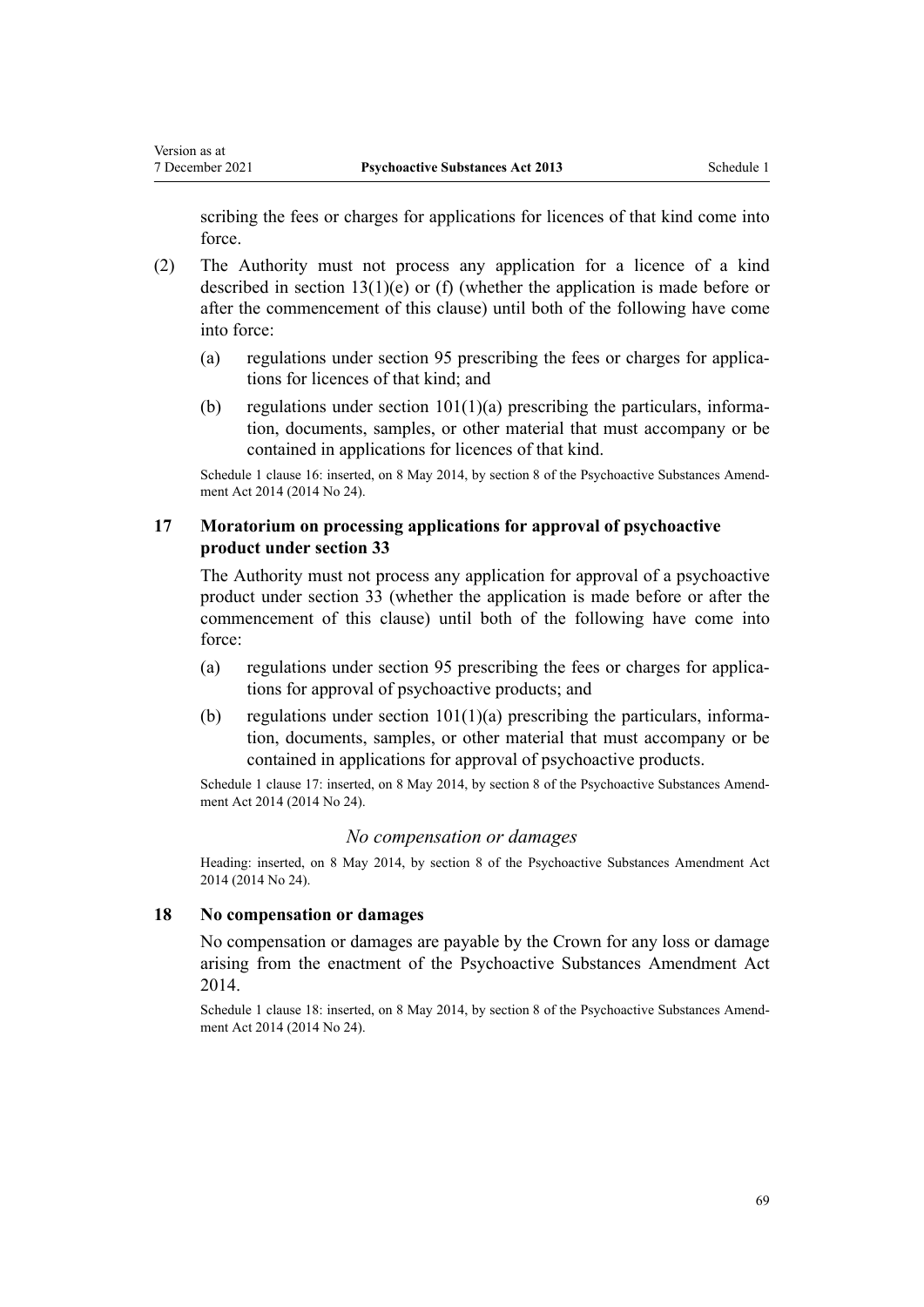scribing the fees or charges for applications for licences of that kind come into force.

(2) The Authority must not process any application for a licence of a kind described in section 13(1)(e) or (f) (whether the application is made before or after the commencement of this clause) until both of the following have come into force:

(a) regulations under section 95 prescribing the fees or charges for applications for licences of that kind; and

(b) regulations under section 101(1)(a) prescribing the particulars, information, documents, samples, or other material that must accompany or be contained in applications for licences of that kind.

Schedule 1 clause 16: inserted, on 8 May 2014, by section 8 of the Psychoactive Substances Amendment Act 2014 (2014 No 24).

### 17 Moratorium on processing applications for approval of psychoactive product under section 33

The Authority must not process any application for approval of a psychoactive product under section 33 (whether the application is made before or after the commencement of this clause) until both of the following have come into force:

(a) regulations under section 95 prescribing the fees or charges for applications for approval of psychoactive products; and

(b) regulations under section 101(1)(a) prescribing the particulars, information, documents, samples, or other material that must accompany or be contained in applications for approval of psychoactive products.

Schedule 1 clause 17: inserted, on 8 May 2014, by section 8 of the Psychoactive Substances Amendment Act 2014 (2014 No 24).

*No compensation or damages*

Heading: inserted, on 8 May 2014, by section 8 of the Psychoactive Substances Amendment Act 2014 (2014 No 24).

### 18 No compensation or damages

No compensation or damages are payable by the Crown for any loss or damage arising from the enactment of the Psychoactive Substances Amendment Act 2014.

Schedule 1 clause 18: inserted, on 8 May 2014, by section 8 of the Psychoactive Substances Amendment Act 2014 (2014 No 24).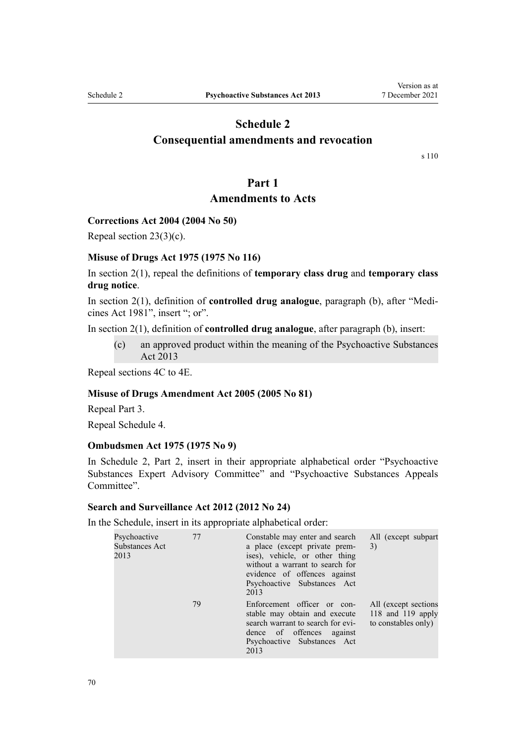# Schedule 2
## Consequential amendments and revocation

s 110

# Part 1
## Amendments to Acts

### Corrections Act 2004 (2004 No 50)

Repeal section 23(3)(c).

### Misuse of Drugs Act 1975 (1975 No 116)

In section 2(1), repeal the definitions of **temporary class drug** and **temporary class drug notice**.

In section 2(1), definition of **controlled drug analogue**, paragraph (b), after "Medicines Act 1981", insert "; or".

In section 2(1), definition of **controlled drug analogue**, after paragraph (b), insert:

> (c) an approved product within the meaning of the Psychoactive Substances Act 2013

Repeal sections 4C to 4E.

### Misuse of Drugs Amendment Act 2005 (2005 No 81)

Repeal Part 3.

Repeal Schedule 4.

### Ombudsmen Act 1975 (1975 No 9)

In Schedule 2, Part 2, insert in their appropriate alphabetical order "Psychoactive Substances Expert Advisory Committee" and "Psychoactive Substances Appeals Committee".

### Search and Surveillance Act 2012 (2012 No 24)

In the Schedule, insert in its appropriate alphabetical order:

| | | | |
|---|---|---|---|
| Psychoactive Substances Act 2013 | 77 | Constable may enter and search a place (except private premises), vehicle, or other thing without a warrant to search for evidence of offences against Psychoactive Substances Act 2013 | All (except subpart 3) |
| | 79 | Enforcement officer or constable may obtain and execute search warrant to search for evidence of offences against Psychoactive Substances Act 2013 | All (except sections 118 and 119 apply to constables only) |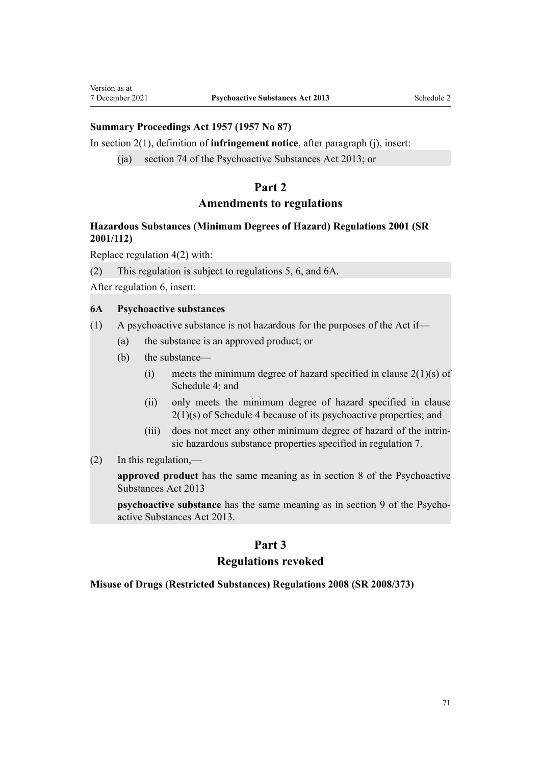**Summary Proceedings Act 1957 (1957 No 87)**

In section 2(1), definition of **infringement notice**, after paragraph (j), insert:

(ja) section 74 of the Psychoactive Substances Act 2013; or

## Part 2
## Amendments to regulations

**Hazardous Substances (Minimum Degrees of Hazard) Regulations 2001 (SR 2001/112)**

Replace regulation 4(2) with:

(2) This regulation is subject to regulations 5, 6, and 6A.

After regulation 6, insert:

**6A Psychoactive substances**

(1) A psychoactive substance is not hazardous for the purposes of the Act if—

- (a) the substance is an approved product; or
- (b) the substance—
  - (i) meets the minimum degree of hazard specified in clause 2(1)(s) of Schedule 4; and
  - (ii) only meets the minimum degree of hazard specified in clause 2(1)(s) of Schedule 4 because of its psychoactive properties; and
  - (iii) does not meet any other minimum degree of hazard of the intrinsic hazardous substance properties specified in regulation 7.

(2) In this regulation,—

**approved product** has the same meaning as in section 8 of the Psychoactive Substances Act 2013

**psychoactive substance** has the same meaning as in section 9 of the Psychoactive Substances Act 2013.

## Part 3
## Regulations revoked

**Misuse of Drugs (Restricted Substances) Regulations 2008 (SR 2008/373)**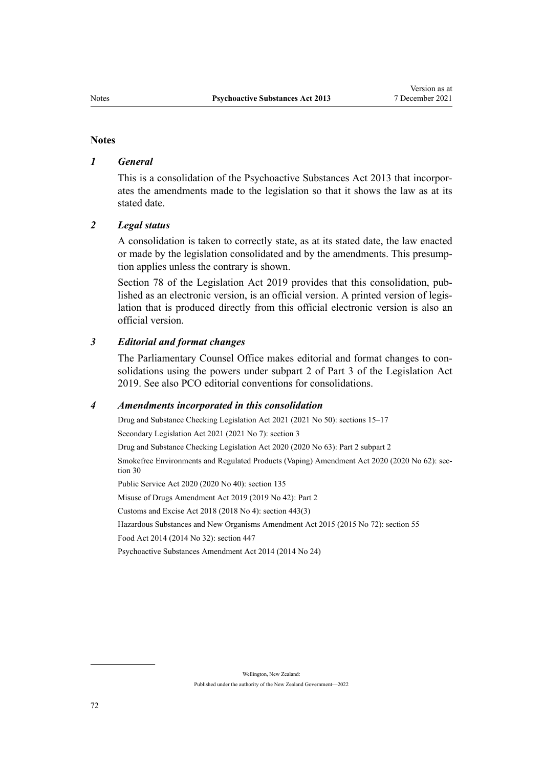## Notes

### *1 General*

This is a consolidation of the Psychoactive Substances Act 2013 that incorporates the amendments made to the legislation so that it shows the law as at its stated date.

### *2 Legal status*

A consolidation is taken to correctly state, as at its stated date, the law enacted or made by the legislation consolidated and by the amendments. This presumption applies unless the contrary is shown.

Section 78 of the Legislation Act 2019 provides that this consolidation, published as an electronic version, is an official version. A printed version of legislation that is produced directly from this official electronic version is also an official version.

### *3 Editorial and format changes*

The Parliamentary Counsel Office makes editorial and format changes to consolidations using the powers under subpart 2 of Part 3 of the Legislation Act 2019. See also PCO editorial conventions for consolidations.

### *4 Amendments incorporated in this consolidation*

Drug and Substance Checking Legislation Act 2021 (2021 No 50): sections 15–17

Secondary Legislation Act 2021 (2021 No 7): section 3

Drug and Substance Checking Legislation Act 2020 (2020 No 63): Part 2 subpart 2

Smokefree Environments and Regulated Products (Vaping) Amendment Act 2020 (2020 No 62): section 30

Public Service Act 2020 (2020 No 40): section 135

Misuse of Drugs Amendment Act 2019 (2019 No 42): Part 2

Customs and Excise Act 2018 (2018 No 4): section 443(3)

Hazardous Substances and New Organisms Amendment Act 2015 (2015 No 72): section 55

Food Act 2014 (2014 No 32): section 447

Psychoactive Substances Amendment Act 2014 (2014 No 24)

Wellington, New Zealand:

Published under the authority of the New Zealand Government—2022